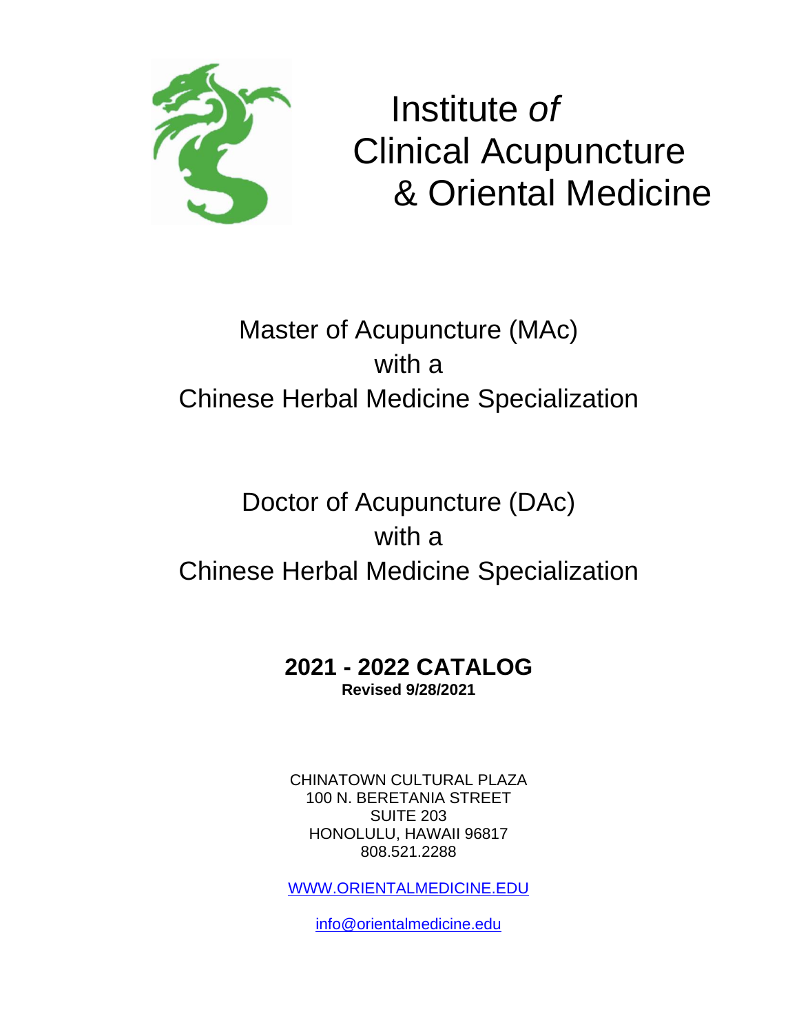# Institute *of* Clinical Acupuncture & Oriental Medicine

## Master of Acupuncture (MAc) with a Chinese Herbal Medicine Specialization

## Doctor of Acupuncture (DAc) with a Chinese Herbal Medicine Specialization

**2021 - 2022 CATALOG**

**Revised 9/28/2021**

CHINATOWN CULTURAL PLAZA
100 N. BERETANIA STREET
SUITE 203
HONOLULU, HAWAII 96817
808.521.2288

[WWW.ORIENTALMEDICINE.EDU](http://WWW.ORIENTALMEDICINE.EDU)

[info@orientalmedicine.edu](mailto:info@orientalmedicine.edu)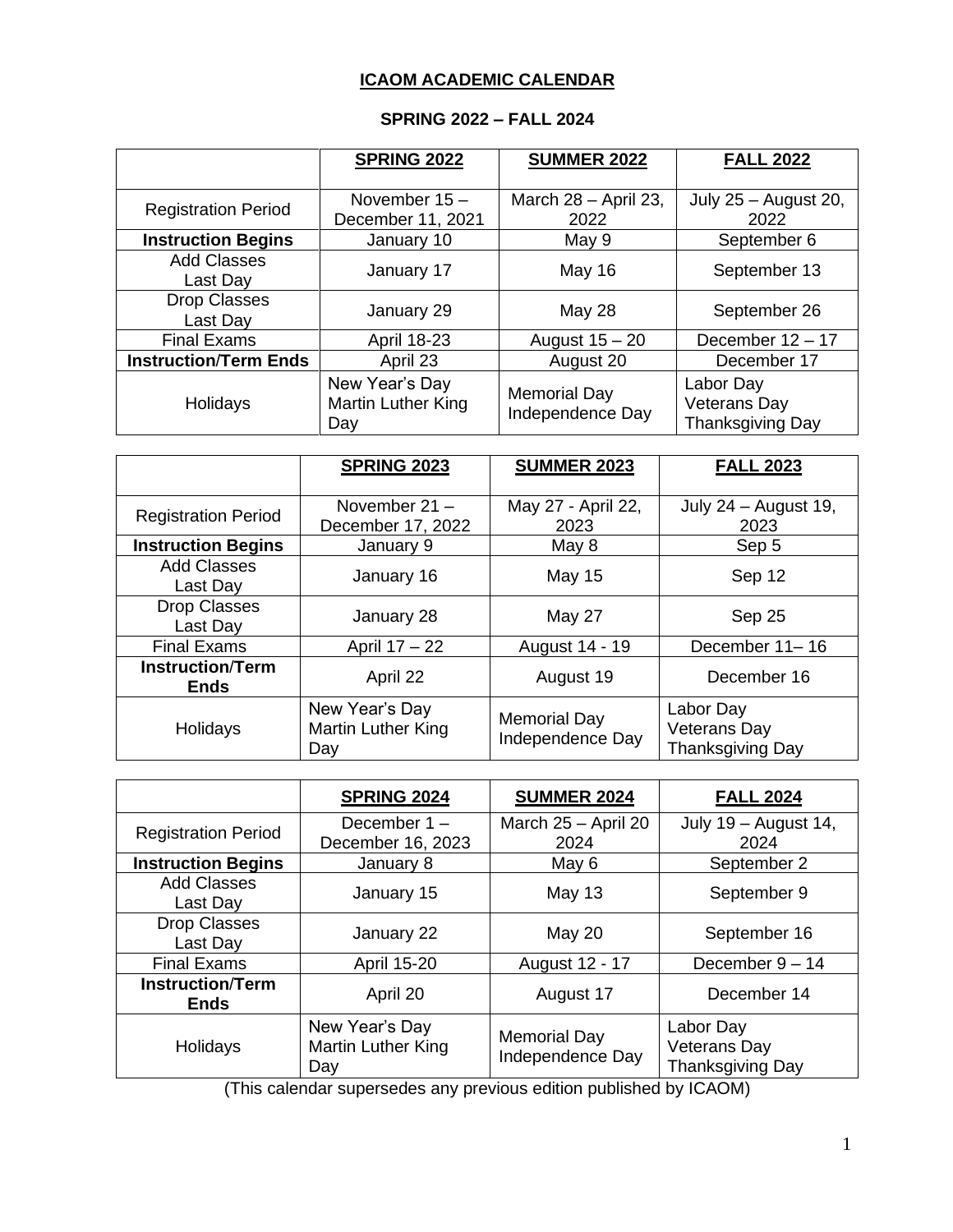## ICAOM ACADEMIC CALENDAR

### SPRING 2022 – FALL 2024

| | SPRING 2022 | SUMMER 2022 | FALL 2022 |
|---|---|---|---|
| Registration Period | November 15 – December 11, 2021 | March 28 – April 23, 2022 | July 25 – August 20, 2022 |
| **Instruction Begins** | January 10 | May 9 | September 6 |
| Add Classes Last Day | January 17 | May 16 | September 13 |
| Drop Classes Last Day | January 29 | May 28 | September 26 |
| Final Exams | April 18-23 | August 15 – 20 | December 12 – 17 |
| **Instruction/Term Ends** | April 23 | August 20 | December 17 |
| Holidays | New Year's Day<br>Martin Luther King Day | Memorial Day<br>Independence Day | Labor Day<br>Veterans Day<br>Thanksgiving Day |

| | SPRING 2023 | SUMMER 2023 | FALL 2023 |
|---|---|---|---|
| Registration Period | November 21 – December 17, 2022 | May 27 - April 22, 2023 | July 24 – August 19, 2023 |
| **Instruction Begins** | January 9 | May 8 | Sep 5 |
| Add Classes Last Day | January 16 | May 15 | Sep 12 |
| Drop Classes Last Day | January 28 | May 27 | Sep 25 |
| Final Exams | April 17 – 22 | August 14 - 19 | December 11– 16 |
| **Instruction/Term Ends** | April 22 | August 19 | December 16 |
| Holidays | New Year's Day<br>Martin Luther King Day | Memorial Day<br>Independence Day | Labor Day<br>Veterans Day<br>Thanksgiving Day |

| | SPRING 2024 | SUMMER 2024 | FALL 2024 |
|---|---|---|---|
| Registration Period | December 1 – December 16, 2023 | March 25 – April 20 2024 | July 19 – August 14, 2024 |
| **Instruction Begins** | January 8 | May 6 | September 2 |
| Add Classes Last Day | January 15 | May 13 | September 9 |
| Drop Classes Last Day | January 22 | May 20 | September 16 |
| Final Exams | April 15-20 | August 12 - 17 | December 9 – 14 |
| **Instruction/Term Ends** | April 20 | August 17 | December 14 |
| Holidays | New Year's Day<br>Martin Luther King Day | Memorial Day<br>Independence Day | Labor Day<br>Veterans Day<br>Thanksgiving Day |

(This calendar supersedes any previous edition published by ICAOM)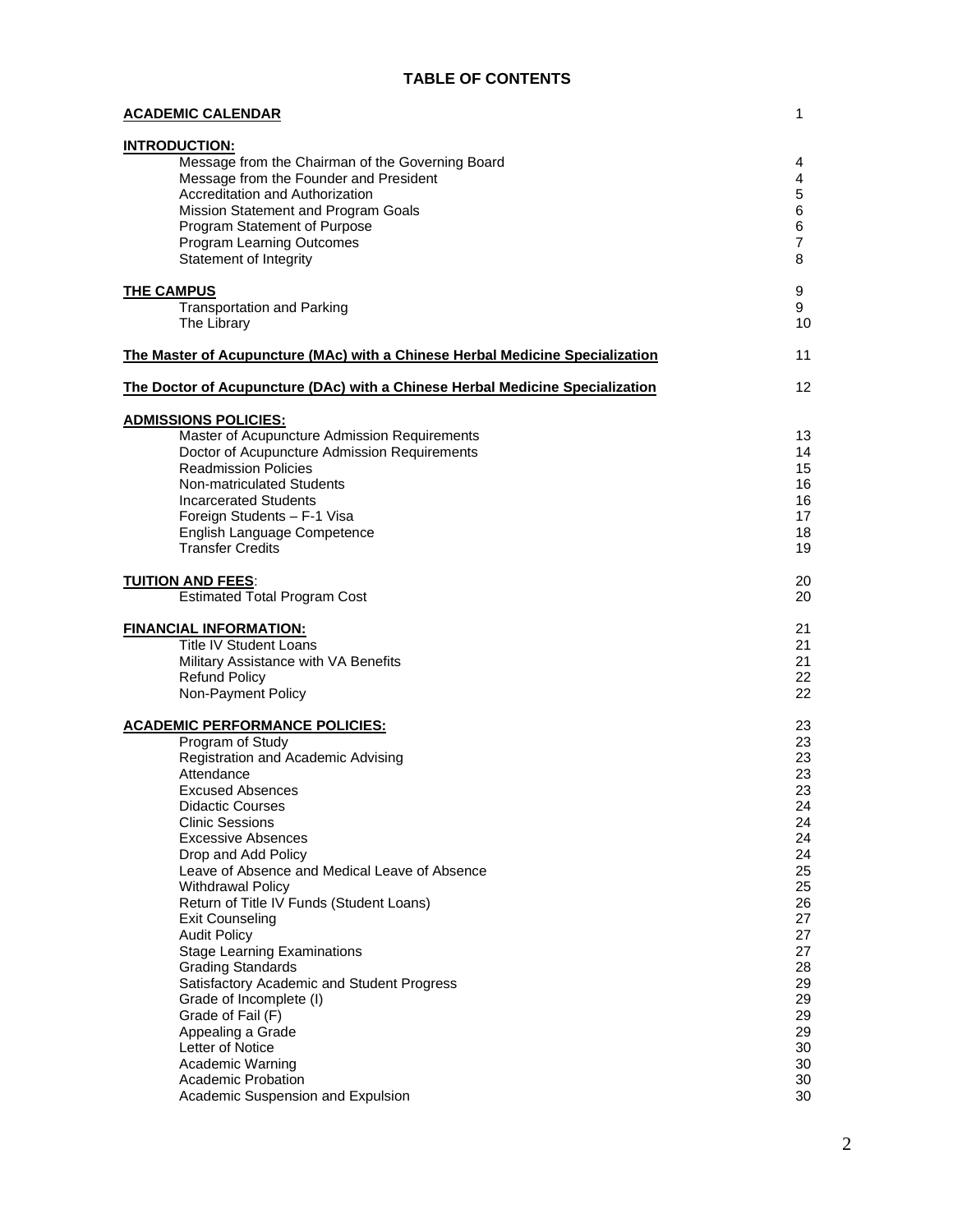# TABLE OF CONTENTS

| | |
|---|---|
| **ACADEMIC CALENDAR** | 1 |
| **INTRODUCTION:** | |
| Message from the Chairman of the Governing Board | 4 |
| Message from the Founder and President | 4 |
| Accreditation and Authorization | 5 |
| Mission Statement and Program Goals | 6 |
| Program Statement of Purpose | 6 |
| Program Learning Outcomes | 7 |
| Statement of Integrity | 8 |
| **THE CAMPUS** | 9 |
| Transportation and Parking | 9 |
| The Library | 10 |
| **The Master of Acupuncture (MAc) with a Chinese Herbal Medicine Specialization** | 11 |
| **The Doctor of Acupuncture (DAc) with a Chinese Herbal Medicine Specialization** | 12 |
| **ADMISSIONS POLICIES:** | |
| Master of Acupuncture Admission Requirements | 13 |
| Doctor of Acupuncture Admission Requirements | 14 |
| Readmission Policies | 15 |
| Non-matriculated Students | 16 |
| Incarcerated Students | 16 |
| Foreign Students – F-1 Visa | 17 |
| English Language Competence | 18 |
| Transfer Credits | 19 |
| **TUITION AND FEES:** | 20 |
| Estimated Total Program Cost | 20 |
| **FINANCIAL INFORMATION:** | 21 |
| Title IV Student Loans | 21 |
| Military Assistance with VA Benefits | 21 |
| Refund Policy | 22 |
| Non-Payment Policy | 22 |
| **ACADEMIC PERFORMANCE POLICIES:** | 23 |
| Program of Study | 23 |
| Registration and Academic Advising | 23 |
| Attendance | 23 |
| Excused Absences | 23 |
| Didactic Courses | 24 |
| Clinic Sessions | 24 |
| Excessive Absences | 24 |
| Drop and Add Policy | 24 |
| Leave of Absence and Medical Leave of Absence | 25 |
| Withdrawal Policy | 25 |
| Return of Title IV Funds (Student Loans) | 26 |
| Exit Counseling | 27 |
| Audit Policy | 27 |
| Stage Learning Examinations | 27 |
| Grading Standards | 28 |
| Satisfactory Academic and Student Progress | 29 |
| Grade of Incomplete (I) | 29 |
| Grade of Fail (F) | 29 |
| Appealing a Grade | 29 |
| Letter of Notice | 30 |
| Academic Warning | 30 |
| Academic Probation | 30 |
| Academic Suspension and Expulsion | 30 |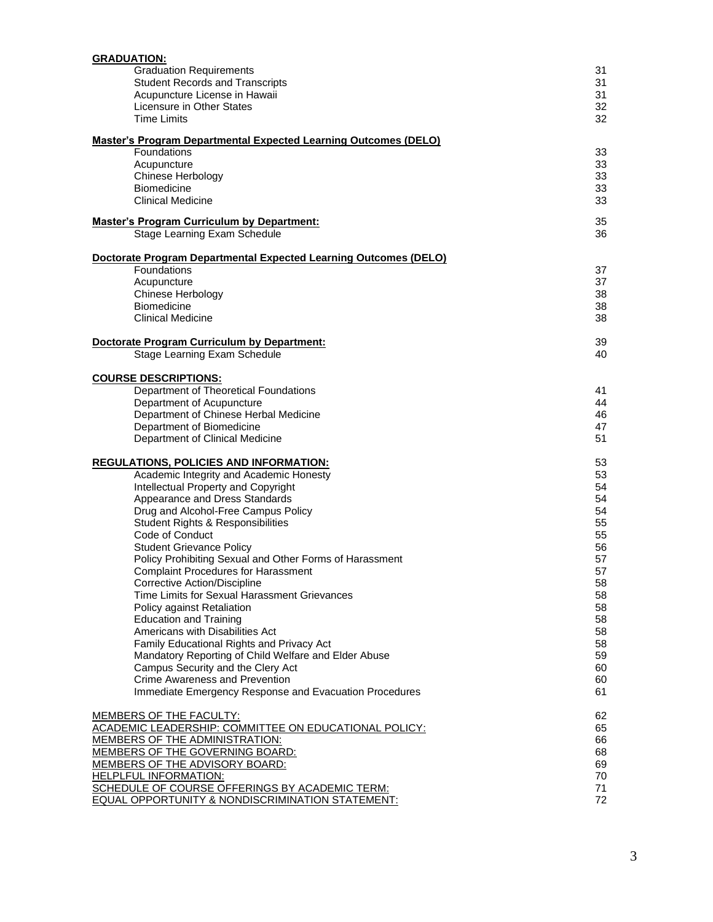| | |
|---|---|
| **GRADUATION:** | |
| Graduation Requirements | 31 |
| Student Records and Transcripts | 31 |
| Acupuncture License in Hawaii | 31 |
| Licensure in Other States | 32 |
| Time Limits | 32 |
| **Master's Program Departmental Expected Learning Outcomes (DELO)** | |
| Foundations | 33 |
| Acupuncture | 33 |
| Chinese Herbology | 33 |
| Biomedicine | 33 |
| Clinical Medicine | 33 |
| **Master's Program Curriculum by Department:** | 35 |
| Stage Learning Exam Schedule | 36 |
| **Doctorate Program Departmental Expected Learning Outcomes (DELO)** | |
| Foundations | 37 |
| Acupuncture | 37 |
| Chinese Herbology | 38 |
| Biomedicine | 38 |
| Clinical Medicine | 38 |
| **Doctorate Program Curriculum by Department:** | 39 |
| Stage Learning Exam Schedule | 40 |
| **COURSE DESCRIPTIONS:** | |
| Department of Theoretical Foundations | 41 |
| Department of Acupuncture | 44 |
| Department of Chinese Herbal Medicine | 46 |
| Department of Biomedicine | 47 |
| Department of Clinical Medicine | 51 |
| **REGULATIONS, POLICIES AND INFORMATION:** | 53 |
| Academic Integrity and Academic Honesty | 53 |
| Intellectual Property and Copyright | 54 |
| Appearance and Dress Standards | 54 |
| Drug and Alcohol-Free Campus Policy | 54 |
| Student Rights & Responsibilities | 55 |
| Code of Conduct | 55 |
| Student Grievance Policy | 56 |
| Policy Prohibiting Sexual and Other Forms of Harassment | 57 |
| Complaint Procedures for Harassment | 57 |
| Corrective Action/Discipline | 58 |
| Time Limits for Sexual Harassment Grievances | 58 |
| Policy against Retaliation | 58 |
| Education and Training | 58 |
| Americans with Disabilities Act | 58 |
| Family Educational Rights and Privacy Act | 58 |
| Mandatory Reporting of Child Welfare and Elder Abuse | 59 |
| Campus Security and the Clery Act | 60 |
| Crime Awareness and Prevention | 60 |
| Immediate Emergency Response and Evacuation Procedures | 61 |
| MEMBERS OF THE FACULTY: | 62 |
| ACADEMIC LEADERSHIP: COMMITTEE ON EDUCATIONAL POLICY: | 65 |
| MEMBERS OF THE ADMINISTRATION: | 66 |
| MEMBERS OF THE GOVERNING BOARD: | 68 |
| MEMBERS OF THE ADVISORY BOARD: | 69 |
| HELPLFUL INFORMATION: | 70 |
| SCHEDULE OF COURSE OFFERINGS BY ACADEMIC TERM: | 71 |
| EQUAL OPPORTUNITY & NONDISCRIMINATION STATEMENT: | 72 |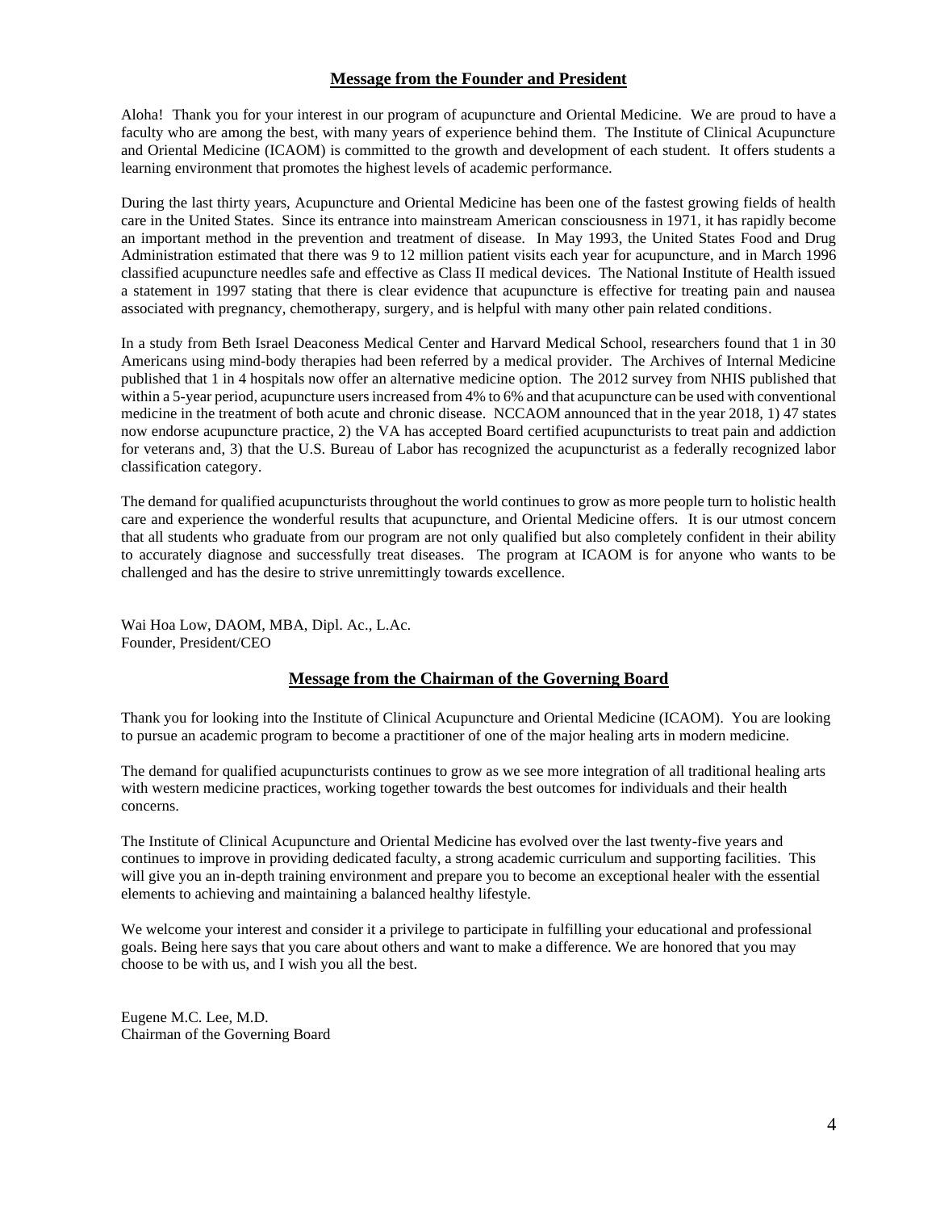## Message from the Founder and President

Aloha! Thank you for your interest in our program of acupuncture and Oriental Medicine. We are proud to have a faculty who are among the best, with many years of experience behind them. The Institute of Clinical Acupuncture and Oriental Medicine (ICAOM) is committed to the growth and development of each student. It offers students a learning environment that promotes the highest levels of academic performance.

During the last thirty years, Acupuncture and Oriental Medicine has been one of the fastest growing fields of health care in the United States. Since its entrance into mainstream American consciousness in 1971, it has rapidly become an important method in the prevention and treatment of disease. In May 1993, the United States Food and Drug Administration estimated that there was 9 to 12 million patient visits each year for acupuncture, and in March 1996 classified acupuncture needles safe and effective as Class II medical devices. The National Institute of Health issued a statement in 1997 stating that there is clear evidence that acupuncture is effective for treating pain and nausea associated with pregnancy, chemotherapy, surgery, and is helpful with many other pain related conditions.

In a study from Beth Israel Deaconess Medical Center and Harvard Medical School, researchers found that 1 in 30 Americans using mind-body therapies had been referred by a medical provider. The Archives of Internal Medicine published that 1 in 4 hospitals now offer an alternative medicine option. The 2012 survey from NHIS published that within a 5-year period, acupuncture users increased from 4% to 6% and that acupuncture can be used with conventional medicine in the treatment of both acute and chronic disease. NCCAOM announced that in the year 2018, 1) 47 states now endorse acupuncture practice, 2) the VA has accepted Board certified acupuncturists to treat pain and addiction for veterans and, 3) that the U.S. Bureau of Labor has recognized the acupuncturist as a federally recognized labor classification category.

The demand for qualified acupuncturists throughout the world continues to grow as more people turn to holistic health care and experience the wonderful results that acupuncture, and Oriental Medicine offers. It is our utmost concern that all students who graduate from our program are not only qualified but also completely confident in their ability to accurately diagnose and successfully treat diseases. The program at ICAOM is for anyone who wants to be challenged and has the desire to strive unremittingly towards excellence.

Wai Hoa Low, DAOM, MBA, Dipl. Ac., L.Ac.
Founder, President/CEO

## Message from the Chairman of the Governing Board

Thank you for looking into the Institute of Clinical Acupuncture and Oriental Medicine (ICAOM). You are looking to pursue an academic program to become a practitioner of one of the major healing arts in modern medicine.

The demand for qualified acupuncturists continues to grow as we see more integration of all traditional healing arts with western medicine practices, working together towards the best outcomes for individuals and their health concerns.

The Institute of Clinical Acupuncture and Oriental Medicine has evolved over the last twenty-five years and continues to improve in providing dedicated faculty, a strong academic curriculum and supporting facilities. This will give you an in-depth training environment and prepare you to become an exceptional healer with the essential elements to achieving and maintaining a balanced healthy lifestyle.

We welcome your interest and consider it a privilege to participate in fulfilling your educational and professional goals. Being here says that you care about others and want to make a difference. We are honored that you may choose to be with us, and I wish you all the best.

Eugene M.C. Lee, M.D.
Chairman of the Governing Board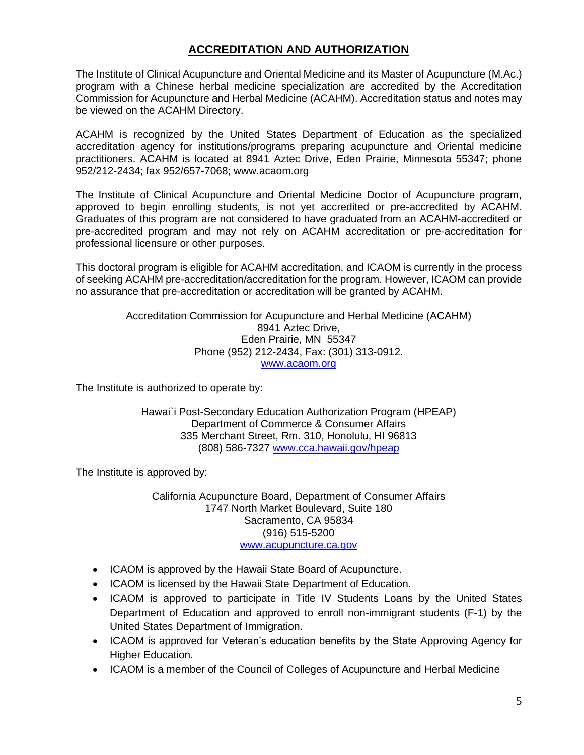## ACCREDITATION AND AUTHORIZATION

The Institute of Clinical Acupuncture and Oriental Medicine and its Master of Acupuncture (M.Ac.) program with a Chinese herbal medicine specialization are accredited by the Accreditation Commission for Acupuncture and Herbal Medicine (ACAHM). Accreditation status and notes may be viewed on the ACAHM Directory.

ACAHM is recognized by the United States Department of Education as the specialized accreditation agency for institutions/programs preparing acupuncture and Oriental medicine practitioners. ACAHM is located at 8941 Aztec Drive, Eden Prairie, Minnesota 55347; phone 952/212-2434; fax 952/657-7068; www.acaom.org

The Institute of Clinical Acupuncture and Oriental Medicine Doctor of Acupuncture program, approved to begin enrolling students, is not yet accredited or pre-accredited by ACAHM. Graduates of this program are not considered to have graduated from an ACAHM-accredited or pre-accredited program and may not rely on ACAHM accreditation or pre-accreditation for professional licensure or other purposes.

This doctoral program is eligible for ACAHM accreditation, and ICAOM is currently in the process of seeking ACAHM pre-accreditation/accreditation for the program. However, ICAOM can provide no assurance that pre-accreditation or accreditation will be granted by ACAHM.

Accreditation Commission for Acupuncture and Herbal Medicine (ACAHM)
8941 Aztec Drive,
Eden Prairie, MN 55347
Phone (952) 212-2434, Fax: (301) 313-0912.
www.acaom.org

The Institute is authorized to operate by:

Hawai`i Post-Secondary Education Authorization Program (HPEAP)
Department of Commerce & Consumer Affairs
335 Merchant Street, Rm. 310, Honolulu, HI 96813
(808) 586-7327 www.cca.hawaii.gov/hpeap

The Institute is approved by:

California Acupuncture Board, Department of Consumer Affairs
1747 North Market Boulevard, Suite 180
Sacramento, CA 95834
(916) 515-5200
www.acupuncture.ca.gov

- ICAOM is approved by the Hawaii State Board of Acupuncture.
- ICAOM is licensed by the Hawaii State Department of Education.
- ICAOM is approved to participate in Title IV Students Loans by the United States Department of Education and approved to enroll non-immigrant students (F-1) by the United States Department of Immigration.
- ICAOM is approved for Veteran's education benefits by the State Approving Agency for Higher Education.
- ICAOM is a member of the Council of Colleges of Acupuncture and Herbal Medicine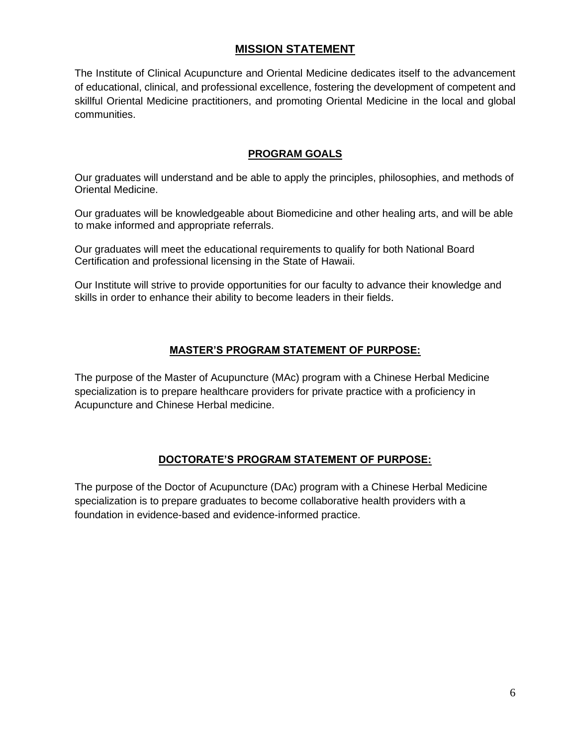## MISSION STATEMENT

The Institute of Clinical Acupuncture and Oriental Medicine dedicates itself to the advancement of educational, clinical, and professional excellence, fostering the development of competent and skillful Oriental Medicine practitioners, and promoting Oriental Medicine in the local and global communities.

## PROGRAM GOALS

Our graduates will understand and be able to apply the principles, philosophies, and methods of Oriental Medicine.

Our graduates will be knowledgeable about Biomedicine and other healing arts, and will be able to make informed and appropriate referrals.

Our graduates will meet the educational requirements to qualify for both National Board Certification and professional licensing in the State of Hawaii.

Our Institute will strive to provide opportunities for our faculty to advance their knowledge and skills in order to enhance their ability to become leaders in their fields.

## MASTER'S PROGRAM STATEMENT OF PURPOSE:

The purpose of the Master of Acupuncture (MAc) program with a Chinese Herbal Medicine specialization is to prepare healthcare providers for private practice with a proficiency in Acupuncture and Chinese Herbal medicine.

## DOCTORATE'S PROGRAM STATEMENT OF PURPOSE:

The purpose of the Doctor of Acupuncture (DAc) program with a Chinese Herbal Medicine specialization is to prepare graduates to become collaborative health providers with a foundation in evidence-based and evidence-informed practice.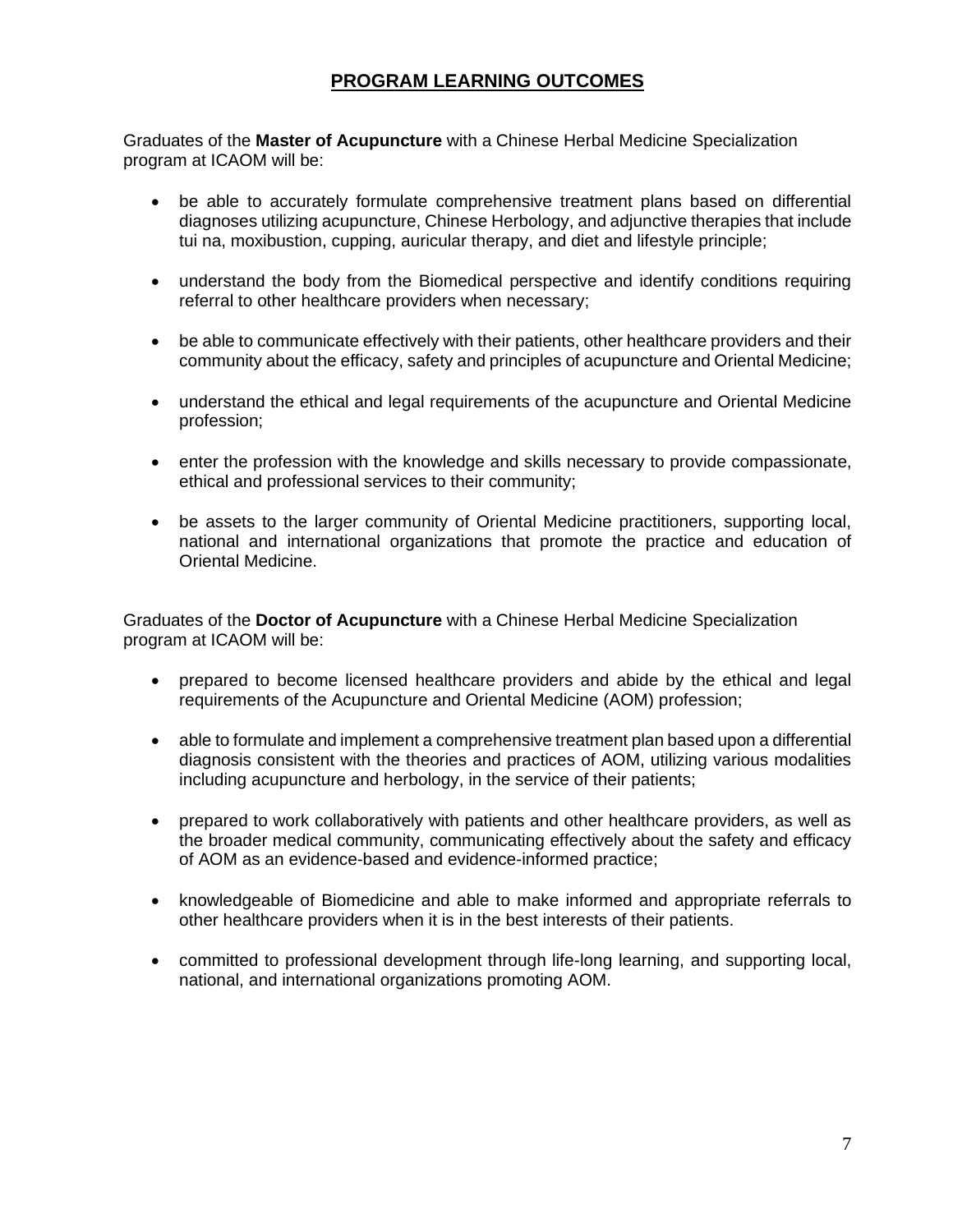## PROGRAM LEARNING OUTCOMES

Graduates of the **Master of Acupuncture** with a Chinese Herbal Medicine Specialization program at ICAOM will be:

- be able to accurately formulate comprehensive treatment plans based on differential diagnoses utilizing acupuncture, Chinese Herbology, and adjunctive therapies that include tui na, moxibustion, cupping, auricular therapy, and diet and lifestyle principle;
- understand the body from the Biomedical perspective and identify conditions requiring referral to other healthcare providers when necessary;
- be able to communicate effectively with their patients, other healthcare providers and their community about the efficacy, safety and principles of acupuncture and Oriental Medicine;
- understand the ethical and legal requirements of the acupuncture and Oriental Medicine profession;
- enter the profession with the knowledge and skills necessary to provide compassionate, ethical and professional services to their community;
- be assets to the larger community of Oriental Medicine practitioners, supporting local, national and international organizations that promote the practice and education of Oriental Medicine.

Graduates of the **Doctor of Acupuncture** with a Chinese Herbal Medicine Specialization program at ICAOM will be:

- prepared to become licensed healthcare providers and abide by the ethical and legal requirements of the Acupuncture and Oriental Medicine (AOM) profession;
- able to formulate and implement a comprehensive treatment plan based upon a differential diagnosis consistent with the theories and practices of AOM, utilizing various modalities including acupuncture and herbology, in the service of their patients;
- prepared to work collaboratively with patients and other healthcare providers, as well as the broader medical community, communicating effectively about the safety and efficacy of AOM as an evidence-based and evidence-informed practice;
- knowledgeable of Biomedicine and able to make informed and appropriate referrals to other healthcare providers when it is in the best interests of their patients.
- committed to professional development through life-long learning, and supporting local, national, and international organizations promoting AOM.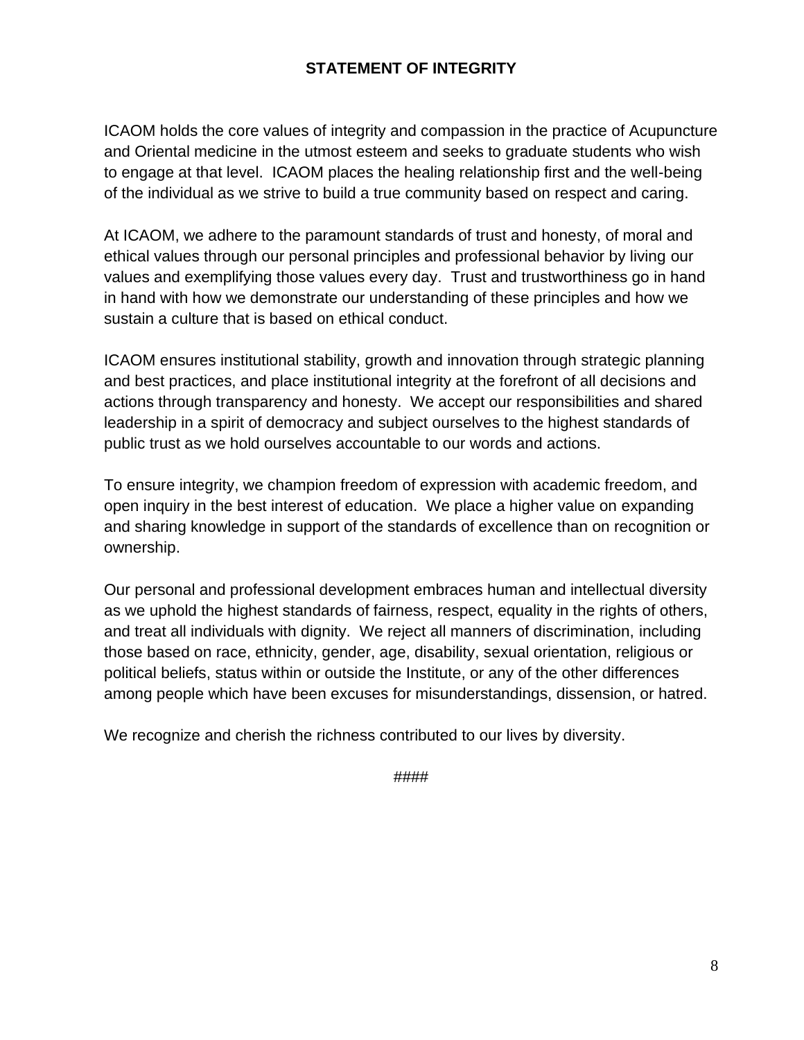## STATEMENT OF INTEGRITY

ICAOM holds the core values of integrity and compassion in the practice of Acupuncture and Oriental medicine in the utmost esteem and seeks to graduate students who wish to engage at that level. ICAOM places the healing relationship first and the well-being of the individual as we strive to build a true community based on respect and caring.

At ICAOM, we adhere to the paramount standards of trust and honesty, of moral and ethical values through our personal principles and professional behavior by living our values and exemplifying those values every day. Trust and trustworthiness go in hand in hand with how we demonstrate our understanding of these principles and how we sustain a culture that is based on ethical conduct.

ICAOM ensures institutional stability, growth and innovation through strategic planning and best practices, and place institutional integrity at the forefront of all decisions and actions through transparency and honesty. We accept our responsibilities and shared leadership in a spirit of democracy and subject ourselves to the highest standards of public trust as we hold ourselves accountable to our words and actions.

To ensure integrity, we champion freedom of expression with academic freedom, and open inquiry in the best interest of education. We place a higher value on expanding and sharing knowledge in support of the standards of excellence than on recognition or ownership.

Our personal and professional development embraces human and intellectual diversity as we uphold the highest standards of fairness, respect, equality in the rights of others, and treat all individuals with dignity. We reject all manners of discrimination, including those based on race, ethnicity, gender, age, disability, sexual orientation, religious or political beliefs, status within or outside the Institute, or any of the other differences among people which have been excuses for misunderstandings, dissension, or hatred.

We recognize and cherish the richness contributed to our lives by diversity.

####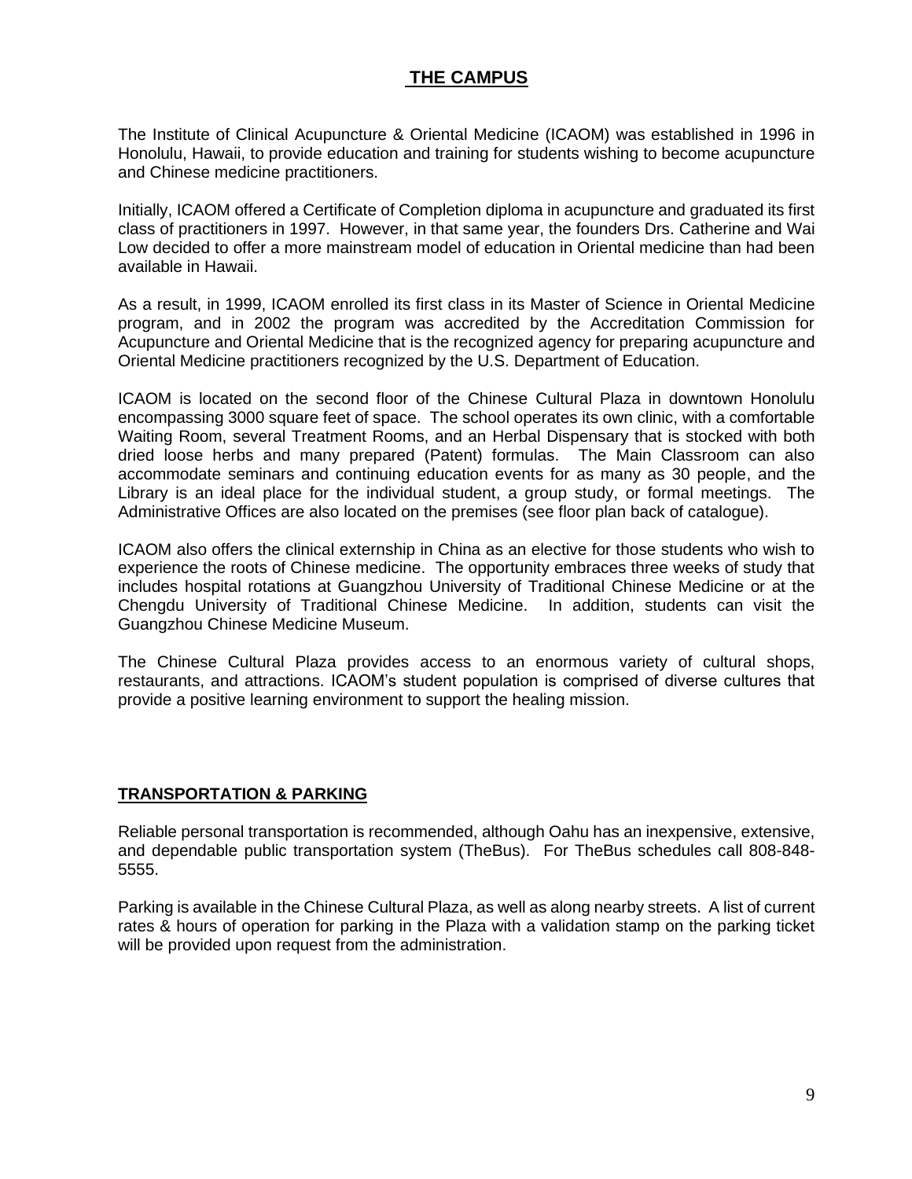## THE CAMPUS

The Institute of Clinical Acupuncture & Oriental Medicine (ICAOM) was established in 1996 in Honolulu, Hawaii, to provide education and training for students wishing to become acupuncture and Chinese medicine practitioners.

Initially, ICAOM offered a Certificate of Completion diploma in acupuncture and graduated its first class of practitioners in 1997. However, in that same year, the founders Drs. Catherine and Wai Low decided to offer a more mainstream model of education in Oriental medicine than had been available in Hawaii.

As a result, in 1999, ICAOM enrolled its first class in its Master of Science in Oriental Medicine program, and in 2002 the program was accredited by the Accreditation Commission for Acupuncture and Oriental Medicine that is the recognized agency for preparing acupuncture and Oriental Medicine practitioners recognized by the U.S. Department of Education.

ICAOM is located on the second floor of the Chinese Cultural Plaza in downtown Honolulu encompassing 3000 square feet of space. The school operates its own clinic, with a comfortable Waiting Room, several Treatment Rooms, and an Herbal Dispensary that is stocked with both dried loose herbs and many prepared (Patent) formulas. The Main Classroom can also accommodate seminars and continuing education events for as many as 30 people, and the Library is an ideal place for the individual student, a group study, or formal meetings. The Administrative Offices are also located on the premises (see floor plan back of catalogue).

ICAOM also offers the clinical externship in China as an elective for those students who wish to experience the roots of Chinese medicine. The opportunity embraces three weeks of study that includes hospital rotations at Guangzhou University of Traditional Chinese Medicine or at the Chengdu University of Traditional Chinese Medicine. In addition, students can visit the Guangzhou Chinese Medicine Museum.

The Chinese Cultural Plaza provides access to an enormous variety of cultural shops, restaurants, and attractions. ICAOM's student population is comprised of diverse cultures that provide a positive learning environment to support the healing mission.

### TRANSPORTATION & PARKING

Reliable personal transportation is recommended, although Oahu has an inexpensive, extensive, and dependable public transportation system (TheBus). For TheBus schedules call 808-848-5555.

Parking is available in the Chinese Cultural Plaza, as well as along nearby streets. A list of current rates & hours of operation for parking in the Plaza with a validation stamp on the parking ticket will be provided upon request from the administration.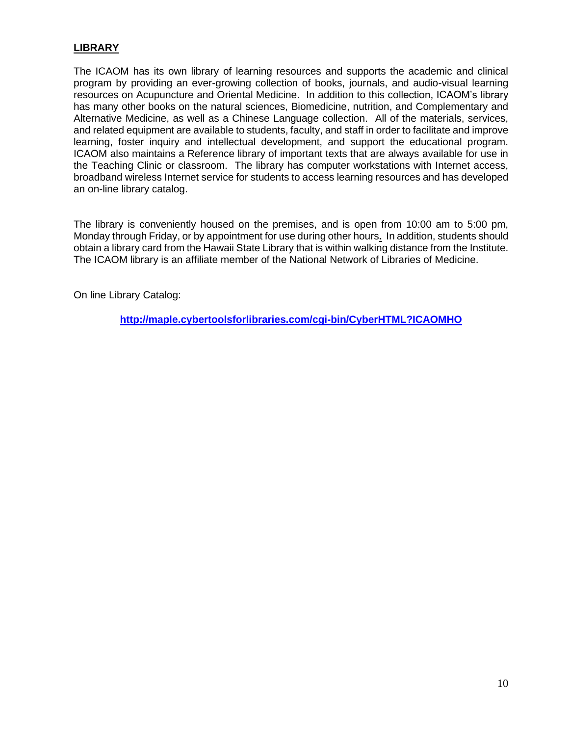## LIBRARY

The ICAOM has its own library of learning resources and supports the academic and clinical program by providing an ever-growing collection of books, journals, and audio-visual learning resources on Acupuncture and Oriental Medicine. In addition to this collection, ICAOM's library has many other books on the natural sciences, Biomedicine, nutrition, and Complementary and Alternative Medicine, as well as a Chinese Language collection. All of the materials, services, and related equipment are available to students, faculty, and staff in order to facilitate and improve learning, foster inquiry and intellectual development, and support the educational program. ICAOM also maintains a Reference library of important texts that are always available for use in the Teaching Clinic or classroom. The library has computer workstations with Internet access, broadband wireless Internet service for students to access learning resources and has developed an on-line library catalog.

The library is conveniently housed on the premises, and is open from 10:00 am to 5:00 pm, Monday through Friday, or by appointment for use during other hours. In addition, students should obtain a library card from the Hawaii State Library that is within walking distance from the Institute. The ICAOM library is an affiliate member of the National Network of Libraries of Medicine.

On line Library Catalog:

**[http://maple.cybertoolsforlibraries.com/cgi-bin/CyberHTML?ICAOMHO](http://maple.cybertoolsforlibraries.com/cgi-bin/CyberHTML?ICAOMHO)**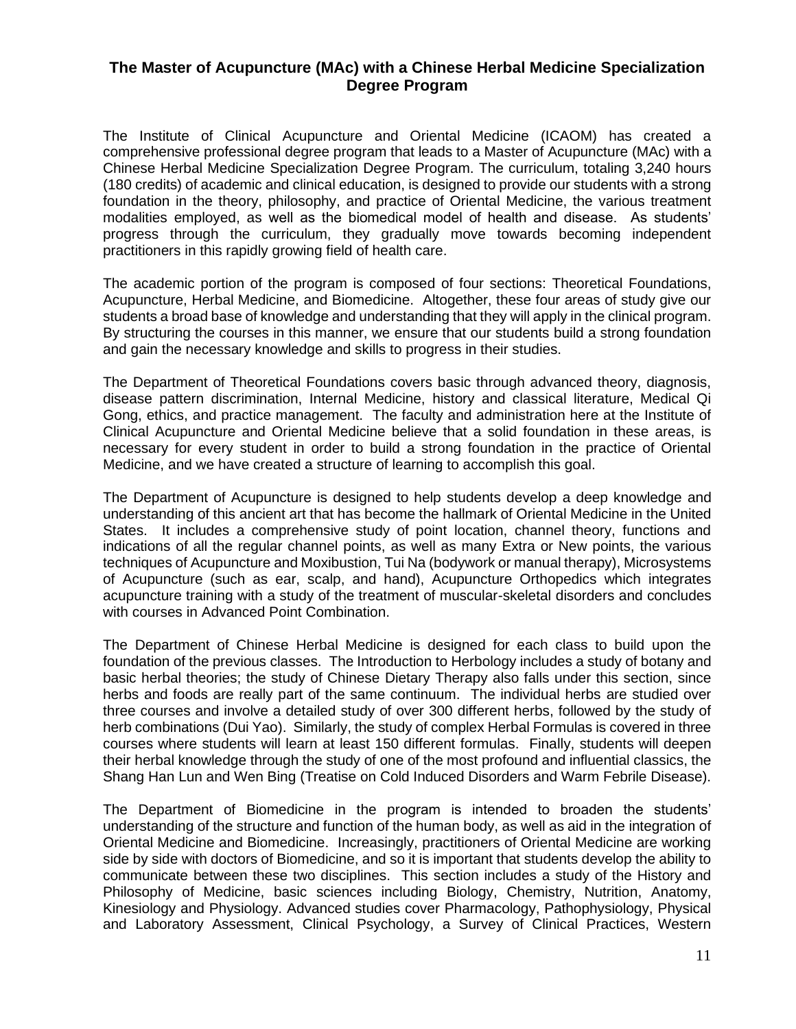## The Master of Acupuncture (MAc) with a Chinese Herbal Medicine Specialization Degree Program

The Institute of Clinical Acupuncture and Oriental Medicine (ICAOM) has created a comprehensive professional degree program that leads to a Master of Acupuncture (MAc) with a Chinese Herbal Medicine Specialization Degree Program. The curriculum, totaling 3,240 hours (180 credits) of academic and clinical education, is designed to provide our students with a strong foundation in the theory, philosophy, and practice of Oriental Medicine, the various treatment modalities employed, as well as the biomedical model of health and disease. As students' progress through the curriculum, they gradually move towards becoming independent practitioners in this rapidly growing field of health care.

The academic portion of the program is composed of four sections: Theoretical Foundations, Acupuncture, Herbal Medicine, and Biomedicine. Altogether, these four areas of study give our students a broad base of knowledge and understanding that they will apply in the clinical program. By structuring the courses in this manner, we ensure that our students build a strong foundation and gain the necessary knowledge and skills to progress in their studies.

The Department of Theoretical Foundations covers basic through advanced theory, diagnosis, disease pattern discrimination, Internal Medicine, history and classical literature, Medical Qi Gong, ethics, and practice management. The faculty and administration here at the Institute of Clinical Acupuncture and Oriental Medicine believe that a solid foundation in these areas, is necessary for every student in order to build a strong foundation in the practice of Oriental Medicine, and we have created a structure of learning to accomplish this goal.

The Department of Acupuncture is designed to help students develop a deep knowledge and understanding of this ancient art that has become the hallmark of Oriental Medicine in the United States. It includes a comprehensive study of point location, channel theory, functions and indications of all the regular channel points, as well as many Extra or New points, the various techniques of Acupuncture and Moxibustion, Tui Na (bodywork or manual therapy), Microsystems of Acupuncture (such as ear, scalp, and hand), Acupuncture Orthopedics which integrates acupuncture training with a study of the treatment of muscular-skeletal disorders and concludes with courses in Advanced Point Combination.

The Department of Chinese Herbal Medicine is designed for each class to build upon the foundation of the previous classes. The Introduction to Herbology includes a study of botany and basic herbal theories; the study of Chinese Dietary Therapy also falls under this section, since herbs and foods are really part of the same continuum. The individual herbs are studied over three courses and involve a detailed study of over 300 different herbs, followed by the study of herb combinations (Dui Yao). Similarly, the study of complex Herbal Formulas is covered in three courses where students will learn at least 150 different formulas. Finally, students will deepen their herbal knowledge through the study of one of the most profound and influential classics, the Shang Han Lun and Wen Bing (Treatise on Cold Induced Disorders and Warm Febrile Disease).

The Department of Biomedicine in the program is intended to broaden the students' understanding of the structure and function of the human body, as well as aid in the integration of Oriental Medicine and Biomedicine. Increasingly, practitioners of Oriental Medicine are working side by side with doctors of Biomedicine, and so it is important that students develop the ability to communicate between these two disciplines. This section includes a study of the History and Philosophy of Medicine, basic sciences including Biology, Chemistry, Nutrition, Anatomy, Kinesiology and Physiology. Advanced studies cover Pharmacology, Pathophysiology, Physical and Laboratory Assessment, Clinical Psychology, a Survey of Clinical Practices, Western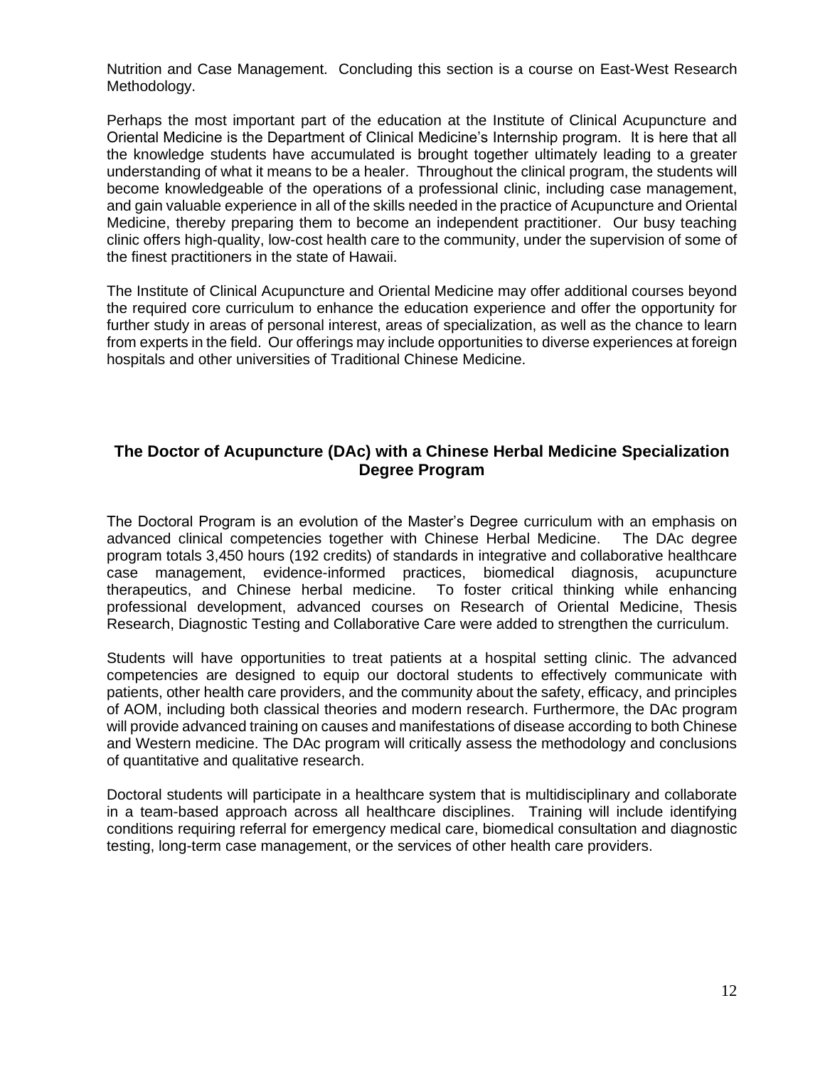Nutrition and Case Management. Concluding this section is a course on East-West Research Methodology.

Perhaps the most important part of the education at the Institute of Clinical Acupuncture and Oriental Medicine is the Department of Clinical Medicine's Internship program. It is here that all the knowledge students have accumulated is brought together ultimately leading to a greater understanding of what it means to be a healer. Throughout the clinical program, the students will become knowledgeable of the operations of a professional clinic, including case management, and gain valuable experience in all of the skills needed in the practice of Acupuncture and Oriental Medicine, thereby preparing them to become an independent practitioner. Our busy teaching clinic offers high-quality, low-cost health care to the community, under the supervision of some of the finest practitioners in the state of Hawaii.

The Institute of Clinical Acupuncture and Oriental Medicine may offer additional courses beyond the required core curriculum to enhance the education experience and offer the opportunity for further study in areas of personal interest, areas of specialization, as well as the chance to learn from experts in the field. Our offerings may include opportunities to diverse experiences at foreign hospitals and other universities of Traditional Chinese Medicine.

## The Doctor of Acupuncture (DAc) with a Chinese Herbal Medicine Specialization Degree Program

The Doctoral Program is an evolution of the Master's Degree curriculum with an emphasis on advanced clinical competencies together with Chinese Herbal Medicine. The DAc degree program totals 3,450 hours (192 credits) of standards in integrative and collaborative healthcare case management, evidence-informed practices, biomedical diagnosis, acupuncture therapeutics, and Chinese herbal medicine. To foster critical thinking while enhancing professional development, advanced courses on Research of Oriental Medicine, Thesis Research, Diagnostic Testing and Collaborative Care were added to strengthen the curriculum.

Students will have opportunities to treat patients at a hospital setting clinic. The advanced competencies are designed to equip our doctoral students to effectively communicate with patients, other health care providers, and the community about the safety, efficacy, and principles of AOM, including both classical theories and modern research. Furthermore, the DAc program will provide advanced training on causes and manifestations of disease according to both Chinese and Western medicine. The DAc program will critically assess the methodology and conclusions of quantitative and qualitative research.

Doctoral students will participate in a healthcare system that is multidisciplinary and collaborate in a team-based approach across all healthcare disciplines. Training will include identifying conditions requiring referral for emergency medical care, biomedical consultation and diagnostic testing, long-term case management, or the services of other health care providers.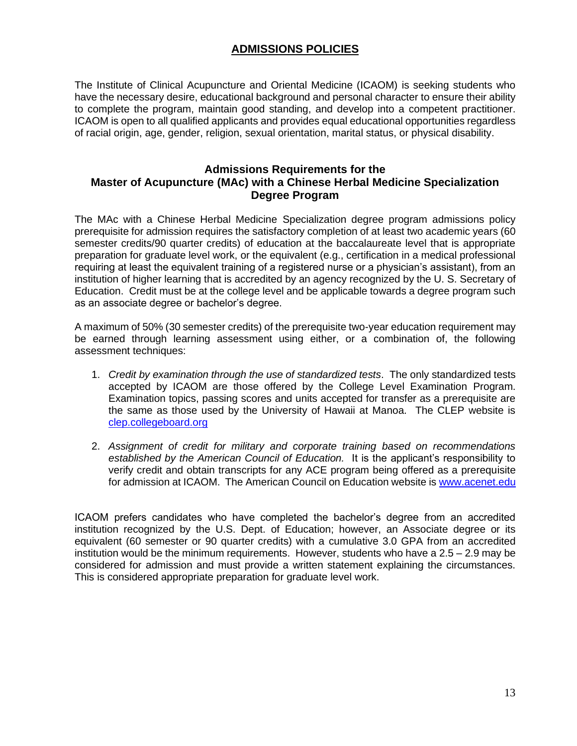# ADMISSIONS POLICIES

The Institute of Clinical Acupuncture and Oriental Medicine (ICAOM) is seeking students who have the necessary desire, educational background and personal character to ensure their ability to complete the program, maintain good standing, and develop into a competent practitioner. ICAOM is open to all qualified applicants and provides equal educational opportunities regardless of racial origin, age, gender, religion, sexual orientation, marital status, or physical disability.

## Admissions Requirements for the Master of Acupuncture (MAc) with a Chinese Herbal Medicine Specialization Degree Program

The MAc with a Chinese Herbal Medicine Specialization degree program admissions policy prerequisite for admission requires the satisfactory completion of at least two academic years (60 semester credits/90 quarter credits) of education at the baccalaureate level that is appropriate preparation for graduate level work, or the equivalent (e.g., certification in a medical professional requiring at least the equivalent training of a registered nurse or a physician's assistant), from an institution of higher learning that is accredited by an agency recognized by the U. S. Secretary of Education. Credit must be at the college level and be applicable towards a degree program such as an associate degree or bachelor's degree.

A maximum of 50% (30 semester credits) of the prerequisite two-year education requirement may be earned through learning assessment using either, or a combination of, the following assessment techniques:

1. *Credit by examination through the use of standardized tests*. The only standardized tests accepted by ICAOM are those offered by the College Level Examination Program. Examination topics, passing scores and units accepted for transfer as a prerequisite are the same as those used by the University of Hawaii at Manoa. The CLEP website is clep.collegeboard.org
2. *Assignment of credit for military and corporate training based on recommendations established by the American Council of Education.* It is the applicant's responsibility to verify credit and obtain transcripts for any ACE program being offered as a prerequisite for admission at ICAOM. The American Council on Education website is www.acenet.edu

ICAOM prefers candidates who have completed the bachelor's degree from an accredited institution recognized by the U.S. Dept. of Education; however, an Associate degree or its equivalent (60 semester or 90 quarter credits) with a cumulative 3.0 GPA from an accredited institution would be the minimum requirements. However, students who have a 2.5 – 2.9 may be considered for admission and must provide a written statement explaining the circumstances. This is considered appropriate preparation for graduate level work.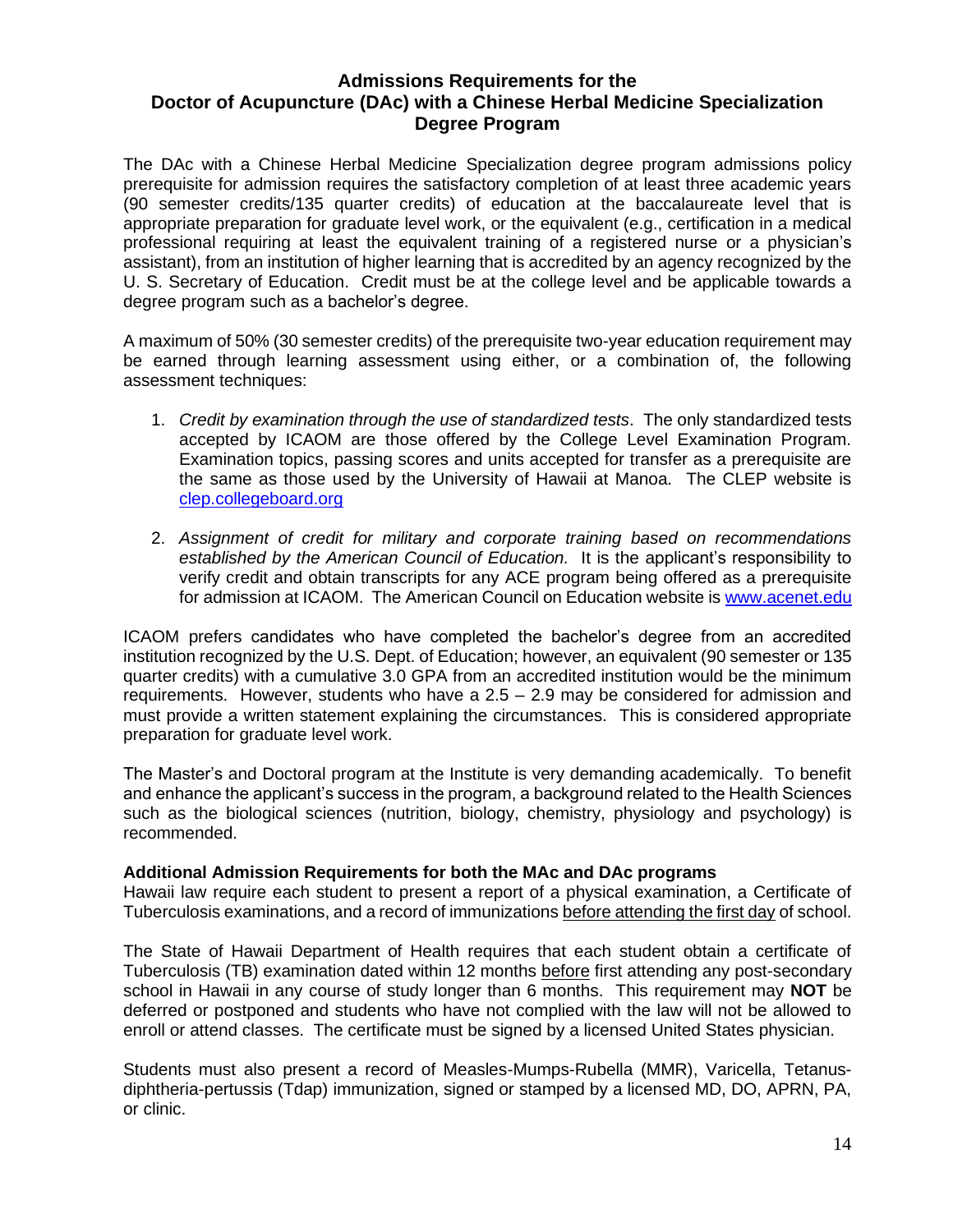## Admissions Requirements for the Doctor of Acupuncture (DAc) with a Chinese Herbal Medicine Specialization Degree Program

The DAc with a Chinese Herbal Medicine Specialization degree program admissions policy prerequisite for admission requires the satisfactory completion of at least three academic years (90 semester credits/135 quarter credits) of education at the baccalaureate level that is appropriate preparation for graduate level work, or the equivalent (e.g., certification in a medical professional requiring at least the equivalent training of a registered nurse or a physician's assistant), from an institution of higher learning that is accredited by an agency recognized by the U. S. Secretary of Education. Credit must be at the college level and be applicable towards a degree program such as a bachelor's degree.

A maximum of 50% (30 semester credits) of the prerequisite two-year education requirement may be earned through learning assessment using either, or a combination of, the following assessment techniques:

1. *Credit by examination through the use of standardized tests*. The only standardized tests accepted by ICAOM are those offered by the College Level Examination Program. Examination topics, passing scores and units accepted for transfer as a prerequisite are the same as those used by the University of Hawaii at Manoa. The CLEP website is [clep.collegeboard.org](clep.collegeboard.org)

2. *Assignment of credit for military and corporate training based on recommendations established by the American Council of Education.* It is the applicant's responsibility to verify credit and obtain transcripts for any ACE program being offered as a prerequisite for admission at ICAOM. The American Council on Education website is [www.acenet.edu](www.acenet.edu)

ICAOM prefers candidates who have completed the bachelor's degree from an accredited institution recognized by the U.S. Dept. of Education; however, an equivalent (90 semester or 135 quarter credits) with a cumulative 3.0 GPA from an accredited institution would be the minimum requirements. However, students who have a 2.5 – 2.9 may be considered for admission and must provide a written statement explaining the circumstances. This is considered appropriate preparation for graduate level work.

The Master's and Doctoral program at the Institute is very demanding academically. To benefit and enhance the applicant's success in the program, a background related to the Health Sciences such as the biological sciences (nutrition, biology, chemistry, physiology and psychology) is recommended.

**Additional Admission Requirements for both the MAc and DAc programs**

Hawaii law require each student to present a report of a physical examination, a Certificate of Tuberculosis examinations, and a record of immunizations before attending the first day of school.

The State of Hawaii Department of Health requires that each student obtain a certificate of Tuberculosis (TB) examination dated within 12 months before first attending any post-secondary school in Hawaii in any course of study longer than 6 months. This requirement may **NOT** be deferred or postponed and students who have not complied with the law will not be allowed to enroll or attend classes. The certificate must be signed by a licensed United States physician.

Students must also present a record of Measles-Mumps-Rubella (MMR), Varicella, Tetanus-diphtheria-pertussis (Tdap) immunization, signed or stamped by a licensed MD, DO, APRN, PA, or clinic.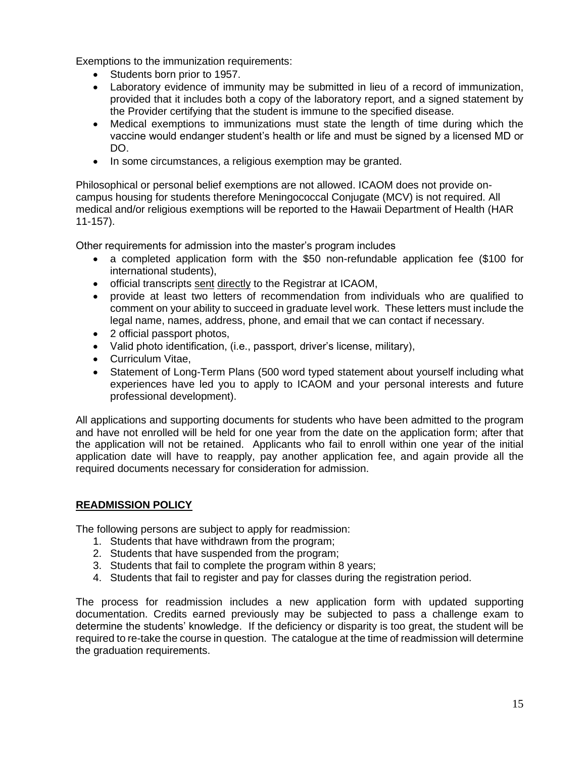Exemptions to the immunization requirements:

- Students born prior to 1957.
- Laboratory evidence of immunity may be submitted in lieu of a record of immunization, provided that it includes both a copy of the laboratory report, and a signed statement by the Provider certifying that the student is immune to the specified disease.
- Medical exemptions to immunizations must state the length of time during which the vaccine would endanger student's health or life and must be signed by a licensed MD or DO.
- In some circumstances, a religious exemption may be granted.

Philosophical or personal belief exemptions are not allowed. ICAOM does not provide on-campus housing for students therefore Meningococcal Conjugate (MCV) is not required. All medical and/or religious exemptions will be reported to the Hawaii Department of Health (HAR 11-157).

Other requirements for admission into the master's program includes

- a completed application form with the $50 non-refundable application fee ($100 for international students),
- official transcripts sent directly to the Registrar at ICAOM,
- provide at least two letters of recommendation from individuals who are qualified to comment on your ability to succeed in graduate level work. These letters must include the legal name, names, address, phone, and email that we can contact if necessary.
- 2 official passport photos,
- Valid photo identification, (i.e., passport, driver's license, military),
- Curriculum Vitae,
- Statement of Long-Term Plans (500 word typed statement about yourself including what experiences have led you to apply to ICAOM and your personal interests and future professional development).

All applications and supporting documents for students who have been admitted to the program and have not enrolled will be held for one year from the date on the application form; after that the application will not be retained. Applicants who fail to enroll within one year of the initial application date will have to reapply, pay another application fee, and again provide all the required documents necessary for consideration for admission.

## READMISSION POLICY

The following persons are subject to apply for readmission:

1. Students that have withdrawn from the program;
2. Students that have suspended from the program;
3. Students that fail to complete the program within 8 years;
4. Students that fail to register and pay for classes during the registration period.

The process for readmission includes a new application form with updated supporting documentation. Credits earned previously may be subjected to pass a challenge exam to determine the students' knowledge. If the deficiency or disparity is too great, the student will be required to re-take the course in question. The catalogue at the time of readmission will determine the graduation requirements.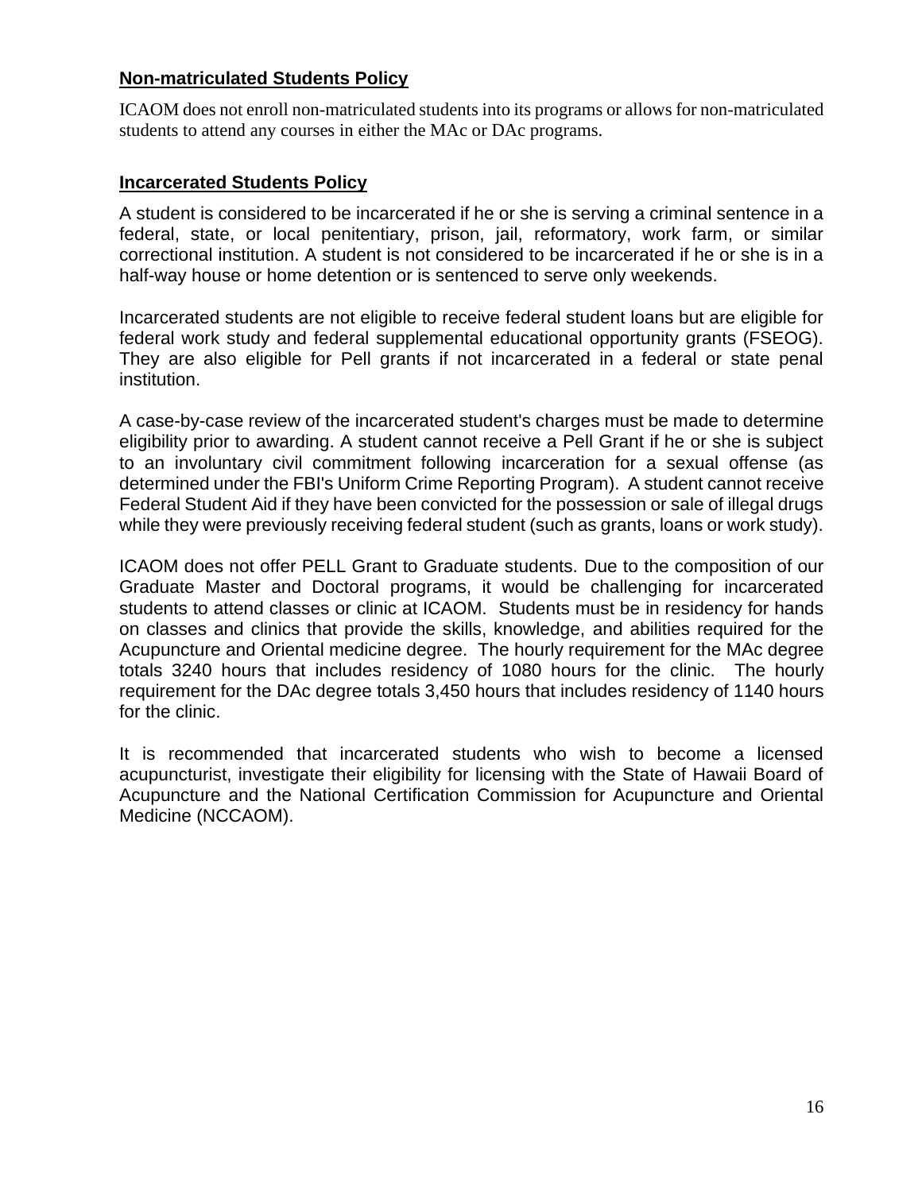## Non-matriculated Students Policy

ICAOM does not enroll non-matriculated students into its programs or allows for non-matriculated students to attend any courses in either the MAc or DAc programs.

## Incarcerated Students Policy

A student is considered to be incarcerated if he or she is serving a criminal sentence in a federal, state, or local penitentiary, prison, jail, reformatory, work farm, or similar correctional institution. A student is not considered to be incarcerated if he or she is in a half-way house or home detention or is sentenced to serve only weekends.

Incarcerated students are not eligible to receive federal student loans but are eligible for federal work study and federal supplemental educational opportunity grants (FSEOG). They are also eligible for Pell grants if not incarcerated in a federal or state penal institution.

A case-by-case review of the incarcerated student's charges must be made to determine eligibility prior to awarding. A student cannot receive a Pell Grant if he or she is subject to an involuntary civil commitment following incarceration for a sexual offense (as determined under the FBI's Uniform Crime Reporting Program). A student cannot receive Federal Student Aid if they have been convicted for the possession or sale of illegal drugs while they were previously receiving federal student (such as grants, loans or work study).

ICAOM does not offer PELL Grant to Graduate students. Due to the composition of our Graduate Master and Doctoral programs, it would be challenging for incarcerated students to attend classes or clinic at ICAOM. Students must be in residency for hands on classes and clinics that provide the skills, knowledge, and abilities required for the Acupuncture and Oriental medicine degree. The hourly requirement for the MAc degree totals 3240 hours that includes residency of 1080 hours for the clinic. The hourly requirement for the DAc degree totals 3,450 hours that includes residency of 1140 hours for the clinic.

It is recommended that incarcerated students who wish to become a licensed acupuncturist, investigate their eligibility for licensing with the State of Hawaii Board of Acupuncture and the National Certification Commission for Acupuncture and Oriental Medicine (NCCAOM).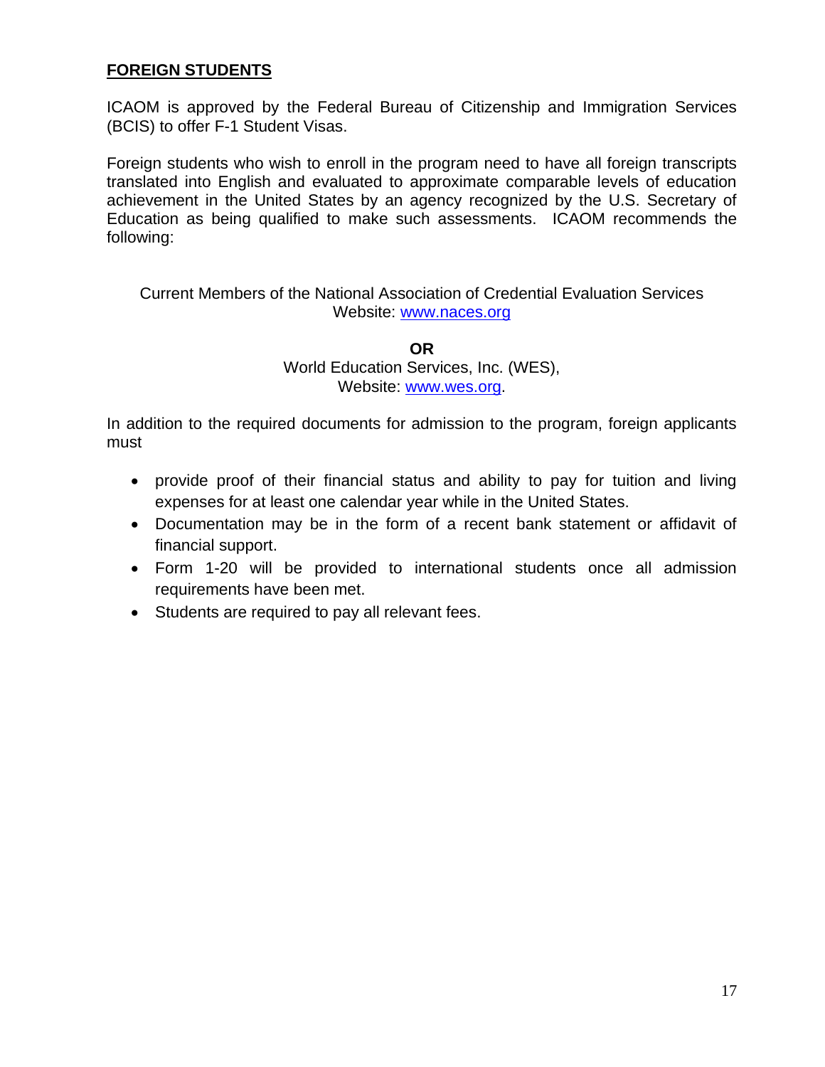## FOREIGN STUDENTS

ICAOM is approved by the Federal Bureau of Citizenship and Immigration Services (BCIS) to offer F-1 Student Visas.

Foreign students who wish to enroll in the program need to have all foreign transcripts translated into English and evaluated to approximate comparable levels of education achievement in the United States by an agency recognized by the U.S. Secretary of Education as being qualified to make such assessments. ICAOM recommends the following:

Current Members of the National Association of Credential Evaluation Services
Website: www.naces.org

**OR**

World Education Services, Inc. (WES),
Website: www.wes.org.

In addition to the required documents for admission to the program, foreign applicants must

- provide proof of their financial status and ability to pay for tuition and living expenses for at least one calendar year while in the United States.
- Documentation may be in the form of a recent bank statement or affidavit of financial support.
- Form 1-20 will be provided to international students once all admission requirements have been met.
- Students are required to pay all relevant fees.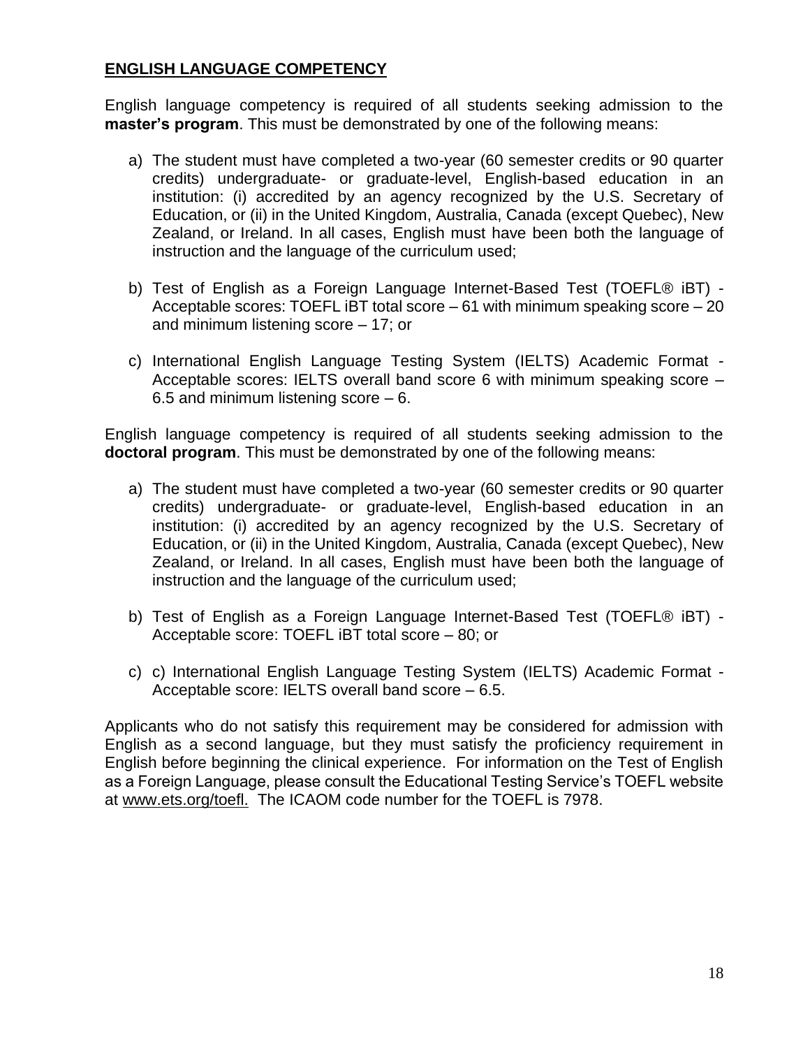## ENGLISH LANGUAGE COMPETENCY

English language competency is required of all students seeking admission to the **master's program**. This must be demonstrated by one of the following means:

a) The student must have completed a two-year (60 semester credits or 90 quarter credits) undergraduate- or graduate-level, English-based education in an institution: (i) accredited by an agency recognized by the U.S. Secretary of Education, or (ii) in the United Kingdom, Australia, Canada (except Quebec), New Zealand, or Ireland. In all cases, English must have been both the language of instruction and the language of the curriculum used;

b) Test of English as a Foreign Language Internet-Based Test (TOEFL® iBT) - Acceptable scores: TOEFL iBT total score – 61 with minimum speaking score – 20 and minimum listening score – 17; or

c) International English Language Testing System (IELTS) Academic Format - Acceptable scores: IELTS overall band score 6 with minimum speaking score – 6.5 and minimum listening score – 6.

English language competency is required of all students seeking admission to the **doctoral program**. This must be demonstrated by one of the following means:

a) The student must have completed a two-year (60 semester credits or 90 quarter credits) undergraduate- or graduate-level, English-based education in an institution: (i) accredited by an agency recognized by the U.S. Secretary of Education, or (ii) in the United Kingdom, Australia, Canada (except Quebec), New Zealand, or Ireland. In all cases, English must have been both the language of instruction and the language of the curriculum used;

b) Test of English as a Foreign Language Internet-Based Test (TOEFL® iBT) - Acceptable score: TOEFL iBT total score – 80; or

c) c) International English Language Testing System (IELTS) Academic Format - Acceptable score: IELTS overall band score – 6.5.

Applicants who do not satisfy this requirement may be considered for admission with English as a second language, but they must satisfy the proficiency requirement in English before beginning the clinical experience. For information on the Test of English as a Foreign Language, please consult the Educational Testing Service's TOEFL website at www.ets.org/toefl. The ICAOM code number for the TOEFL is 7978.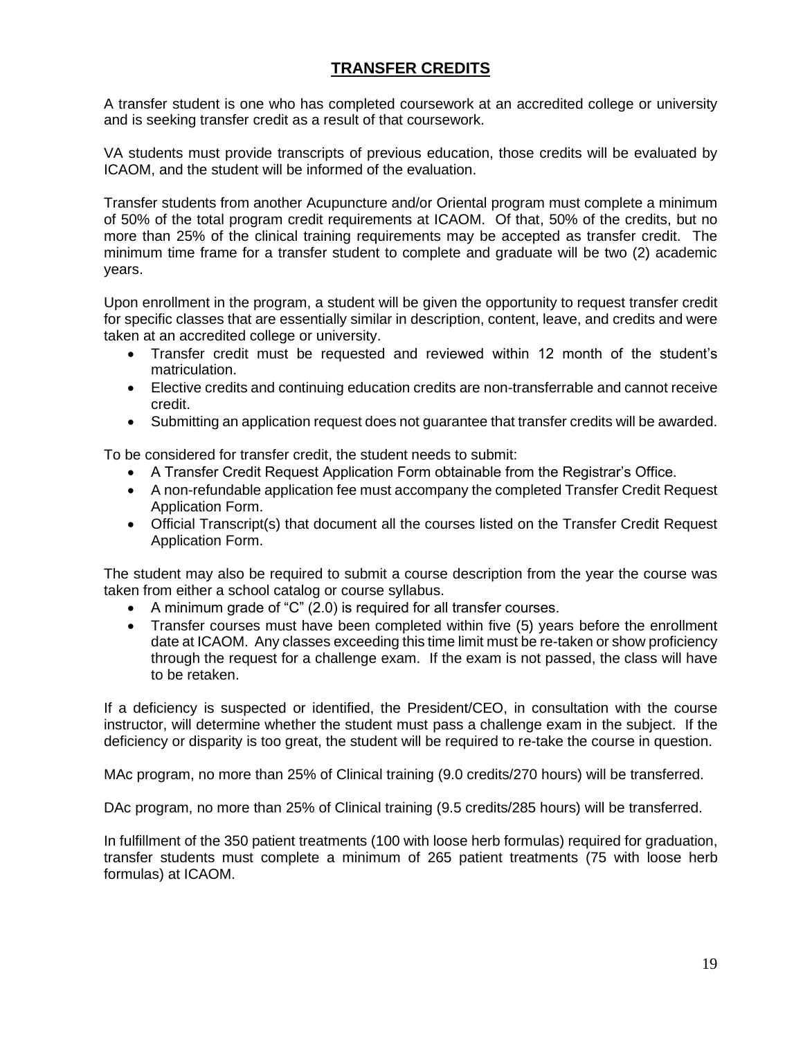## TRANSFER CREDITS

A transfer student is one who has completed coursework at an accredited college or university and is seeking transfer credit as a result of that coursework.

VA students must provide transcripts of previous education, those credits will be evaluated by ICAOM, and the student will be informed of the evaluation.

Transfer students from another Acupuncture and/or Oriental program must complete a minimum of 50% of the total program credit requirements at ICAOM. Of that, 50% of the credits, but no more than 25% of the clinical training requirements may be accepted as transfer credit. The minimum time frame for a transfer student to complete and graduate will be two (2) academic years.

Upon enrollment in the program, a student will be given the opportunity to request transfer credit for specific classes that are essentially similar in description, content, leave, and credits and were taken at an accredited college or university.

- Transfer credit must be requested and reviewed within 12 month of the student's matriculation.
- Elective credits and continuing education credits are non-transferrable and cannot receive credit.
- Submitting an application request does not guarantee that transfer credits will be awarded.

To be considered for transfer credit, the student needs to submit:

- A Transfer Credit Request Application Form obtainable from the Registrar's Office.
- A non-refundable application fee must accompany the completed Transfer Credit Request Application Form.
- Official Transcript(s) that document all the courses listed on the Transfer Credit Request Application Form.

The student may also be required to submit a course description from the year the course was taken from either a school catalog or course syllabus.

- A minimum grade of "C" (2.0) is required for all transfer courses.
- Transfer courses must have been completed within five (5) years before the enrollment date at ICAOM. Any classes exceeding this time limit must be re-taken or show proficiency through the request for a challenge exam. If the exam is not passed, the class will have to be retaken.

If a deficiency is suspected or identified, the President/CEO, in consultation with the course instructor, will determine whether the student must pass a challenge exam in the subject. If the deficiency or disparity is too great, the student will be required to re-take the course in question.

MAc program, no more than 25% of Clinical training (9.0 credits/270 hours) will be transferred.

DAc program, no more than 25% of Clinical training (9.5 credits/285 hours) will be transferred.

In fulfillment of the 350 patient treatments (100 with loose herb formulas) required for graduation, transfer students must complete a minimum of 265 patient treatments (75 with loose herb formulas) at ICAOM.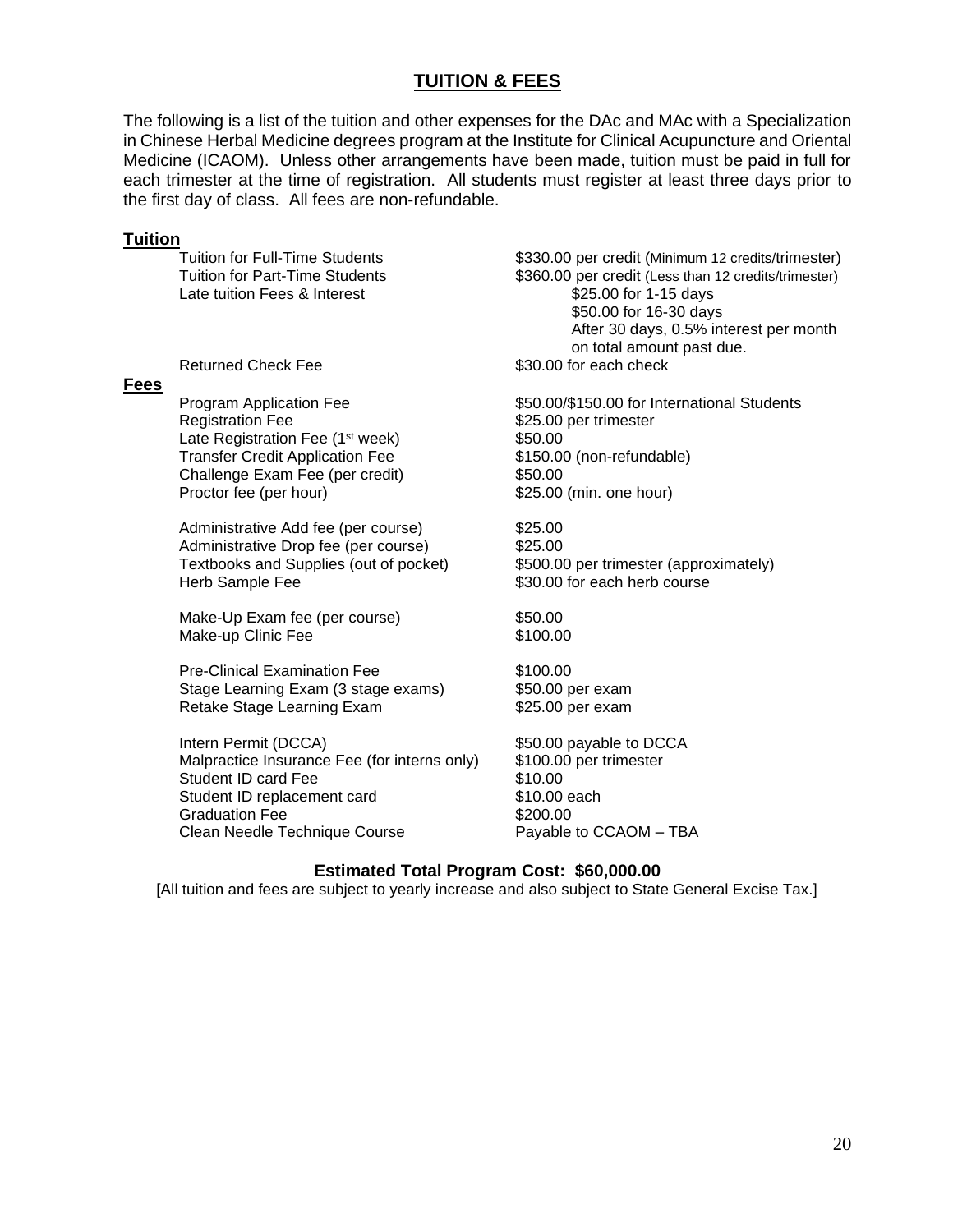## TUITION & FEES

The following is a list of the tuition and other expenses for the DAc and MAc with a Specialization in Chinese Herbal Medicine degrees program at the Institute for Clinical Acupuncture and Oriental Medicine (ICAOM). Unless other arrangements have been made, tuition must be paid in full for each trimester at the time of registration. All students must register at least three days prior to the first day of class. All fees are non-refundable.

**Tuition**

| | |
|---|---|
| Tuition for Full-Time Students | $330.00 per credit (Minimum 12 credits/trimester) |
| Tuition for Part-Time Students | $360.00 per credit (Less than 12 credits/trimester) |
| Late tuition Fees & Interest | $25.00 for 1-15 days<br>$50.00 for 16-30 days<br>After 30 days, 0.5% interest per month on total amount past due. |
| Returned Check Fee | $30.00 for each check |

**Fees**

| | |
|---|---|
| Program Application Fee | $50.00/$150.00 for International Students |
| Registration Fee | $25.00 per trimester |
| Late Registration Fee (1st week) | $50.00 |
| Transfer Credit Application Fee | $150.00 (non-refundable) |
| Challenge Exam Fee (per credit) | $50.00 |
| Proctor fee (per hour) | $25.00 (min. one hour) |
| Administrative Add fee (per course) | $25.00 |
| Administrative Drop fee (per course) | $25.00 |
| Textbooks and Supplies (out of pocket) | $500.00 per trimester (approximately) |
| Herb Sample Fee | $30.00 for each herb course |
| Make-Up Exam fee (per course) | $50.00 |
| Make-up Clinic Fee | $100.00 |
| Pre-Clinical Examination Fee | $100.00 |
| Stage Learning Exam (3 stage exams) | $50.00 per exam |
| Retake Stage Learning Exam | $25.00 per exam |
| Intern Permit (DCCA) | $50.00 payable to DCCA |
| Malpractice Insurance Fee (for interns only) | $100.00 per trimester |
| Student ID card Fee | $10.00 |
| Student ID replacement card | $10.00 each |
| Graduation Fee | $200.00 |
| Clean Needle Technique Course | Payable to CCAOM – TBA |

**Estimated Total Program Cost: $60,000.00**

[All tuition and fees are subject to yearly increase and also subject to State General Excise Tax.]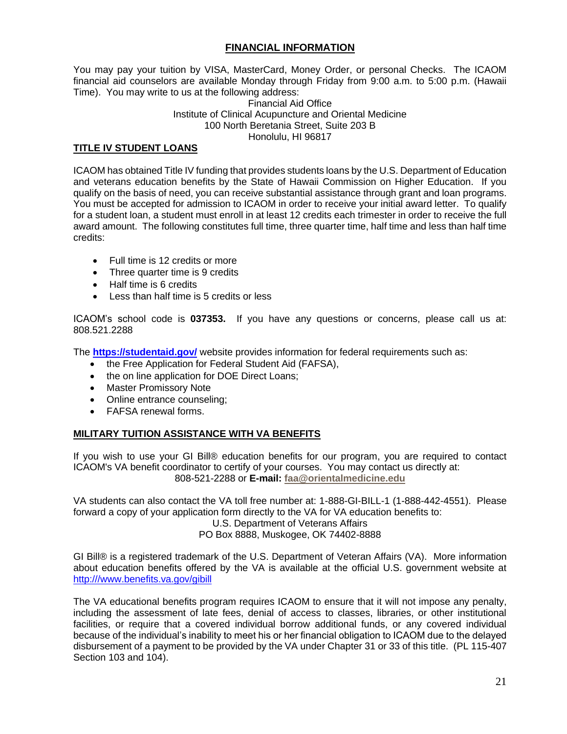## FINANCIAL INFORMATION

You may pay your tuition by VISA, MasterCard, Money Order, or personal Checks. The ICAOM financial aid counselors are available Monday through Friday from 9:00 a.m. to 5:00 p.m. (Hawaii Time). You may write to us at the following address:

Financial Aid Office
Institute of Clinical Acupuncture and Oriental Medicine
100 North Beretania Street, Suite 203 B
Honolulu, HI 96817

## TITLE IV STUDENT LOANS

ICAOM has obtained Title IV funding that provides students loans by the U.S. Department of Education and veterans education benefits by the State of Hawaii Commission on Higher Education. If you qualify on the basis of need, you can receive substantial assistance through grant and loan programs. You must be accepted for admission to ICAOM in order to receive your initial award letter. To qualify for a student loan, a student must enroll in at least 12 credits each trimester in order to receive the full award amount. The following constitutes full time, three quarter time, half time and less than half time credits:

- Full time is 12 credits or more
- Three quarter time is 9 credits
- Half time is 6 credits
- Less than half time is 5 credits or less

ICAOM's school code is **037353.** If you have any questions or concerns, please call us at: 808.521.2288

The **https://studentaid.gov/** website provides information for federal requirements such as:

- the Free Application for Federal Student Aid (FAFSA),
- the on line application for DOE Direct Loans;
- Master Promissory Note
- Online entrance counseling;
- FAFSA renewal forms.

## MILITARY TUITION ASSISTANCE WITH VA BENEFITS

If you wish to use your GI Bill® education benefits for our program, you are required to contact ICAOM's VA benefit coordinator to certify of your courses. You may contact us directly at:
808-521-2288 or **E-mail: faa@orientalmedicine.edu**

VA students can also contact the VA toll free number at: 1-888-GI-BILL-1 (1-888-442-4551). Please forward a copy of your application form directly to the VA for VA education benefits to:

U.S. Department of Veterans Affairs
PO Box 8888, Muskogee, OK 74402-8888

GI Bill® is a registered trademark of the U.S. Department of Veteran Affairs (VA). More information about education benefits offered by the VA is available at the official U.S. government website at http:///www.benefits.va.gov/gibill

The VA educational benefits program requires ICAOM to ensure that it will not impose any penalty, including the assessment of late fees, denial of access to classes, libraries, or other institutional facilities, or require that a covered individual borrow additional funds, or any covered individual because of the individual's inability to meet his or her financial obligation to ICAOM due to the delayed disbursement of a payment to be provided by the VA under Chapter 31 or 33 of this title. (PL 115-407 Section 103 and 104).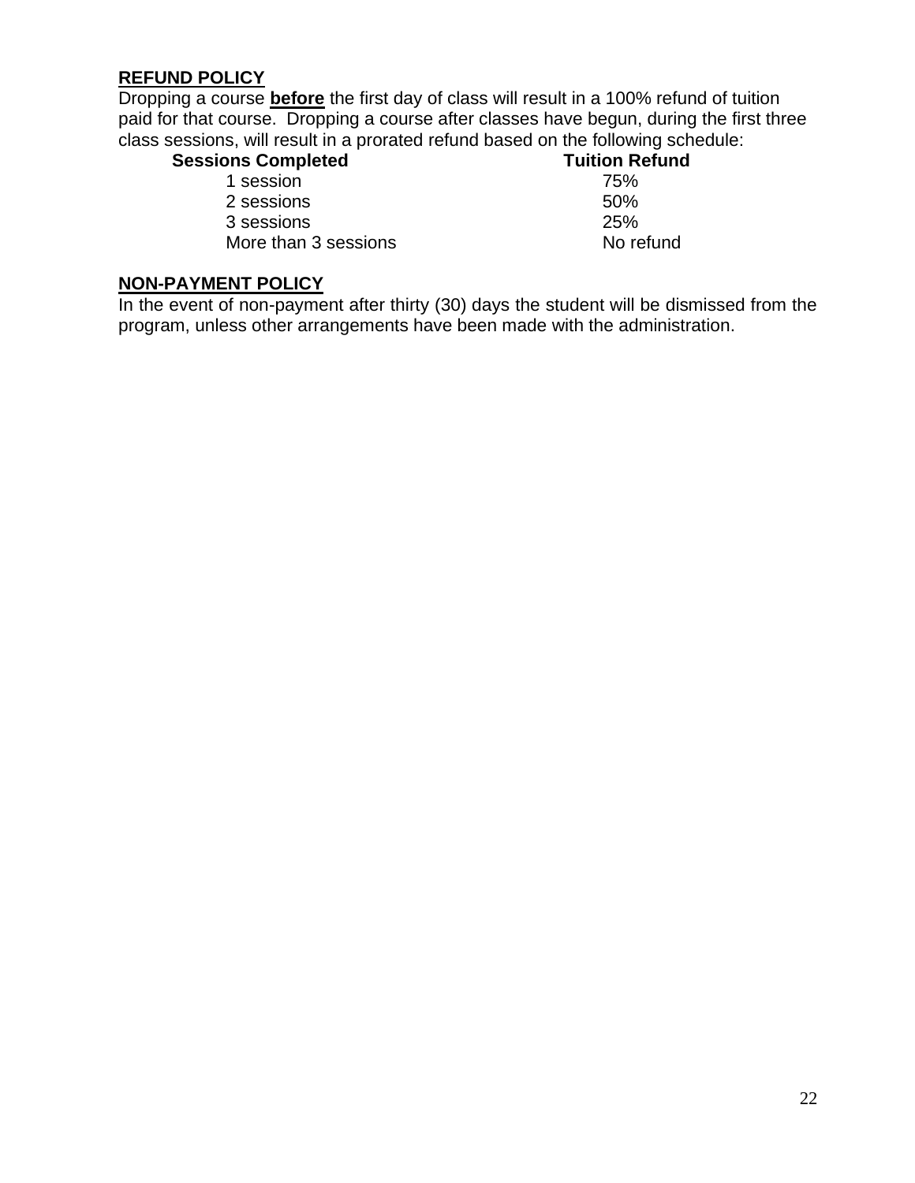## REFUND POLICY

Dropping a course **before** the first day of class will result in a 100% refund of tuition paid for that course. Dropping a course after classes have begun, during the first three class sessions, will result in a prorated refund based on the following schedule:

| Sessions Completed | Tuition Refund |
| --- | --- |
| 1 session | 75% |
| 2 sessions | 50% |
| 3 sessions | 25% |
| More than 3 sessions | No refund |

## NON-PAYMENT POLICY

In the event of non-payment after thirty (30) days the student will be dismissed from the program, unless other arrangements have been made with the administration.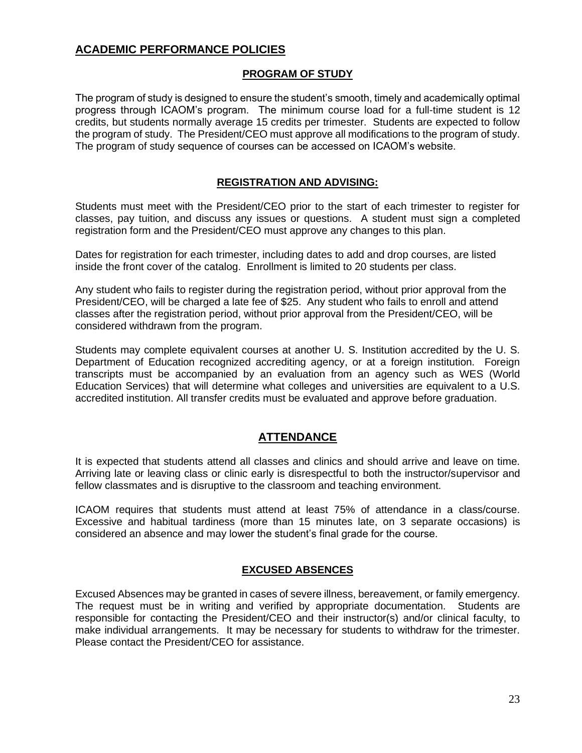## ACADEMIC PERFORMANCE POLICIES

### PROGRAM OF STUDY

The program of study is designed to ensure the student's smooth, timely and academically optimal progress through ICAOM's program. The minimum course load for a full-time student is 12 credits, but students normally average 15 credits per trimester. Students are expected to follow the program of study. The President/CEO must approve all modifications to the program of study. The program of study sequence of courses can be accessed on ICAOM's website.

### REGISTRATION AND ADVISING:

Students must meet with the President/CEO prior to the start of each trimester to register for classes, pay tuition, and discuss any issues or questions. A student must sign a completed registration form and the President/CEO must approve any changes to this plan.

Dates for registration for each trimester, including dates to add and drop courses, are listed inside the front cover of the catalog. Enrollment is limited to 20 students per class.

Any student who fails to register during the registration period, without prior approval from the President/CEO, will be charged a late fee of $25. Any student who fails to enroll and attend classes after the registration period, without prior approval from the President/CEO, will be considered withdrawn from the program.

Students may complete equivalent courses at another U. S. Institution accredited by the U. S. Department of Education recognized accrediting agency, or at a foreign institution. Foreign transcripts must be accompanied by an evaluation from an agency such as WES (World Education Services) that will determine what colleges and universities are equivalent to a U.S. accredited institution. All transfer credits must be evaluated and approve before graduation.

## ATTENDANCE

It is expected that students attend all classes and clinics and should arrive and leave on time. Arriving late or leaving class or clinic early is disrespectful to both the instructor/supervisor and fellow classmates and is disruptive to the classroom and teaching environment.

ICAOM requires that students must attend at least 75% of attendance in a class/course. Excessive and habitual tardiness (more than 15 minutes late, on 3 separate occasions) is considered an absence and may lower the student's final grade for the course.

### EXCUSED ABSENCES

Excused Absences may be granted in cases of severe illness, bereavement, or family emergency. The request must be in writing and verified by appropriate documentation. Students are responsible for contacting the President/CEO and their instructor(s) and/or clinical faculty, to make individual arrangements. It may be necessary for students to withdraw for the trimester. Please contact the President/CEO for assistance.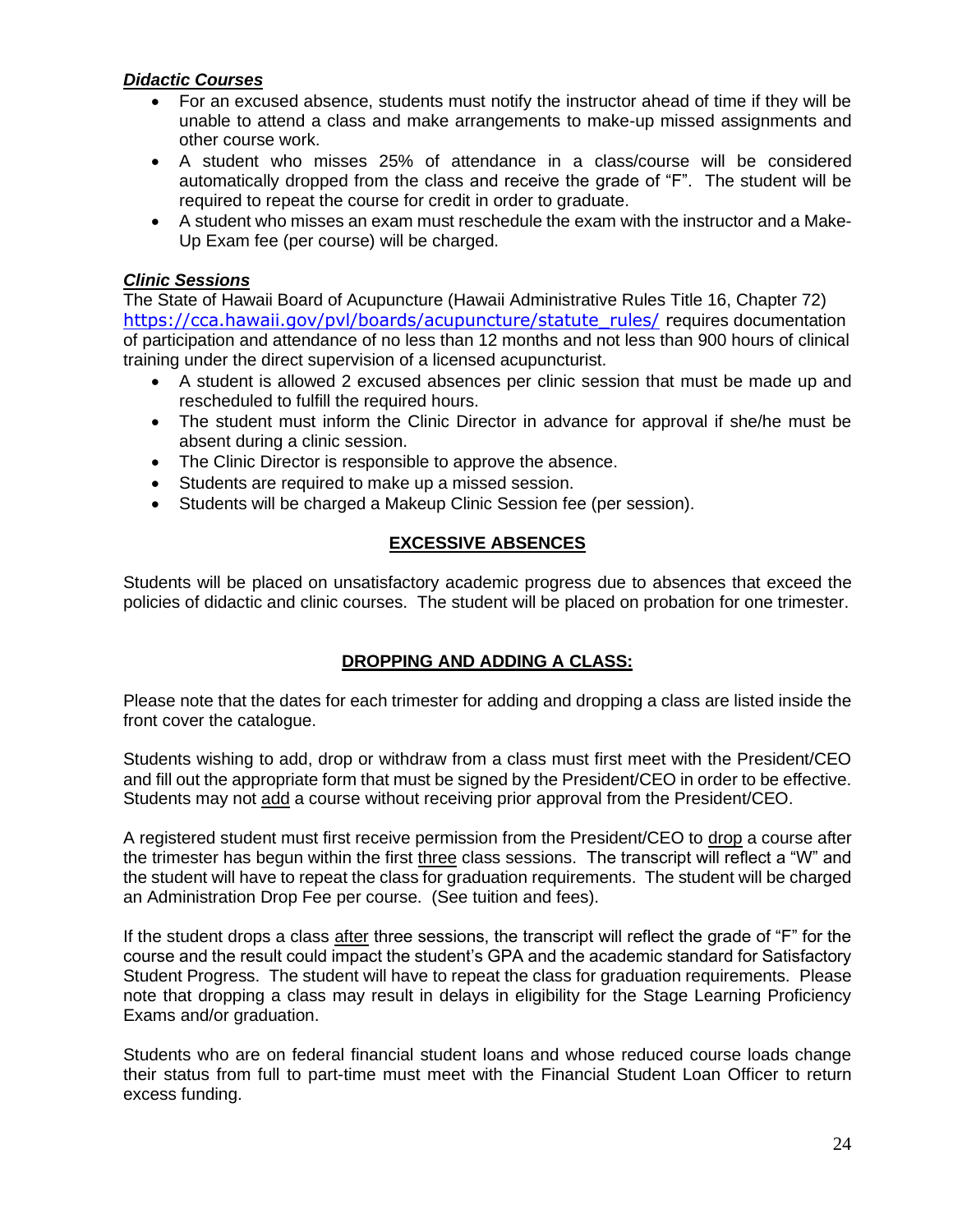***Didactic Courses***

- For an excused absence, students must notify the instructor ahead of time if they will be unable to attend a class and make arrangements to make-up missed assignments and other course work.
- A student who misses 25% of attendance in a class/course will be considered automatically dropped from the class and receive the grade of "F". The student will be required to repeat the course for credit in order to graduate.
- A student who misses an exam must reschedule the exam with the instructor and a Make-Up Exam fee (per course) will be charged.

***Clinic Sessions***

The State of Hawaii Board of Acupuncture (Hawaii Administrative Rules Title 16, Chapter 72) https://cca.hawaii.gov/pvl/boards/acupuncture/statute_rules/ requires documentation of participation and attendance of no less than 12 months and not less than 900 hours of clinical training under the direct supervision of a licensed acupuncturist.

- A student is allowed 2 excused absences per clinic session that must be made up and rescheduled to fulfill the required hours.
- The student must inform the Clinic Director in advance for approval if she/he must be absent during a clinic session.
- The Clinic Director is responsible to approve the absence.
- Students are required to make up a missed session.
- Students will be charged a Makeup Clinic Session fee (per session).

## EXCESSIVE ABSENCES

Students will be placed on unsatisfactory academic progress due to absences that exceed the policies of didactic and clinic courses. The student will be placed on probation for one trimester.

## DROPPING AND ADDING A CLASS:

Please note that the dates for each trimester for adding and dropping a class are listed inside the front cover the catalogue.

Students wishing to add, drop or withdraw from a class must first meet with the President/CEO and fill out the appropriate form that must be signed by the President/CEO in order to be effective. Students may not add a course without receiving prior approval from the President/CEO.

A registered student must first receive permission from the President/CEO to drop a course after the trimester has begun within the first three class sessions. The transcript will reflect a "W" and the student will have to repeat the class for graduation requirements. The student will be charged an Administration Drop Fee per course. (See tuition and fees).

If the student drops a class after three sessions, the transcript will reflect the grade of "F" for the course and the result could impact the student's GPA and the academic standard for Satisfactory Student Progress. The student will have to repeat the class for graduation requirements. Please note that dropping a class may result in delays in eligibility for the Stage Learning Proficiency Exams and/or graduation.

Students who are on federal financial student loans and whose reduced course loads change their status from full to part-time must meet with the Financial Student Loan Officer to return excess funding.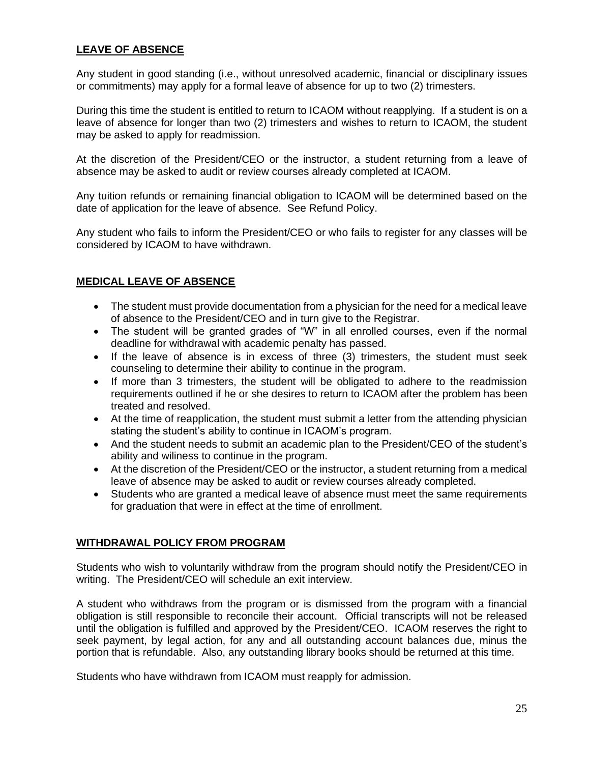## LEAVE OF ABSENCE

Any student in good standing (i.e., without unresolved academic, financial or disciplinary issues or commitments) may apply for a formal leave of absence for up to two (2) trimesters.

During this time the student is entitled to return to ICAOM without reapplying. If a student is on a leave of absence for longer than two (2) trimesters and wishes to return to ICAOM, the student may be asked to apply for readmission.

At the discretion of the President/CEO or the instructor, a student returning from a leave of absence may be asked to audit or review courses already completed at ICAOM.

Any tuition refunds or remaining financial obligation to ICAOM will be determined based on the date of application for the leave of absence. See Refund Policy.

Any student who fails to inform the President/CEO or who fails to register for any classes will be considered by ICAOM to have withdrawn.

## MEDICAL LEAVE OF ABSENCE

- The student must provide documentation from a physician for the need for a medical leave of absence to the President/CEO and in turn give to the Registrar.
- The student will be granted grades of "W" in all enrolled courses, even if the normal deadline for withdrawal with academic penalty has passed.
- If the leave of absence is in excess of three (3) trimesters, the student must seek counseling to determine their ability to continue in the program.
- If more than 3 trimesters, the student will be obligated to adhere to the readmission requirements outlined if he or she desires to return to ICAOM after the problem has been treated and resolved.
- At the time of reapplication, the student must submit a letter from the attending physician stating the student's ability to continue in ICAOM's program.
- And the student needs to submit an academic plan to the President/CEO of the student's ability and wiliness to continue in the program.
- At the discretion of the President/CEO or the instructor, a student returning from a medical leave of absence may be asked to audit or review courses already completed.
- Students who are granted a medical leave of absence must meet the same requirements for graduation that were in effect at the time of enrollment.

## WITHDRAWAL POLICY FROM PROGRAM

Students who wish to voluntarily withdraw from the program should notify the President/CEO in writing. The President/CEO will schedule an exit interview.

A student who withdraws from the program or is dismissed from the program with a financial obligation is still responsible to reconcile their account. Official transcripts will not be released until the obligation is fulfilled and approved by the President/CEO. ICAOM reserves the right to seek payment, by legal action, for any and all outstanding account balances due, minus the portion that is refundable. Also, any outstanding library books should be returned at this time.

Students who have withdrawn from ICAOM must reapply for admission.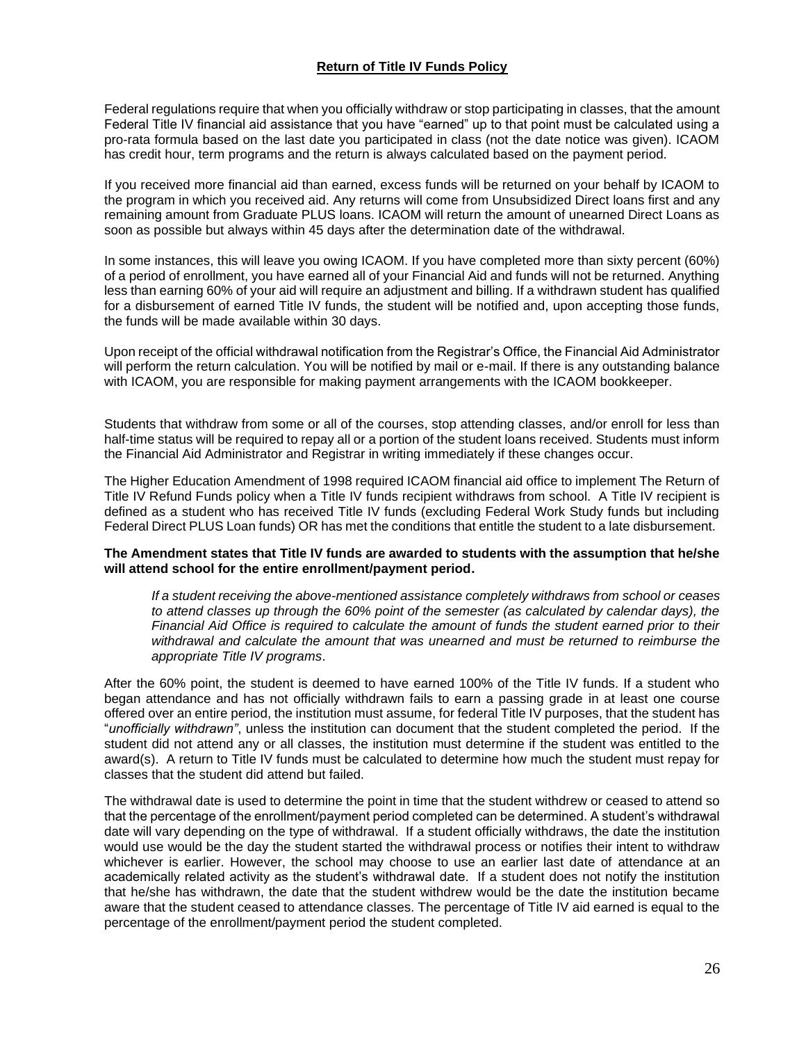## Return of Title IV Funds Policy

Federal regulations require that when you officially withdraw or stop participating in classes, that the amount Federal Title IV financial aid assistance that you have "earned" up to that point must be calculated using a pro-rata formula based on the last date you participated in class (not the date notice was given). ICAOM has credit hour, term programs and the return is always calculated based on the payment period.

If you received more financial aid than earned, excess funds will be returned on your behalf by ICAOM to the program in which you received aid. Any returns will come from Unsubsidized Direct loans first and any remaining amount from Graduate PLUS loans. ICAOM will return the amount of unearned Direct Loans as soon as possible but always within 45 days after the determination date of the withdrawal.

In some instances, this will leave you owing ICAOM. If you have completed more than sixty percent (60%) of a period of enrollment, you have earned all of your Financial Aid and funds will not be returned. Anything less than earning 60% of your aid will require an adjustment and billing. If a withdrawn student has qualified for a disbursement of earned Title IV funds, the student will be notified and, upon accepting those funds, the funds will be made available within 30 days.

Upon receipt of the official withdrawal notification from the Registrar's Office, the Financial Aid Administrator will perform the return calculation. You will be notified by mail or e-mail. If there is any outstanding balance with ICAOM, you are responsible for making payment arrangements with the ICAOM bookkeeper.

Students that withdraw from some or all of the courses, stop attending classes, and/or enroll for less than half-time status will be required to repay all or a portion of the student loans received. Students must inform the Financial Aid Administrator and Registrar in writing immediately if these changes occur.

The Higher Education Amendment of 1998 required ICAOM financial aid office to implement The Return of Title IV Refund Funds policy when a Title IV funds recipient withdraws from school. A Title IV recipient is defined as a student who has received Title IV funds (excluding Federal Work Study funds but including Federal Direct PLUS Loan funds) OR has met the conditions that entitle the student to a late disbursement.

**The Amendment states that Title IV funds are awarded to students with the assumption that he/she will attend school for the entire enrollment/payment period.**

> *If a student receiving the above-mentioned assistance completely withdraws from school or ceases to attend classes up through the 60% point of the semester (as calculated by calendar days), the Financial Aid Office is required to calculate the amount of funds the student earned prior to their withdrawal and calculate the amount that was unearned and must be returned to reimburse the appropriate Title IV programs*.

After the 60% point, the student is deemed to have earned 100% of the Title IV funds. If a student who began attendance and has not officially withdrawn fails to earn a passing grade in at least one course offered over an entire period, the institution must assume, for federal Title IV purposes, that the student has "*unofficially withdrawn"*, unless the institution can document that the student completed the period. If the student did not attend any or all classes, the institution must determine if the student was entitled to the award(s). A return to Title IV funds must be calculated to determine how much the student must repay for classes that the student did attend but failed.

The withdrawal date is used to determine the point in time that the student withdrew or ceased to attend so that the percentage of the enrollment/payment period completed can be determined. A student's withdrawal date will vary depending on the type of withdrawal. If a student officially withdraws, the date the institution would use would be the day the student started the withdrawal process or notifies their intent to withdraw whichever is earlier. However, the school may choose to use an earlier last date of attendance at an academically related activity as the student's withdrawal date. If a student does not notify the institution that he/she has withdrawn, the date that the student withdrew would be the date the institution became aware that the student ceased to attendance classes. The percentage of Title IV aid earned is equal to the percentage of the enrollment/payment period the student completed.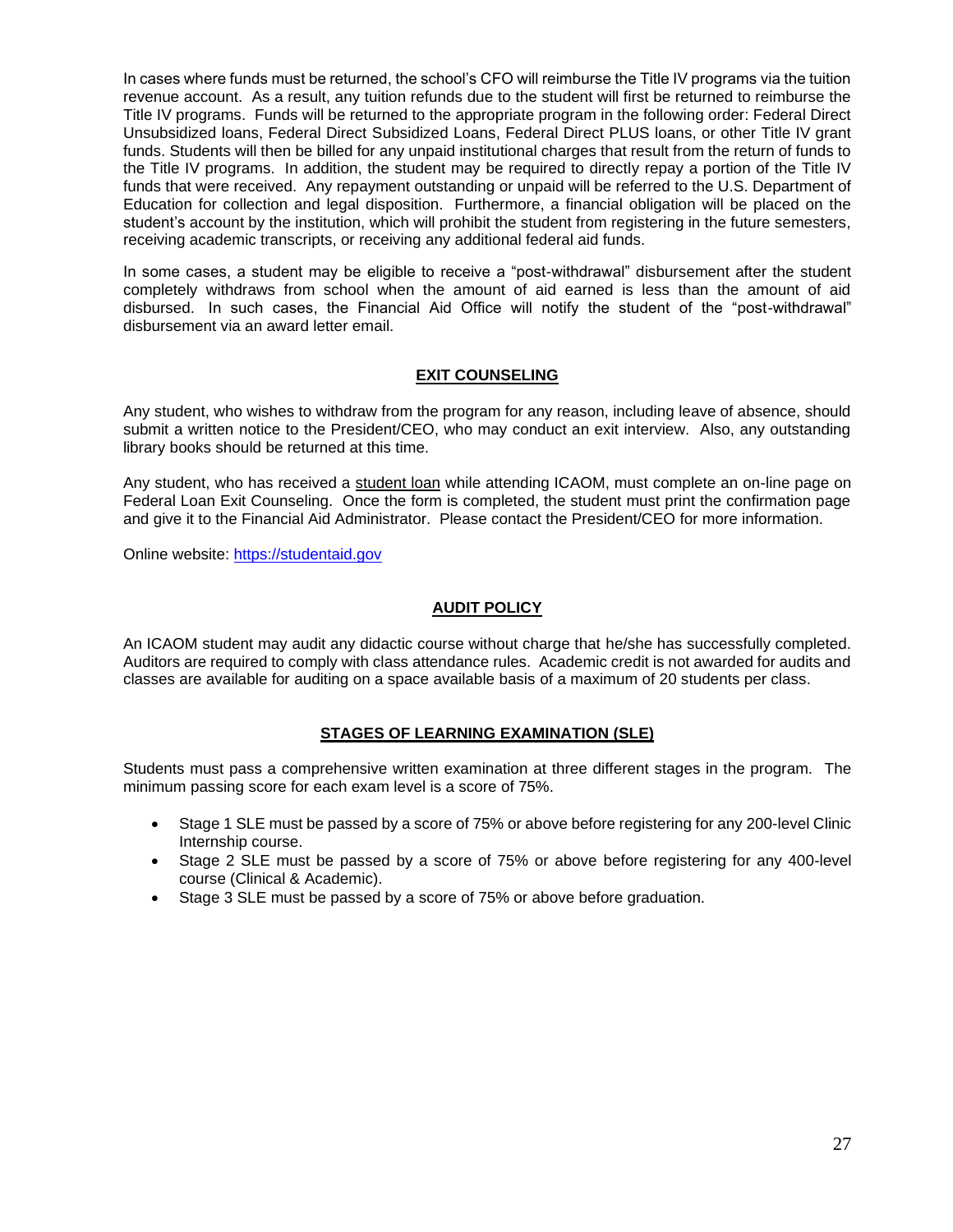In cases where funds must be returned, the school's CFO will reimburse the Title IV programs via the tuition revenue account. As a result, any tuition refunds due to the student will first be returned to reimburse the Title IV programs. Funds will be returned to the appropriate program in the following order: Federal Direct Unsubsidized loans, Federal Direct Subsidized Loans, Federal Direct PLUS loans, or other Title IV grant funds. Students will then be billed for any unpaid institutional charges that result from the return of funds to the Title IV programs. In addition, the student may be required to directly repay a portion of the Title IV funds that were received. Any repayment outstanding or unpaid will be referred to the U.S. Department of Education for collection and legal disposition. Furthermore, a financial obligation will be placed on the student's account by the institution, which will prohibit the student from registering in the future semesters, receiving academic transcripts, or receiving any additional federal aid funds.

In some cases, a student may be eligible to receive a "post-withdrawal" disbursement after the student completely withdraws from school when the amount of aid earned is less than the amount of aid disbursed. In such cases, the Financial Aid Office will notify the student of the "post-withdrawal" disbursement via an award letter email.

## EXIT COUNSELING

Any student, who wishes to withdraw from the program for any reason, including leave of absence, should submit a written notice to the President/CEO, who may conduct an exit interview. Also, any outstanding library books should be returned at this time.

Any student, who has received a student loan while attending ICAOM, must complete an on-line page on Federal Loan Exit Counseling. Once the form is completed, the student must print the confirmation page and give it to the Financial Aid Administrator. Please contact the President/CEO for more information.

Online website: [https://studentaid.gov](https://studentaid.gov)

## AUDIT POLICY

An ICAOM student may audit any didactic course without charge that he/she has successfully completed. Auditors are required to comply with class attendance rules. Academic credit is not awarded for audits and classes are available for auditing on a space available basis of a maximum of 20 students per class.

## STAGES OF LEARNING EXAMINATION (SLE)

Students must pass a comprehensive written examination at three different stages in the program. The minimum passing score for each exam level is a score of 75%.

- Stage 1 SLE must be passed by a score of 75% or above before registering for any 200-level Clinic Internship course.
- Stage 2 SLE must be passed by a score of 75% or above before registering for any 400-level course (Clinical & Academic).
- Stage 3 SLE must be passed by a score of 75% or above before graduation.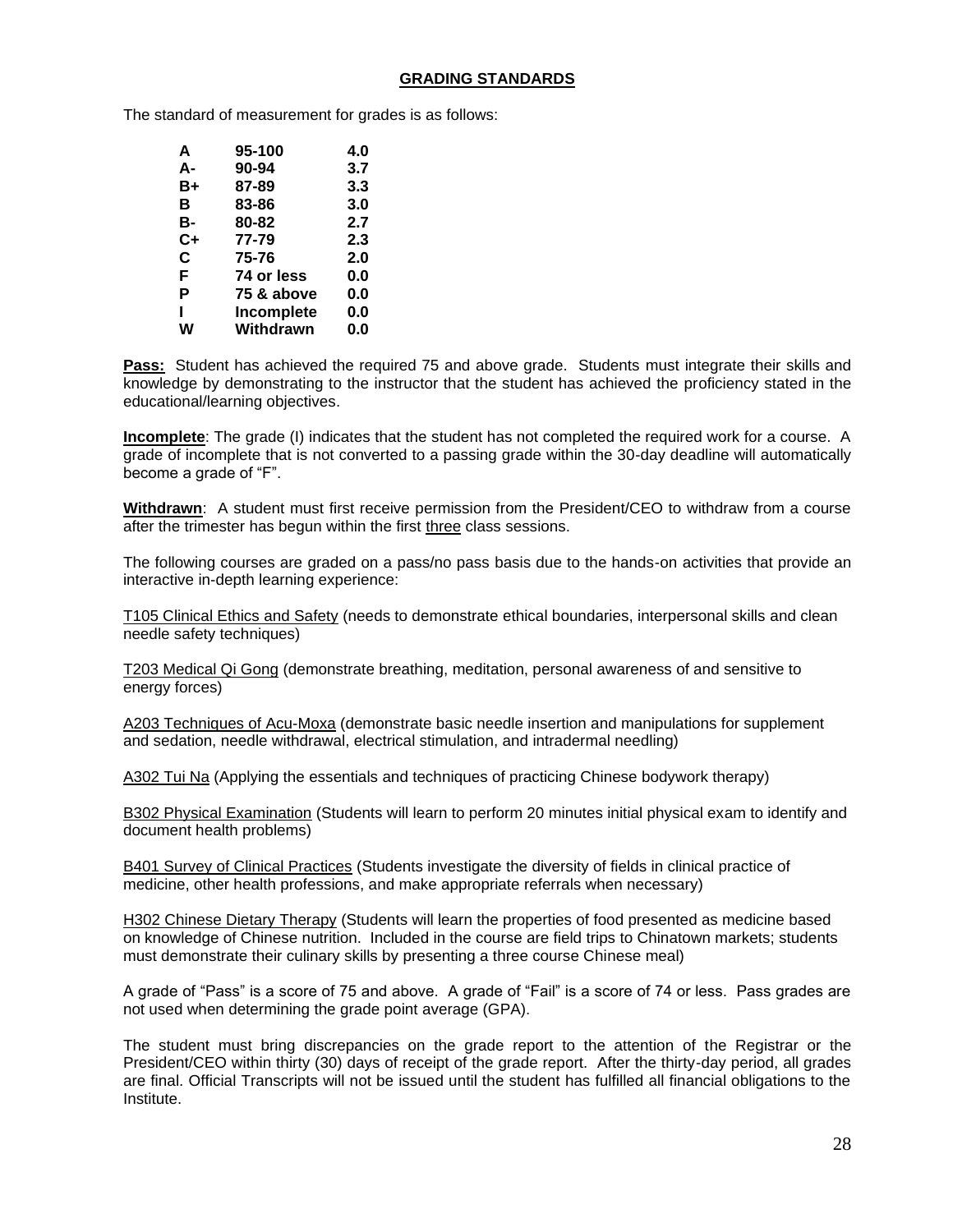## GRADING STANDARDS

The standard of measurement for grades is as follows:

| | | |
|---|---|---|
| **A** | **95-100** | **4.0** |
| **A-** | **90-94** | **3.7** |
| **B+** | **87-89** | **3.3** |
| **B** | **83-86** | **3.0** |
| **B-** | **80-82** | **2.7** |
| **C+** | **77-79** | **2.3** |
| **C** | **75-76** | **2.0** |
| **F** | **74 or less** | **0.0** |
| **P** | **75 & above** | **0.0** |
| **I** | **Incomplete** | **0.0** |
| **W** | **Withdrawn** | **0.0** |

**Pass:** Student has achieved the required 75 and above grade. Students must integrate their skills and knowledge by demonstrating to the instructor that the student has achieved the proficiency stated in the educational/learning objectives.

**Incomplete**: The grade (I) indicates that the student has not completed the required work for a course. A grade of incomplete that is not converted to a passing grade within the 30-day deadline will automatically become a grade of "F".

**Withdrawn**: A student must first receive permission from the President/CEO to withdraw from a course after the trimester has begun within the first three class sessions.

The following courses are graded on a pass/no pass basis due to the hands-on activities that provide an interactive in-depth learning experience:

T105 Clinical Ethics and Safety (needs to demonstrate ethical boundaries, interpersonal skills and clean needle safety techniques)

T203 Medical Qi Gong (demonstrate breathing, meditation, personal awareness of and sensitive to energy forces)

A203 Techniques of Acu-Moxa (demonstrate basic needle insertion and manipulations for supplement and sedation, needle withdrawal, electrical stimulation, and intradermal needling)

A302 Tui Na (Applying the essentials and techniques of practicing Chinese bodywork therapy)

B302 Physical Examination (Students will learn to perform 20 minutes initial physical exam to identify and document health problems)

B401 Survey of Clinical Practices (Students investigate the diversity of fields in clinical practice of medicine, other health professions, and make appropriate referrals when necessary)

H302 Chinese Dietary Therapy (Students will learn the properties of food presented as medicine based on knowledge of Chinese nutrition. Included in the course are field trips to Chinatown markets; students must demonstrate their culinary skills by presenting a three course Chinese meal)

A grade of "Pass" is a score of 75 and above. A grade of "Fail" is a score of 74 or less. Pass grades are not used when determining the grade point average (GPA).

The student must bring discrepancies on the grade report to the attention of the Registrar or the President/CEO within thirty (30) days of receipt of the grade report. After the thirty-day period, all grades are final. Official Transcripts will not be issued until the student has fulfilled all financial obligations to the Institute.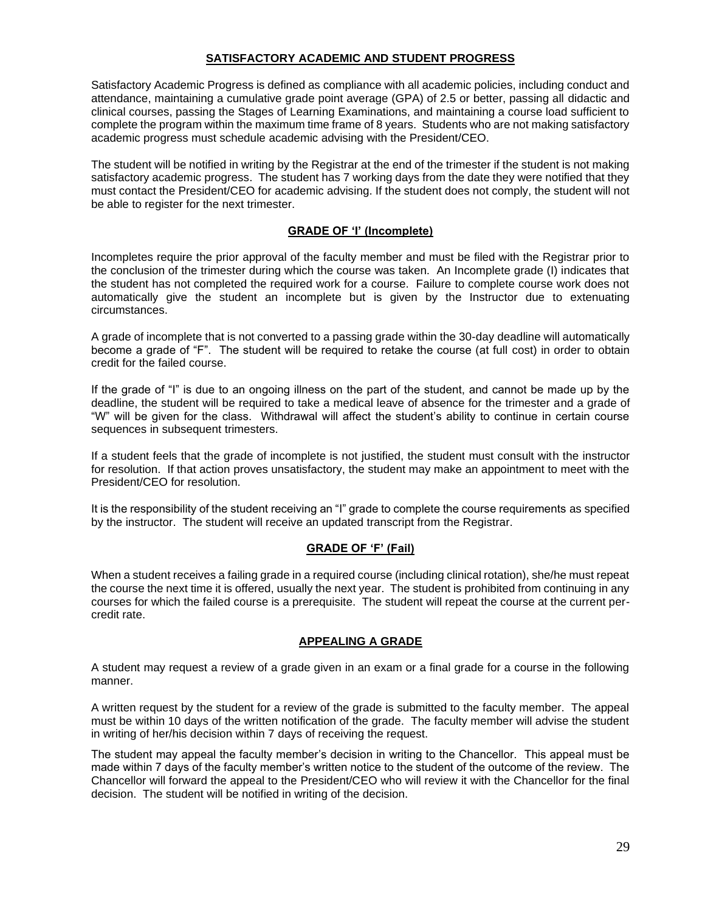## SATISFACTORY ACADEMIC AND STUDENT PROGRESS

Satisfactory Academic Progress is defined as compliance with all academic policies, including conduct and attendance, maintaining a cumulative grade point average (GPA) of 2.5 or better, passing all didactic and clinical courses, passing the Stages of Learning Examinations, and maintaining a course load sufficient to complete the program within the maximum time frame of 8 years. Students who are not making satisfactory academic progress must schedule academic advising with the President/CEO.

The student will be notified in writing by the Registrar at the end of the trimester if the student is not making satisfactory academic progress. The student has 7 working days from the date they were notified that they must contact the President/CEO for academic advising. If the student does not comply, the student will not be able to register for the next trimester.

## GRADE OF 'I' (Incomplete)

Incompletes require the prior approval of the faculty member and must be filed with the Registrar prior to the conclusion of the trimester during which the course was taken. An Incomplete grade (I) indicates that the student has not completed the required work for a course. Failure to complete course work does not automatically give the student an incomplete but is given by the Instructor due to extenuating circumstances.

A grade of incomplete that is not converted to a passing grade within the 30-day deadline will automatically become a grade of "F". The student will be required to retake the course (at full cost) in order to obtain credit for the failed course.

If the grade of "I" is due to an ongoing illness on the part of the student, and cannot be made up by the deadline, the student will be required to take a medical leave of absence for the trimester and a grade of "W" will be given for the class. Withdrawal will affect the student's ability to continue in certain course sequences in subsequent trimesters.

If a student feels that the grade of incomplete is not justified, the student must consult with the instructor for resolution. If that action proves unsatisfactory, the student may make an appointment to meet with the President/CEO for resolution.

It is the responsibility of the student receiving an "I" grade to complete the course requirements as specified by the instructor. The student will receive an updated transcript from the Registrar.

## GRADE OF 'F' (Fail)

When a student receives a failing grade in a required course (including clinical rotation), she/he must repeat the course the next time it is offered, usually the next year. The student is prohibited from continuing in any courses for which the failed course is a prerequisite. The student will repeat the course at the current per-credit rate.

## APPEALING A GRADE

A student may request a review of a grade given in an exam or a final grade for a course in the following manner.

A written request by the student for a review of the grade is submitted to the faculty member. The appeal must be within 10 days of the written notification of the grade. The faculty member will advise the student in writing of her/his decision within 7 days of receiving the request.

The student may appeal the faculty member's decision in writing to the Chancellor. This appeal must be made within 7 days of the faculty member's written notice to the student of the outcome of the review. The Chancellor will forward the appeal to the President/CEO who will review it with the Chancellor for the final decision. The student will be notified in writing of the decision.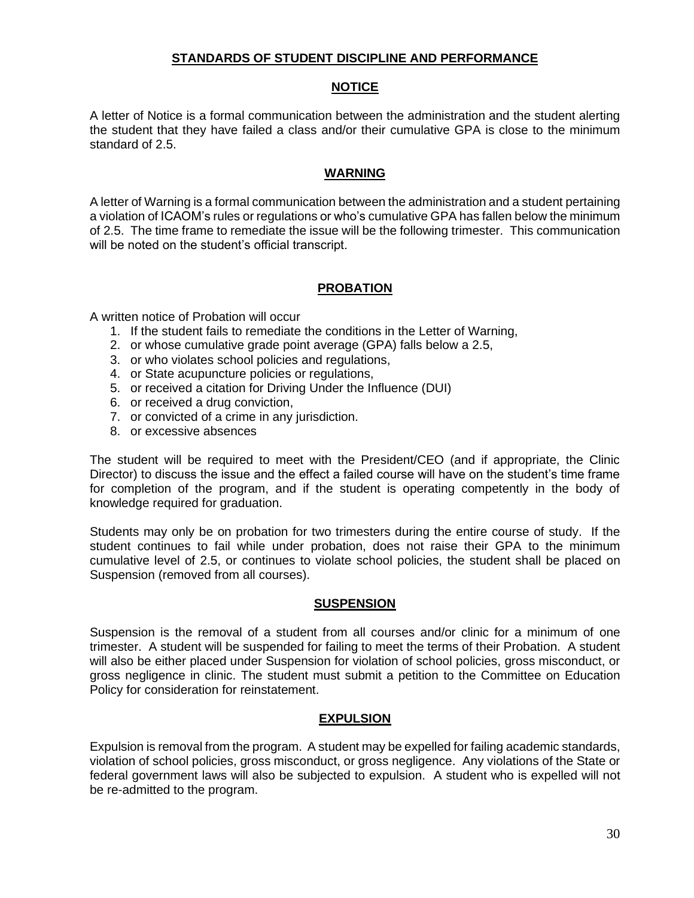## STANDARDS OF STUDENT DISCIPLINE AND PERFORMANCE

### NOTICE

A letter of Notice is a formal communication between the administration and the student alerting the student that they have failed a class and/or their cumulative GPA is close to the minimum standard of 2.5.

### WARNING

A letter of Warning is a formal communication between the administration and a student pertaining a violation of ICAOM's rules or regulations or who's cumulative GPA has fallen below the minimum of 2.5. The time frame to remediate the issue will be the following trimester. This communication will be noted on the student's official transcript.

### PROBATION

A written notice of Probation will occur

1. If the student fails to remediate the conditions in the Letter of Warning,
2. or whose cumulative grade point average (GPA) falls below a 2.5,
3. or who violates school policies and regulations,
4. or State acupuncture policies or regulations,
5. or received a citation for Driving Under the Influence (DUI)
6. or received a drug conviction,
7. or convicted of a crime in any jurisdiction.
8. or excessive absences

The student will be required to meet with the President/CEO (and if appropriate, the Clinic Director) to discuss the issue and the effect a failed course will have on the student's time frame for completion of the program, and if the student is operating competently in the body of knowledge required for graduation.

Students may only be on probation for two trimesters during the entire course of study. If the student continues to fail while under probation, does not raise their GPA to the minimum cumulative level of 2.5, or continues to violate school policies, the student shall be placed on Suspension (removed from all courses).

### SUSPENSION

Suspension is the removal of a student from all courses and/or clinic for a minimum of one trimester. A student will be suspended for failing to meet the terms of their Probation. A student will also be either placed under Suspension for violation of school policies, gross misconduct, or gross negligence in clinic. The student must submit a petition to the Committee on Education Policy for consideration for reinstatement.

### EXPULSION

Expulsion is removal from the program. A student may be expelled for failing academic standards, violation of school policies, gross misconduct, or gross negligence. Any violations of the State or federal government laws will also be subjected to expulsion. A student who is expelled will not be re-admitted to the program.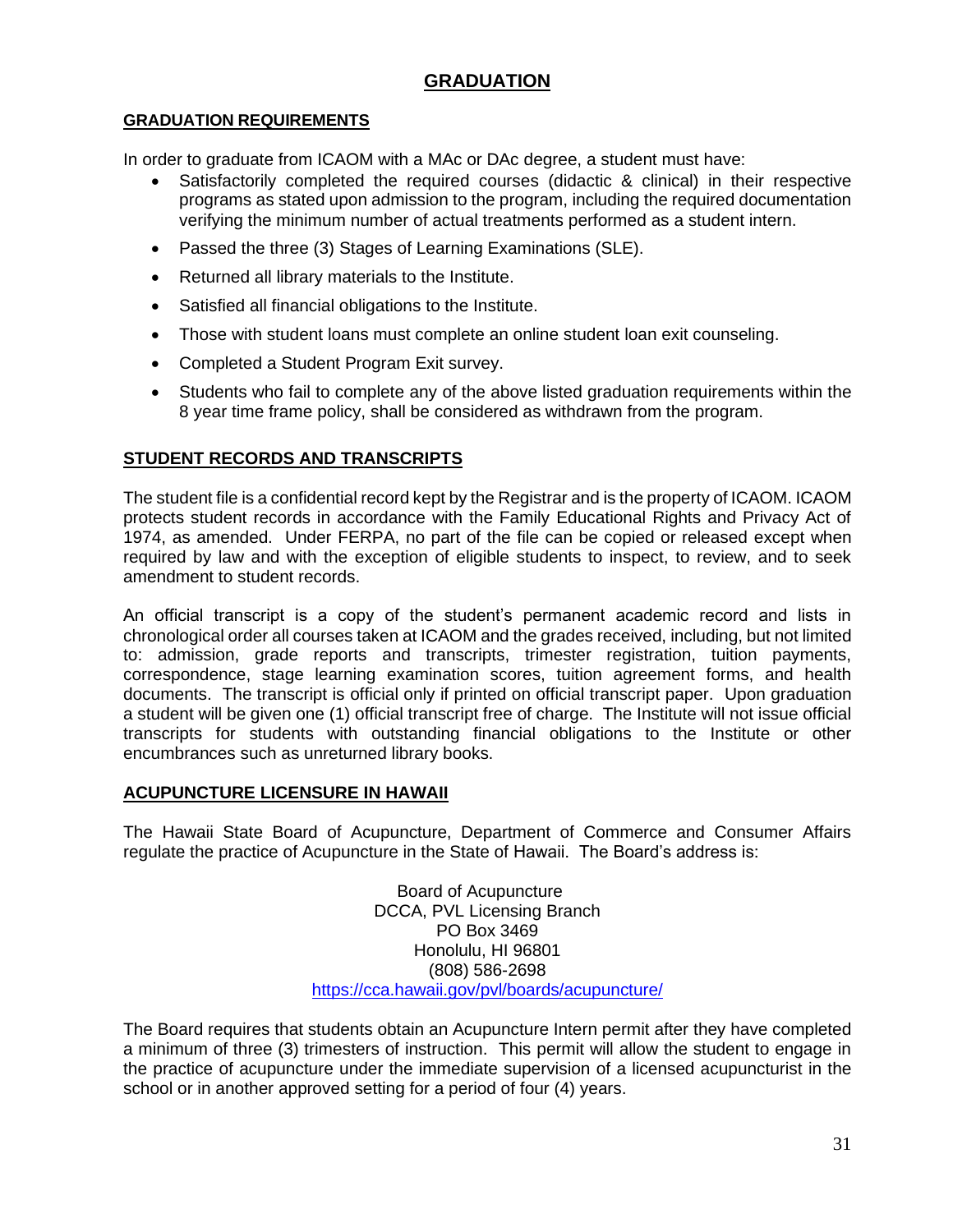# GRADUATION

## GRADUATION REQUIREMENTS

In order to graduate from ICAOM with a MAc or DAc degree, a student must have:

- Satisfactorily completed the required courses (didactic & clinical) in their respective programs as stated upon admission to the program, including the required documentation verifying the minimum number of actual treatments performed as a student intern.
- Passed the three (3) Stages of Learning Examinations (SLE).
- Returned all library materials to the Institute.
- Satisfied all financial obligations to the Institute.
- Those with student loans must complete an online student loan exit counseling.
- Completed a Student Program Exit survey.
- Students who fail to complete any of the above listed graduation requirements within the 8 year time frame policy, shall be considered as withdrawn from the program.

## STUDENT RECORDS AND TRANSCRIPTS

The student file is a confidential record kept by the Registrar and is the property of ICAOM. ICAOM protects student records in accordance with the Family Educational Rights and Privacy Act of 1974, as amended. Under FERPA, no part of the file can be copied or released except when required by law and with the exception of eligible students to inspect, to review, and to seek amendment to student records.

An official transcript is a copy of the student's permanent academic record and lists in chronological order all courses taken at ICAOM and the grades received, including, but not limited to: admission, grade reports and transcripts, trimester registration, tuition payments, correspondence, stage learning examination scores, tuition agreement forms, and health documents. The transcript is official only if printed on official transcript paper. Upon graduation a student will be given one (1) official transcript free of charge. The Institute will not issue official transcripts for students with outstanding financial obligations to the Institute or other encumbrances such as unreturned library books.

## ACUPUNCTURE LICENSURE IN HAWAII

The Hawaii State Board of Acupuncture, Department of Commerce and Consumer Affairs regulate the practice of Acupuncture in the State of Hawaii. The Board's address is:

Board of Acupuncture
DCCA, PVL Licensing Branch
PO Box 3469
Honolulu, HI 96801
(808) 586-2698
https://cca.hawaii.gov/pvl/boards/acupuncture/

The Board requires that students obtain an Acupuncture Intern permit after they have completed a minimum of three (3) trimesters of instruction. This permit will allow the student to engage in the practice of acupuncture under the immediate supervision of a licensed acupuncturist in the school or in another approved setting for a period of four (4) years.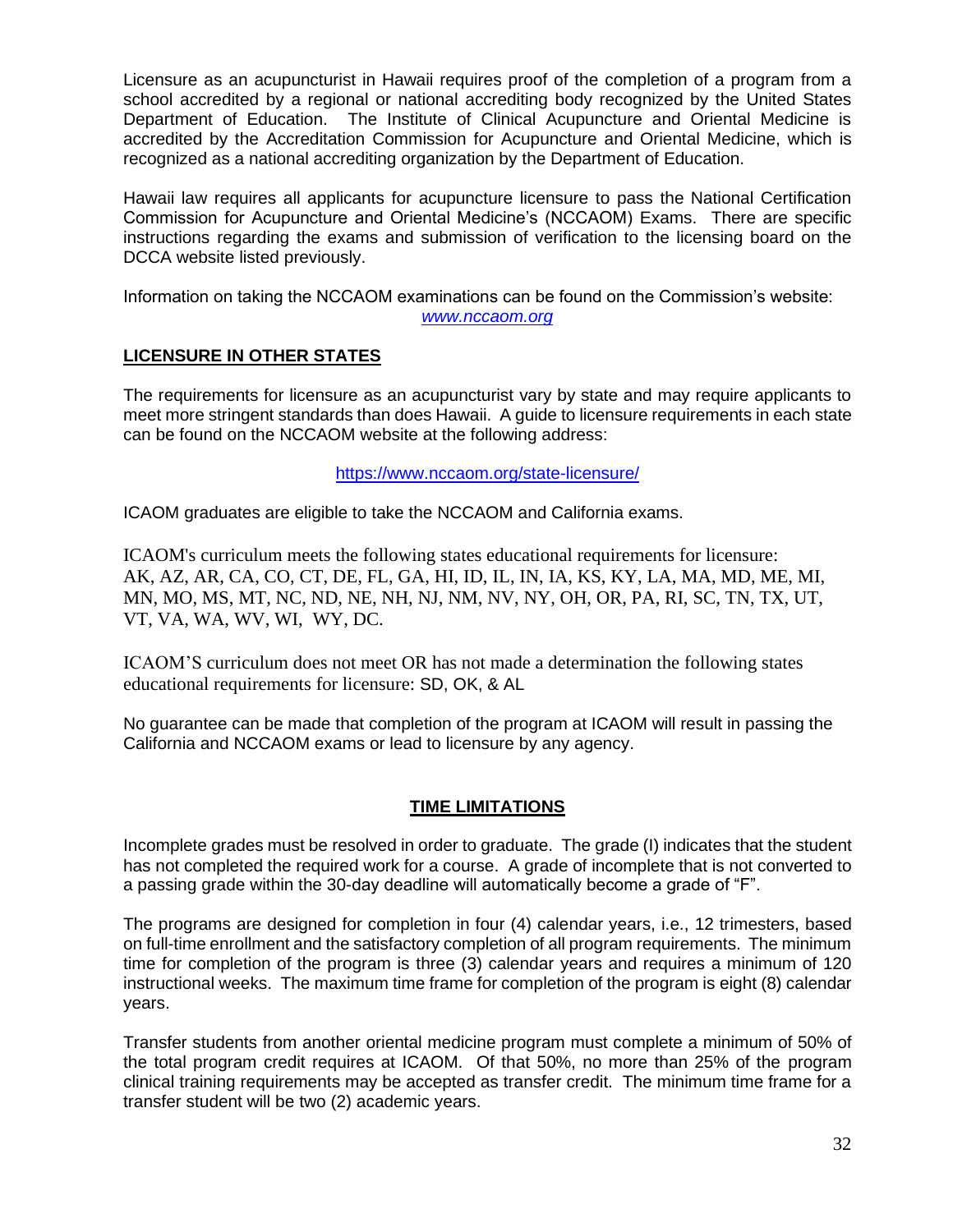Licensure as an acupuncturist in Hawaii requires proof of the completion of a program from a school accredited by a regional or national accrediting body recognized by the United States Department of Education. The Institute of Clinical Acupuncture and Oriental Medicine is accredited by the Accreditation Commission for Acupuncture and Oriental Medicine, which is recognized as a national accrediting organization by the Department of Education.

Hawaii law requires all applicants for acupuncture licensure to pass the National Certification Commission for Acupuncture and Oriental Medicine's (NCCAOM) Exams. There are specific instructions regarding the exams and submission of verification to the licensing board on the DCCA website listed previously.

Information on taking the NCCAOM examinations can be found on the Commission's website: *www.nccaom.org*

## LICENSURE IN OTHER STATES

The requirements for licensure as an acupuncturist vary by state and may require applicants to meet more stringent standards than does Hawaii. A guide to licensure requirements in each state can be found on the NCCAOM website at the following address:

https://www.nccaom.org/state-licensure/

ICAOM graduates are eligible to take the NCCAOM and California exams.

ICAOM's curriculum meets the following states educational requirements for licensure: AK, AZ, AR, CA, CO, CT, DE, FL, GA, HI, ID, IL, IN, IA, KS, KY, LA, MA, MD, ME, MI, MN, MO, MS, MT, NC, ND, NE, NH, NJ, NM, NV, NY, OH, OR, PA, RI, SC, TN, TX, UT, VT, VA, WA, WV, WI, WY, DC.

ICAOM'S curriculum does not meet OR has not made a determination the following states educational requirements for licensure: SD, OK, & AL

No guarantee can be made that completion of the program at ICAOM will result in passing the California and NCCAOM exams or lead to licensure by any agency.

## TIME LIMITATIONS

Incomplete grades must be resolved in order to graduate. The grade (I) indicates that the student has not completed the required work for a course. A grade of incomplete that is not converted to a passing grade within the 30-day deadline will automatically become a grade of "F".

The programs are designed for completion in four (4) calendar years, i.e., 12 trimesters, based on full-time enrollment and the satisfactory completion of all program requirements. The minimum time for completion of the program is three (3) calendar years and requires a minimum of 120 instructional weeks. The maximum time frame for completion of the program is eight (8) calendar years.

Transfer students from another oriental medicine program must complete a minimum of 50% of the total program credit requires at ICAOM. Of that 50%, no more than 25% of the program clinical training requirements may be accepted as transfer credit. The minimum time frame for a transfer student will be two (2) academic years.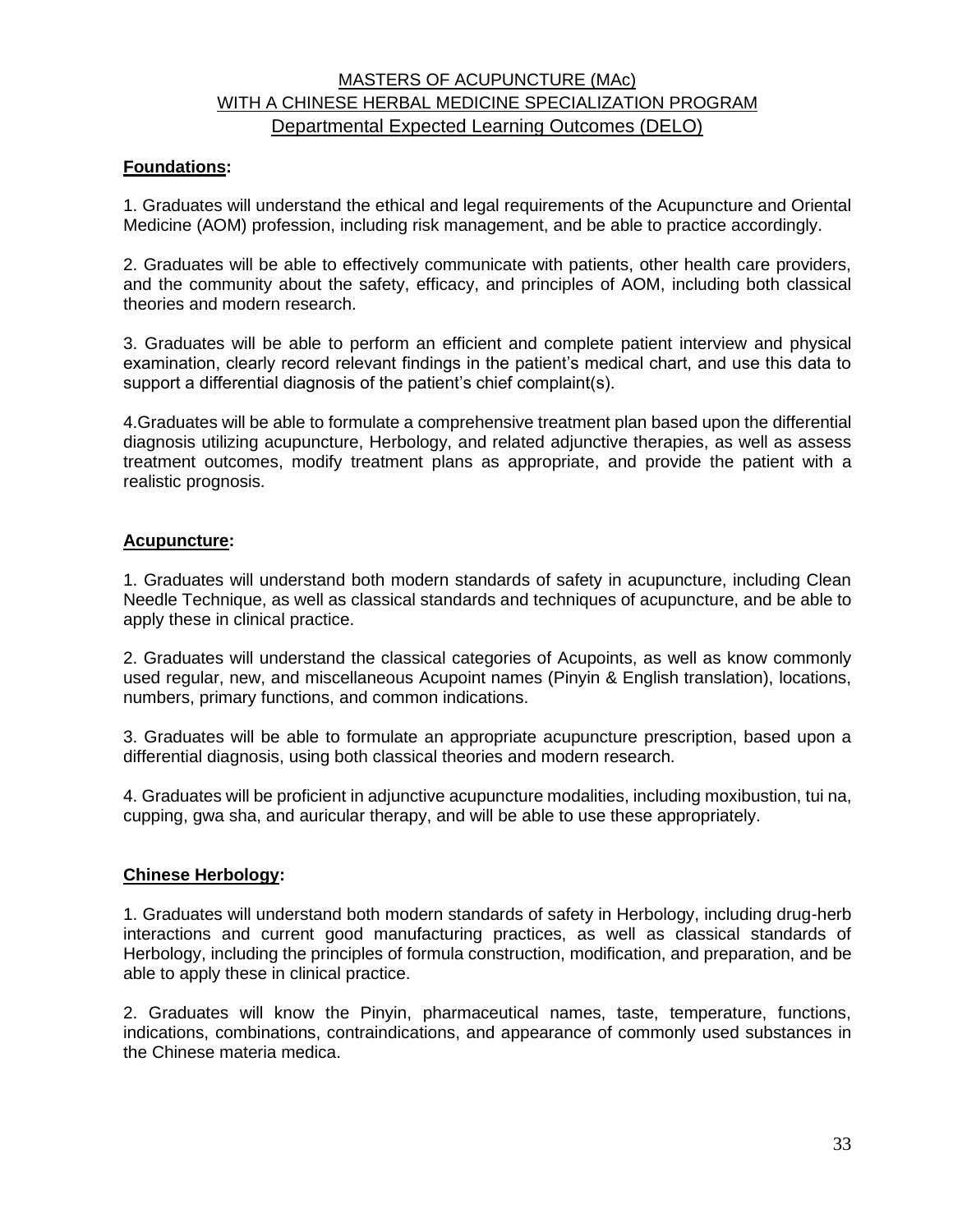## MASTERS OF ACUPUNCTURE (MAc) WITH A CHINESE HERBAL MEDICINE SPECIALIZATION PROGRAM

### Departmental Expected Learning Outcomes (DELO)

**Foundations:**

1. Graduates will understand the ethical and legal requirements of the Acupuncture and Oriental Medicine (AOM) profession, including risk management, and be able to practice accordingly.

2. Graduates will be able to effectively communicate with patients, other health care providers, and the community about the safety, efficacy, and principles of AOM, including both classical theories and modern research.

3. Graduates will be able to perform an efficient and complete patient interview and physical examination, clearly record relevant findings in the patient's medical chart, and use this data to support a differential diagnosis of the patient's chief complaint(s).

4. Graduates will be able to formulate a comprehensive treatment plan based upon the differential diagnosis utilizing acupuncture, Herbology, and related adjunctive therapies, as well as assess treatment outcomes, modify treatment plans as appropriate, and provide the patient with a realistic prognosis.

**Acupuncture:**

1. Graduates will understand both modern standards of safety in acupuncture, including Clean Needle Technique, as well as classical standards and techniques of acupuncture, and be able to apply these in clinical practice.

2. Graduates will understand the classical categories of Acupoints, as well as know commonly used regular, new, and miscellaneous Acupoint names (Pinyin & English translation), locations, numbers, primary functions, and common indications.

3. Graduates will be able to formulate an appropriate acupuncture prescription, based upon a differential diagnosis, using both classical theories and modern research.

4. Graduates will be proficient in adjunctive acupuncture modalities, including moxibustion, tui na, cupping, gwa sha, and auricular therapy, and will be able to use these appropriately.

**Chinese Herbology:**

1. Graduates will understand both modern standards of safety in Herbology, including drug-herb interactions and current good manufacturing practices, as well as classical standards of Herbology, including the principles of formula construction, modification, and preparation, and be able to apply these in clinical practice.

2. Graduates will know the Pinyin, pharmaceutical names, taste, temperature, functions, indications, combinations, contraindications, and appearance of commonly used substances in the Chinese materia medica.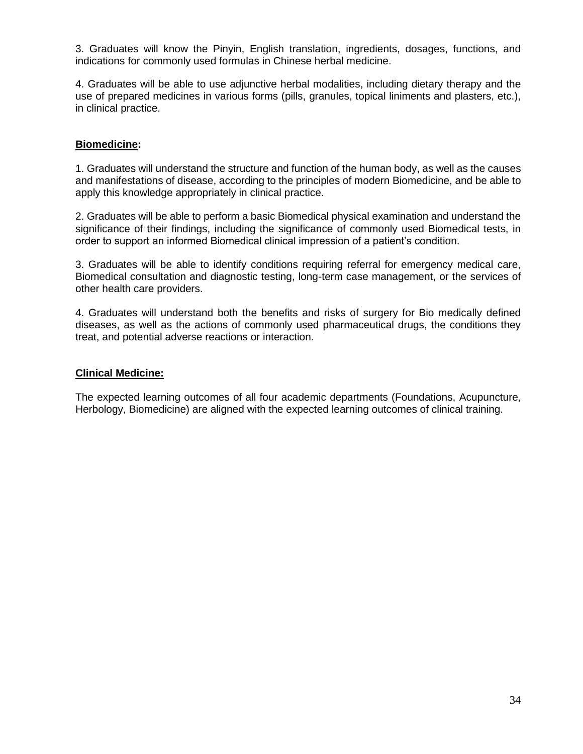3. Graduates will know the Pinyin, English translation, ingredients, dosages, functions, and indications for commonly used formulas in Chinese herbal medicine.

4. Graduates will be able to use adjunctive herbal modalities, including dietary therapy and the use of prepared medicines in various forms (pills, granules, topical liniments and plasters, etc.), in clinical practice.

**Biomedicine:**

1. Graduates will understand the structure and function of the human body, as well as the causes and manifestations of disease, according to the principles of modern Biomedicine, and be able to apply this knowledge appropriately in clinical practice.

2. Graduates will be able to perform a basic Biomedical physical examination and understand the significance of their findings, including the significance of commonly used Biomedical tests, in order to support an informed Biomedical clinical impression of a patient's condition.

3. Graduates will be able to identify conditions requiring referral for emergency medical care, Biomedical consultation and diagnostic testing, long-term case management, or the services of other health care providers.

4. Graduates will understand both the benefits and risks of surgery for Bio medically defined diseases, as well as the actions of commonly used pharmaceutical drugs, the conditions they treat, and potential adverse reactions or interaction.

**Clinical Medicine:**

The expected learning outcomes of all four academic departments (Foundations, Acupuncture, Herbology, Biomedicine) are aligned with the expected learning outcomes of clinical training.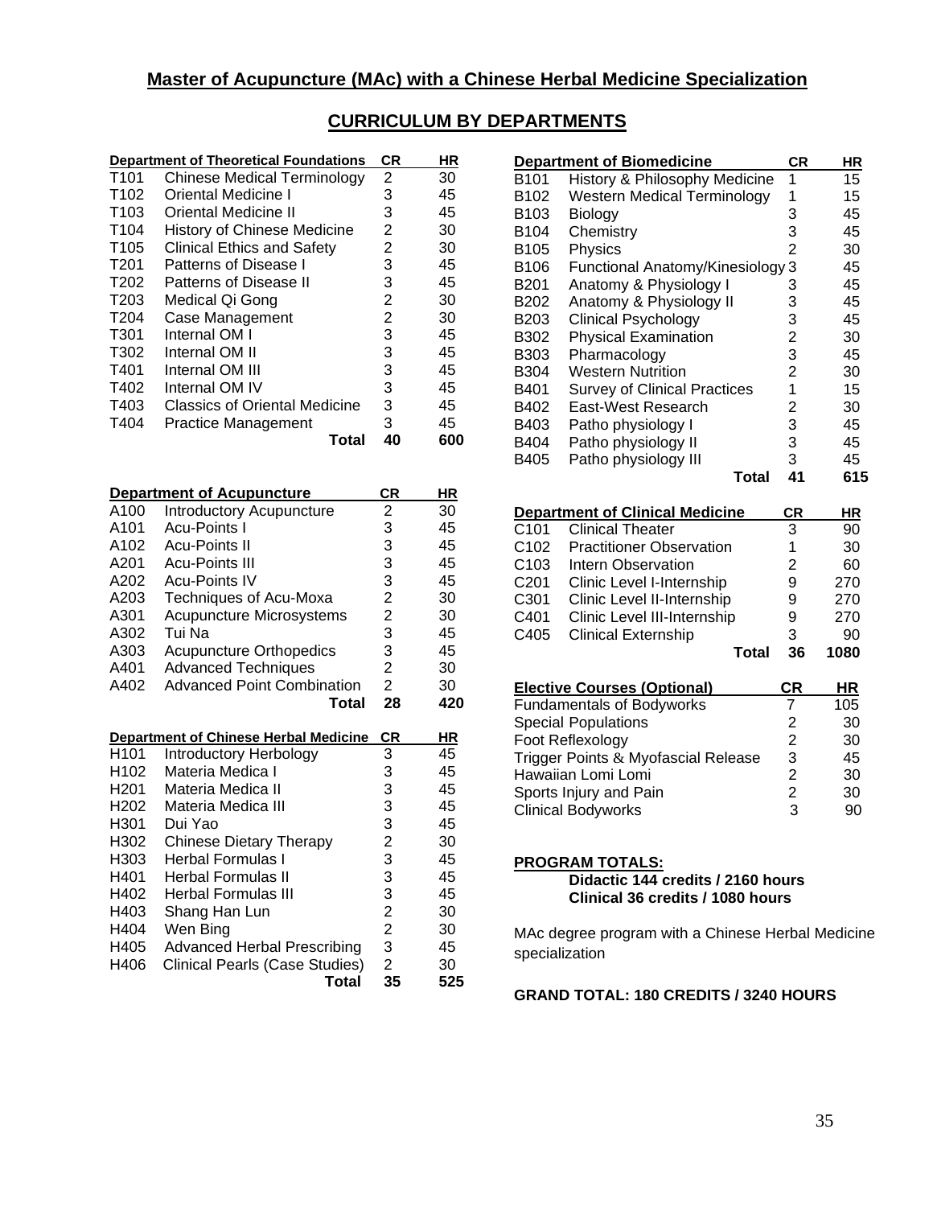# Master of Acupuncture (MAc) with a Chinese Herbal Medicine Specialization

## CURRICULUM BY DEPARTMENTS

| Department of Theoretical Foundations | | CR | HR |
|---|---|---|---|
| T101 | Chinese Medical Terminology | 2 | 30 |
| T102 | Oriental Medicine I | 3 | 45 |
| T103 | Oriental Medicine II | 3 | 45 |
| T104 | History of Chinese Medicine | 2 | 30 |
| T105 | Clinical Ethics and Safety | 2 | 30 |
| T201 | Patterns of Disease I | 3 | 45 |
| T202 | Patterns of Disease II | 3 | 45 |
| T203 | Medical Qi Gong | 2 | 30 |
| T204 | Case Management | 2 | 30 |
| T301 | Internal OM I | 3 | 45 |
| T302 | Internal OM II | 3 | 45 |
| T401 | Internal OM III | 3 | 45 |
| T402 | Internal OM IV | 3 | 45 |
| T403 | Classics of Oriental Medicine | 3 | 45 |
| T404 | Practice Management | 3 | 45 |
| | **Total** | **40** | **600** |

| Department of Acupuncture | | CR | HR |
|---|---|---|---|
| A100 | Introductory Acupuncture | 2 | 30 |
| A101 | Acu-Points I | 3 | 45 |
| A102 | Acu-Points II | 3 | 45 |
| A201 | Acu-Points III | 3 | 45 |
| A202 | Acu-Points IV | 3 | 45 |
| A203 | Techniques of Acu-Moxa | 2 | 30 |
| A301 | Acupuncture Microsystems | 2 | 30 |
| A302 | Tui Na | 3 | 45 |
| A303 | Acupuncture Orthopedics | 3 | 45 |
| A401 | Advanced Techniques | 2 | 30 |
| A402 | Advanced Point Combination | 2 | 30 |
| | **Total** | **28** | **420** |

| Department of Chinese Herbal Medicine | | CR | HR |
|---|---|---|---|
| H101 | Introductory Herbology | 3 | 45 |
| H102 | Materia Medica I | 3 | 45 |
| H201 | Materia Medica II | 3 | 45 |
| H202 | Materia Medica III | 3 | 45 |
| H301 | Dui Yao | 3 | 45 |
| H302 | Chinese Dietary Therapy | 2 | 30 |
| H303 | Herbal Formulas I | 3 | 45 |
| H401 | Herbal Formulas II | 3 | 45 |
| H402 | Herbal Formulas III | 3 | 45 |
| H403 | Shang Han Lun | 2 | 30 |
| H404 | Wen Bing | 2 | 30 |
| H405 | Advanced Herbal Prescribing | 3 | 45 |
| H406 | Clinical Pearls (Case Studies) | 2 | 30 |
| | **Total** | **35** | **525** |

| Department of Biomedicine | | CR | HR |
|---|---|---|---|
| B101 | History & Philosophy Medicine | 1 | 15 |
| B102 | Western Medical Terminology | 1 | 15 |
| B103 | Biology | 3 | 45 |
| B104 | Chemistry | 3 | 45 |
| B105 | Physics | 2 | 30 |
| B106 | Functional Anatomy/Kinesiology | 3 | 45 |
| B201 | Anatomy & Physiology I | 3 | 45 |
| B202 | Anatomy & Physiology II | 3 | 45 |
| B203 | Clinical Psychology | 3 | 45 |
| B302 | Physical Examination | 2 | 30 |
| B303 | Pharmacology | 3 | 45 |
| B304 | Western Nutrition | 2 | 30 |
| B401 | Survey of Clinical Practices | 1 | 15 |
| B402 | East-West Research | 2 | 30 |
| B403 | Patho physiology I | 3 | 45 |
| B404 | Patho physiology II | 3 | 45 |
| B405 | Patho physiology III | 3 | 45 |
| | **Total** | **41** | **615** |

| Department of Clinical Medicine | | CR | HR |
|---|---|---|---|
| C101 | Clinical Theater | 3 | 90 |
| C102 | Practitioner Observation | 1 | 30 |
| C103 | Intern Observation | 2 | 60 |
| C201 | Clinic Level I-Internship | 9 | 270 |
| C301 | Clinic Level II-Internship | 9 | 270 |
| C401 | Clinic Level III-Internship | 9 | 270 |
| C405 | Clinical Externship | 3 | 90 |
| | **Total** | **36** | **1080** |

| Elective Courses (Optional) | CR | HR |
|---|---|---|
| Fundamentals of Bodyworks | 7 | 105 |
| Special Populations | 2 | 30 |
| Foot Reflexology | 2 | 30 |
| Trigger Points & Myofascial Release | 3 | 45 |
| Hawaiian Lomi Lomi | 2 | 30 |
| Sports Injury and Pain | 2 | 30 |
| Clinical Bodyworks | 3 | 90 |

**PROGRAM TOTALS:**

**Didactic 144 credits / 2160 hours**
**Clinical 36 credits / 1080 hours**

MAc degree program with a Chinese Herbal Medicine specialization

**GRAND TOTAL: 180 CREDITS / 3240 HOURS**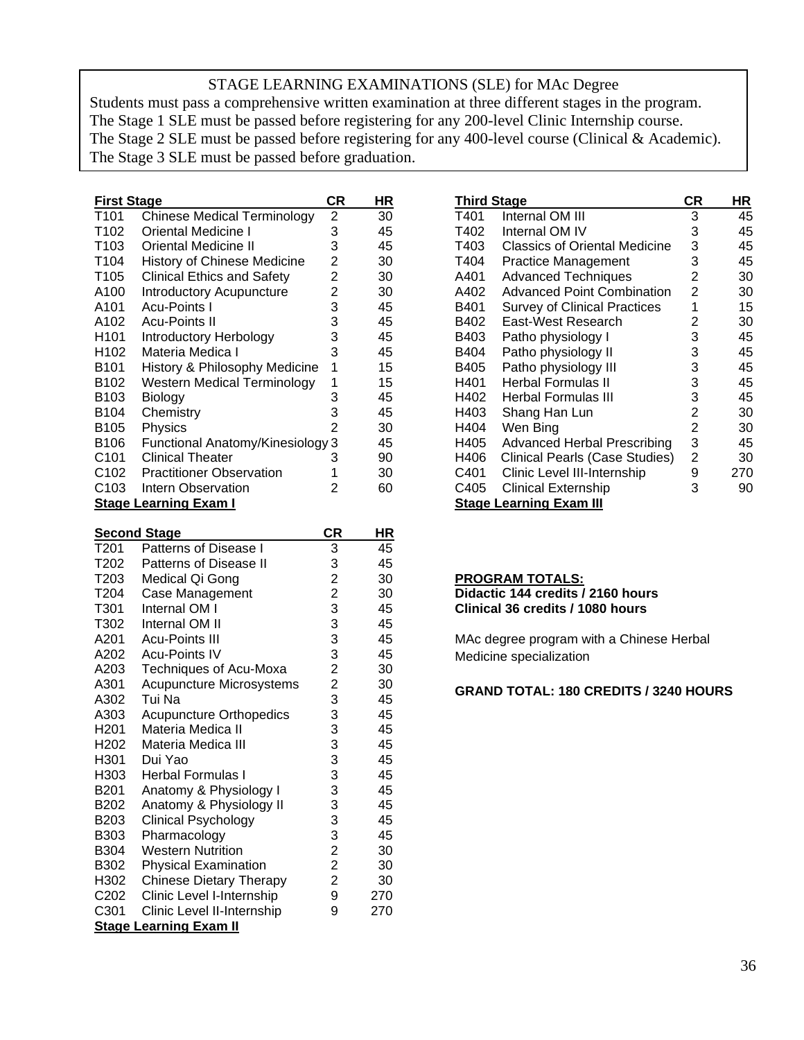## STAGE LEARNING EXAMINATIONS (SLE) for MAc Degree

Students must pass a comprehensive written examination at three different stages in the program.
The Stage 1 SLE must be passed before registering for any 200-level Clinic Internship course.
The Stage 2 SLE must be passed before registering for any 400-level course (Clinical & Academic).
The Stage 3 SLE must be passed before graduation.

| First Stage | | CR | HR |
|---|---|---|---|
| T101 | Chinese Medical Terminology | 2 | 30 |
| T102 | Oriental Medicine I | 3 | 45 |
| T103 | Oriental Medicine II | 3 | 45 |
| T104 | History of Chinese Medicine | 2 | 30 |
| T105 | Clinical Ethics and Safety | 2 | 30 |
| A100 | Introductory Acupuncture | 2 | 30 |
| A101 | Acu-Points I | 3 | 45 |
| A102 | Acu-Points II | 3 | 45 |
| H101 | Introductory Herbology | 3 | 45 |
| H102 | Materia Medica I | 3 | 45 |
| B101 | History & Philosophy Medicine | 1 | 15 |
| B102 | Western Medical Terminology | 1 | 15 |
| B103 | Biology | 3 | 45 |
| B104 | Chemistry | 3 | 45 |
| B105 | Physics | 2 | 30 |
| B106 | Functional Anatomy/Kinesiology | 3 | 45 |
| C101 | Clinical Theater | 3 | 90 |
| C102 | Practitioner Observation | 1 | 30 |
| C103 | Intern Observation | 2 | 60 |
| **Stage Learning Exam I** | | | |

| Second Stage | | CR | HR |
|---|---|---|---|
| T201 | Patterns of Disease I | 3 | 45 |
| T202 | Patterns of Disease II | 3 | 45 |
| T203 | Medical Qi Gong | 2 | 30 |
| T204 | Case Management | 2 | 30 |
| T301 | Internal OM I | 3 | 45 |
| T302 | Internal OM II | 3 | 45 |
| A201 | Acu-Points III | 3 | 45 |
| A202 | Acu-Points IV | 3 | 45 |
| A203 | Techniques of Acu-Moxa | 2 | 30 |
| A301 | Acupuncture Microsystems | 2 | 30 |
| A302 | Tui Na | 3 | 45 |
| A303 | Acupuncture Orthopedics | 3 | 45 |
| H201 | Materia Medica II | 3 | 45 |
| H202 | Materia Medica III | 3 | 45 |
| H301 | Dui Yao | 3 | 45 |
| H303 | Herbal Formulas I | 3 | 45 |
| B201 | Anatomy & Physiology I | 3 | 45 |
| B202 | Anatomy & Physiology II | 3 | 45 |
| B203 | Clinical Psychology | 3 | 45 |
| B303 | Pharmacology | 3 | 45 |
| B304 | Western Nutrition | 2 | 30 |
| B302 | Physical Examination | 2 | 30 |
| H302 | Chinese Dietary Therapy | 2 | 30 |
| C202 | Clinic Level I-Internship | 9 | 270 |
| C301 | Clinic Level II-Internship | 9 | 270 |
| **Stage Learning Exam II** | | | |

| Third Stage | | CR | HR |
|---|---|---|---|
| T401 | Internal OM III | 3 | 45 |
| T402 | Internal OM IV | 3 | 45 |
| T403 | Classics of Oriental Medicine | 3 | 45 |
| T404 | Practice Management | 3 | 45 |
| A401 | Advanced Techniques | 2 | 30 |
| A402 | Advanced Point Combination | 2 | 30 |
| B401 | Survey of Clinical Practices | 1 | 15 |
| B402 | East-West Research | 2 | 30 |
| B403 | Patho physiology I | 3 | 45 |
| B404 | Patho physiology II | 3 | 45 |
| B405 | Patho physiology III | 3 | 45 |
| H401 | Herbal Formulas II | 3 | 45 |
| H402 | Herbal Formulas III | 3 | 45 |
| H403 | Shang Han Lun | 2 | 30 |
| H404 | Wen Bing | 2 | 30 |
| H405 | Advanced Herbal Prescribing | 3 | 45 |
| H406 | Clinical Pearls (Case Studies) | 2 | 30 |
| C401 | Clinic Level III-Internship | 9 | 270 |
| C405 | Clinical Externship | 3 | 90 |
| **Stage Learning Exam III** | | | |

**PROGRAM TOTALS:**
**Didactic 144 credits / 2160 hours**
**Clinical 36 credits / 1080 hours**

MAc degree program with a Chinese Herbal Medicine specialization

**GRAND TOTAL: 180 CREDITS / 3240 HOURS**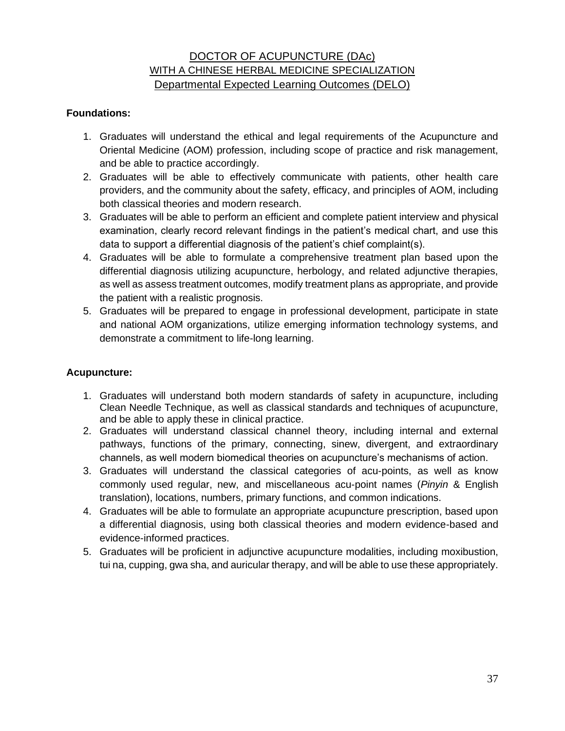# DOCTOR OF ACUPUNCTURE (DAc)
## WITH A CHINESE HERBAL MEDICINE SPECIALIZATION
## Departmental Expected Learning Outcomes (DELO)

**Foundations:**

1. Graduates will understand the ethical and legal requirements of the Acupuncture and Oriental Medicine (AOM) profession, including scope of practice and risk management, and be able to practice accordingly.
2. Graduates will be able to effectively communicate with patients, other health care providers, and the community about the safety, efficacy, and principles of AOM, including both classical theories and modern research.
3. Graduates will be able to perform an efficient and complete patient interview and physical examination, clearly record relevant findings in the patient's medical chart, and use this data to support a differential diagnosis of the patient's chief complaint(s).
4. Graduates will be able to formulate a comprehensive treatment plan based upon the differential diagnosis utilizing acupuncture, herbology, and related adjunctive therapies, as well as assess treatment outcomes, modify treatment plans as appropriate, and provide the patient with a realistic prognosis.
5. Graduates will be prepared to engage in professional development, participate in state and national AOM organizations, utilize emerging information technology systems, and demonstrate a commitment to life-long learning.

**Acupuncture:**

1. Graduates will understand both modern standards of safety in acupuncture, including Clean Needle Technique, as well as classical standards and techniques of acupuncture, and be able to apply these in clinical practice.
2. Graduates will understand classical channel theory, including internal and external pathways, functions of the primary, connecting, sinew, divergent, and extraordinary channels, as well modern biomedical theories on acupuncture's mechanisms of action.
3. Graduates will understand the classical categories of acu-points, as well as know commonly used regular, new, and miscellaneous acu-point names (*Pinyin* & English translation), locations, numbers, primary functions, and common indications.
4. Graduates will be able to formulate an appropriate acupuncture prescription, based upon a differential diagnosis, using both classical theories and modern evidence-based and evidence-informed practices.
5. Graduates will be proficient in adjunctive acupuncture modalities, including moxibustion, tui na, cupping, gwa sha, and auricular therapy, and will be able to use these appropriately.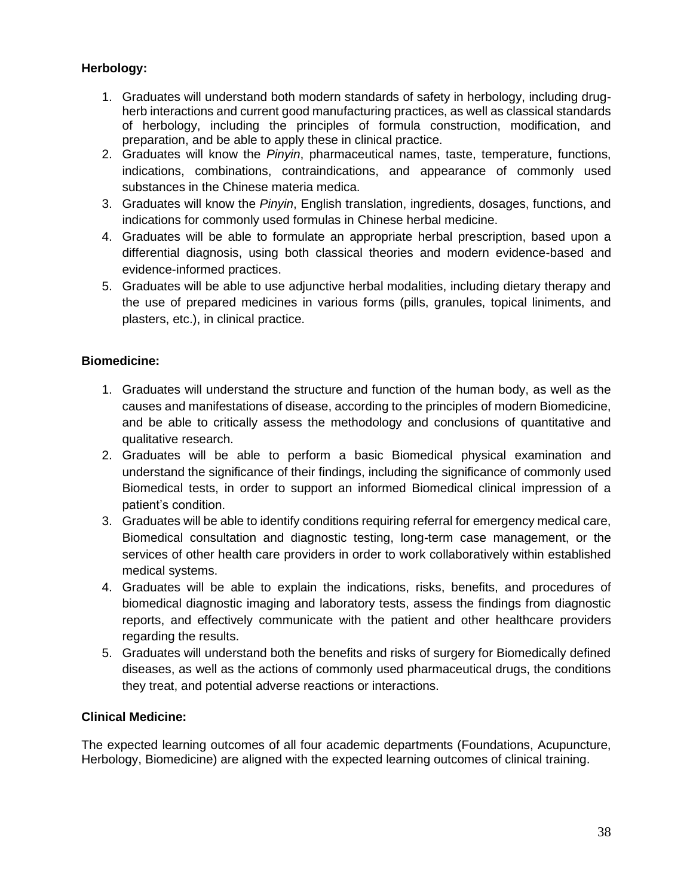**Herbology:**

1. Graduates will understand both modern standards of safety in herbology, including drug-herb interactions and current good manufacturing practices, as well as classical standards of herbology, including the principles of formula construction, modification, and preparation, and be able to apply these in clinical practice.
2. Graduates will know the *Pinyin*, pharmaceutical names, taste, temperature, functions, indications, combinations, contraindications, and appearance of commonly used substances in the Chinese materia medica.
3. Graduates will know the *Pinyin*, English translation, ingredients, dosages, functions, and indications for commonly used formulas in Chinese herbal medicine.
4. Graduates will be able to formulate an appropriate herbal prescription, based upon a differential diagnosis, using both classical theories and modern evidence-based and evidence-informed practices.
5. Graduates will be able to use adjunctive herbal modalities, including dietary therapy and the use of prepared medicines in various forms (pills, granules, topical liniments, and plasters, etc.), in clinical practice.

**Biomedicine:**

1. Graduates will understand the structure and function of the human body, as well as the causes and manifestations of disease, according to the principles of modern Biomedicine, and be able to critically assess the methodology and conclusions of quantitative and qualitative research.
2. Graduates will be able to perform a basic Biomedical physical examination and understand the significance of their findings, including the significance of commonly used Biomedical tests, in order to support an informed Biomedical clinical impression of a patient's condition.
3. Graduates will be able to identify conditions requiring referral for emergency medical care, Biomedical consultation and diagnostic testing, long-term case management, or the services of other health care providers in order to work collaboratively within established medical systems.
4. Graduates will be able to explain the indications, risks, benefits, and procedures of biomedical diagnostic imaging and laboratory tests, assess the findings from diagnostic reports, and effectively communicate with the patient and other healthcare providers regarding the results.
5. Graduates will understand both the benefits and risks of surgery for Biomedically defined diseases, as well as the actions of commonly used pharmaceutical drugs, the conditions they treat, and potential adverse reactions or interactions.

**Clinical Medicine:**

The expected learning outcomes of all four academic departments (Foundations, Acupuncture, Herbology, Biomedicine) are aligned with the expected learning outcomes of clinical training.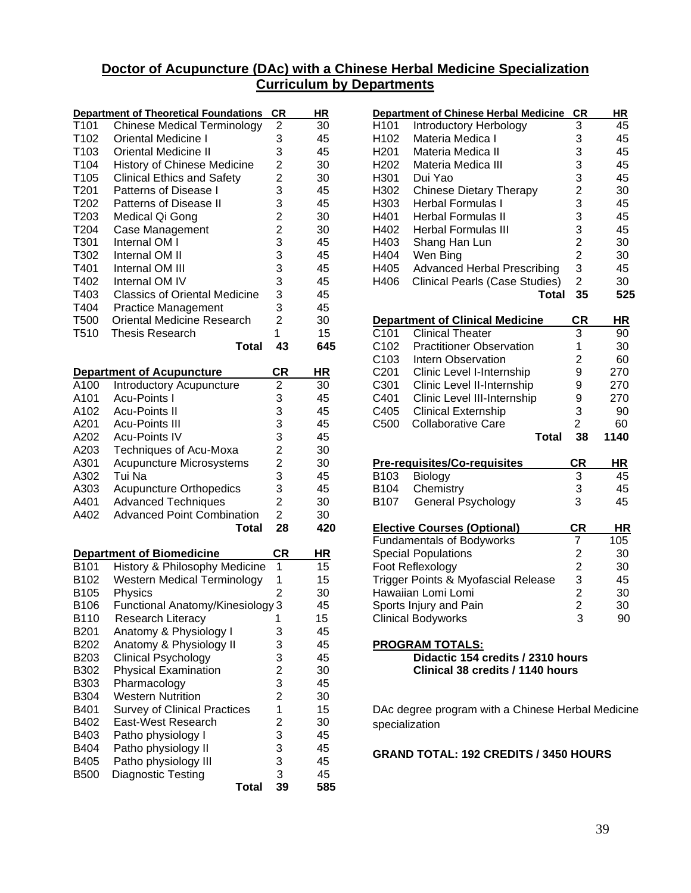# Doctor of Acupuncture (DAc) with a Chinese Herbal Medicine Specialization
## Curriculum by Departments

| Department of Theoretical Foundations | | CR | HR |
|---|---|---|---|
| T101 | Chinese Medical Terminology | 2 | 30 |
| T102 | Oriental Medicine I | 3 | 45 |
| T103 | Oriental Medicine II | 3 | 45 |
| T104 | History of Chinese Medicine | 2 | 30 |
| T105 | Clinical Ethics and Safety | 2 | 30 |
| T201 | Patterns of Disease I | 3 | 45 |
| T202 | Patterns of Disease II | 3 | 45 |
| T203 | Medical Qi Gong | 2 | 30 |
| T204 | Case Management | 2 | 30 |
| T301 | Internal OM I | 3 | 45 |
| T302 | Internal OM II | 3 | 45 |
| T401 | Internal OM III | 3 | 45 |
| T402 | Internal OM IV | 3 | 45 |
| T403 | Classics of Oriental Medicine | 3 | 45 |
| T404 | Practice Management | 3 | 45 |
| T500 | Oriental Medicine Research | 2 | 30 |
| T510 | Thesis Research | 1 | 15 |
| | **Total** | **43** | **645** |

| Department of Acupuncture | | CR | HR |
|---|---|---|---|
| A100 | Introductory Acupuncture | 2 | 30 |
| A101 | Acu-Points I | 3 | 45 |
| A102 | Acu-Points II | 3 | 45 |
| A201 | Acu-Points III | 3 | 45 |
| A202 | Acu-Points IV | 3 | 45 |
| A203 | Techniques of Acu-Moxa | 2 | 30 |
| A301 | Acupuncture Microsystems | 2 | 30 |
| A302 | Tui Na | 3 | 45 |
| A303 | Acupuncture Orthopedics | 3 | 45 |
| A401 | Advanced Techniques | 2 | 30 |
| A402 | Advanced Point Combination | 2 | 30 |
| | **Total** | **28** | **420** |

| Department of Biomedicine | | CR | HR |
|---|---|---|---|
| B101 | History & Philosophy Medicine | 1 | 15 |
| B102 | Western Medical Terminology | 1 | 15 |
| B105 | Physics | 2 | 30 |
| B106 | Functional Anatomy/Kinesiology | 3 | 45 |
| B110 | Research Literacy | 1 | 15 |
| B201 | Anatomy & Physiology I | 3 | 45 |
| B202 | Anatomy & Physiology II | 3 | 45 |
| B203 | Clinical Psychology | 3 | 45 |
| B302 | Physical Examination | 2 | 30 |
| B303 | Pharmacology | 3 | 45 |
| B304 | Western Nutrition | 2 | 30 |
| B401 | Survey of Clinical Practices | 1 | 15 |
| B402 | East-West Research | 2 | 30 |
| B403 | Patho physiology I | 3 | 45 |
| B404 | Patho physiology II | 3 | 45 |
| B405 | Patho physiology III | 3 | 45 |
| B500 | Diagnostic Testing | 3 | 45 |
| | **Total** | **39** | **585** |

| Department of Chinese Herbal Medicine | | CR | HR |
|---|---|---|---|
| H101 | Introductory Herbology | 3 | 45 |
| H102 | Materia Medica I | 3 | 45 |
| H201 | Materia Medica II | 3 | 45 |
| H202 | Materia Medica III | 3 | 45 |
| H301 | Dui Yao | 3 | 45 |
| H302 | Chinese Dietary Therapy | 2 | 30 |
| H303 | Herbal Formulas I | 3 | 45 |
| H401 | Herbal Formulas II | 3 | 45 |
| H402 | Herbal Formulas III | 3 | 45 |
| H403 | Shang Han Lun | 2 | 30 |
| H404 | Wen Bing | 2 | 30 |
| H405 | Advanced Herbal Prescribing | 3 | 45 |
| H406 | Clinical Pearls (Case Studies) | 2 | 30 |
| | **Total** | **35** | **525** |

| Department of Clinical Medicine | | CR | HR |
|---|---|---|---|
| C101 | Clinical Theater | 3 | 90 |
| C102 | Practitioner Observation | 1 | 30 |
| C103 | Intern Observation | 2 | 60 |
| C201 | Clinic Level I-Internship | 9 | 270 |
| C301 | Clinic Level II-Internship | 9 | 270 |
| C401 | Clinic Level III-Internship | 9 | 270 |
| C405 | Clinical Externship | 3 | 90 |
| C500 | Collaborative Care | 2 | 60 |
| | **Total** | **38** | **1140** |

| Pre-requisites/Co-requisites | | CR | HR |
|---|---|---|---|
| B103 | Biology | 3 | 45 |
| B104 | Chemistry | 3 | 45 |
| B107 | General Psychology | 3 | 45 |

| Elective Courses (Optional) | CR | HR |
|---|---|---|
| Fundamentals of Bodyworks | 7 | 105 |
| Special Populations | 2 | 30 |
| Foot Reflexology | 2 | 30 |
| Trigger Points & Myofascial Release | 3 | 45 |
| Hawaiian Lomi Lomi | 2 | 30 |
| Sports Injury and Pain | 2 | 30 |
| Clinical Bodyworks | 3 | 90 |

**PROGRAM TOTALS:**

**Didactic 154 credits / 2310 hours**
**Clinical 38 credits / 1140 hours**

DAc degree program with a Chinese Herbal Medicine specialization

**GRAND TOTAL: 192 CREDITS / 3450 HOURS**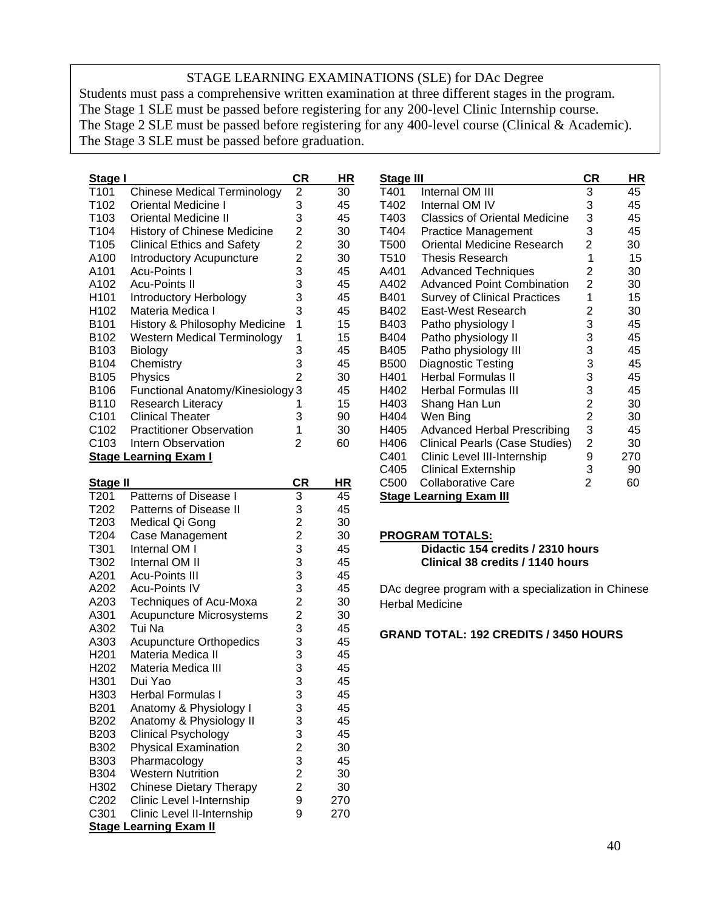## STAGE LEARNING EXAMINATIONS (SLE) for DAc Degree

Students must pass a comprehensive written examination at three different stages in the program.
The Stage 1 SLE must be passed before registering for any 200-level Clinic Internship course.
The Stage 2 SLE must be passed before registering for any 400-level course (Clinical & Academic).
The Stage 3 SLE must be passed before graduation.

| Stage I | | CR | HR |
|---|---|---|---|
| T101 | Chinese Medical Terminology | 2 | 30 |
| T102 | Oriental Medicine I | 3 | 45 |
| T103 | Oriental Medicine II | 3 | 45 |
| T104 | History of Chinese Medicine | 2 | 30 |
| T105 | Clinical Ethics and Safety | 2 | 30 |
| A100 | Introductory Acupuncture | 2 | 30 |
| A101 | Acu-Points I | 3 | 45 |
| A102 | Acu-Points II | 3 | 45 |
| H101 | Introductory Herbology | 3 | 45 |
| H102 | Materia Medica I | 3 | 45 |
| B101 | History & Philosophy Medicine | 1 | 15 |
| B102 | Western Medical Terminology | 1 | 15 |
| B103 | Biology | 3 | 45 |
| B104 | Chemistry | 3 | 45 |
| B105 | Physics | 2 | 30 |
| B106 | Functional Anatomy/Kinesiology | 3 | 45 |
| B110 | Research Literacy | 1 | 15 |
| C101 | Clinical Theater | 3 | 90 |
| C102 | Practitioner Observation | 1 | 30 |
| C103 | Intern Observation | 2 | 60 |

**Stage Learning Exam I**

| Stage II | | CR | HR |
|---|---|---|---|
| T201 | Patterns of Disease I | 3 | 45 |
| T202 | Patterns of Disease II | 3 | 45 |
| T203 | Medical Qi Gong | 2 | 30 |
| T204 | Case Management | 2 | 30 |
| T301 | Internal OM I | 3 | 45 |
| T302 | Internal OM II | 3 | 45 |
| A201 | Acu-Points III | 3 | 45 |
| A202 | Acu-Points IV | 3 | 45 |
| A203 | Techniques of Acu-Moxa | 2 | 30 |
| A301 | Acupuncture Microsystems | 2 | 30 |
| A302 | Tui Na | 3 | 45 |
| A303 | Acupuncture Orthopedics | 3 | 45 |
| H201 | Materia Medica II | 3 | 45 |
| H202 | Materia Medica III | 3 | 45 |
| H301 | Dui Yao | 3 | 45 |
| H303 | Herbal Formulas I | 3 | 45 |
| B201 | Anatomy & Physiology I | 3 | 45 |
| B202 | Anatomy & Physiology II | 3 | 45 |
| B203 | Clinical Psychology | 3 | 45 |
| B302 | Physical Examination | 2 | 30 |
| B303 | Pharmacology | 3 | 45 |
| B304 | Western Nutrition | 2 | 30 |
| H302 | Chinese Dietary Therapy | 2 | 30 |
| C202 | Clinic Level I-Internship | 9 | 270 |
| C301 | Clinic Level II-Internship | 9 | 270 |

**Stage Learning Exam II**

| Stage III | | CR | HR |
|---|---|---|---|
| T401 | Internal OM III | 3 | 45 |
| T402 | Internal OM IV | 3 | 45 |
| T403 | Classics of Oriental Medicine | 3 | 45 |
| T404 | Practice Management | 3 | 45 |
| T500 | Oriental Medicine Research | 2 | 30 |
| T510 | Thesis Research | 1 | 15 |
| A401 | Advanced Techniques | 2 | 30 |
| A402 | Advanced Point Combination | 2 | 30 |
| B401 | Survey of Clinical Practices | 1 | 15 |
| B402 | East-West Research | 2 | 30 |
| B403 | Patho physiology I | 3 | 45 |
| B404 | Patho physiology II | 3 | 45 |
| B405 | Patho physiology III | 3 | 45 |
| B500 | Diagnostic Testing | 3 | 45 |
| H401 | Herbal Formulas II | 3 | 45 |
| H402 | Herbal Formulas III | 3 | 45 |
| H403 | Shang Han Lun | 2 | 30 |
| H404 | Wen Bing | 2 | 30 |
| H405 | Advanced Herbal Prescribing | 3 | 45 |
| H406 | Clinical Pearls (Case Studies) | 2 | 30 |
| C401 | Clinic Level III-Internship | 9 | 270 |
| C405 | Clinical Externship | 3 | 90 |
| C500 | Collaborative Care | 2 | 60 |

**Stage Learning Exam III**

**PROGRAM TOTALS:**

**Didactic 154 credits / 2310 hours**
**Clinical 38 credits / 1140 hours**

DAc degree program with a specialization in Chinese Herbal Medicine

**GRAND TOTAL: 192 CREDITS / 3450 HOURS**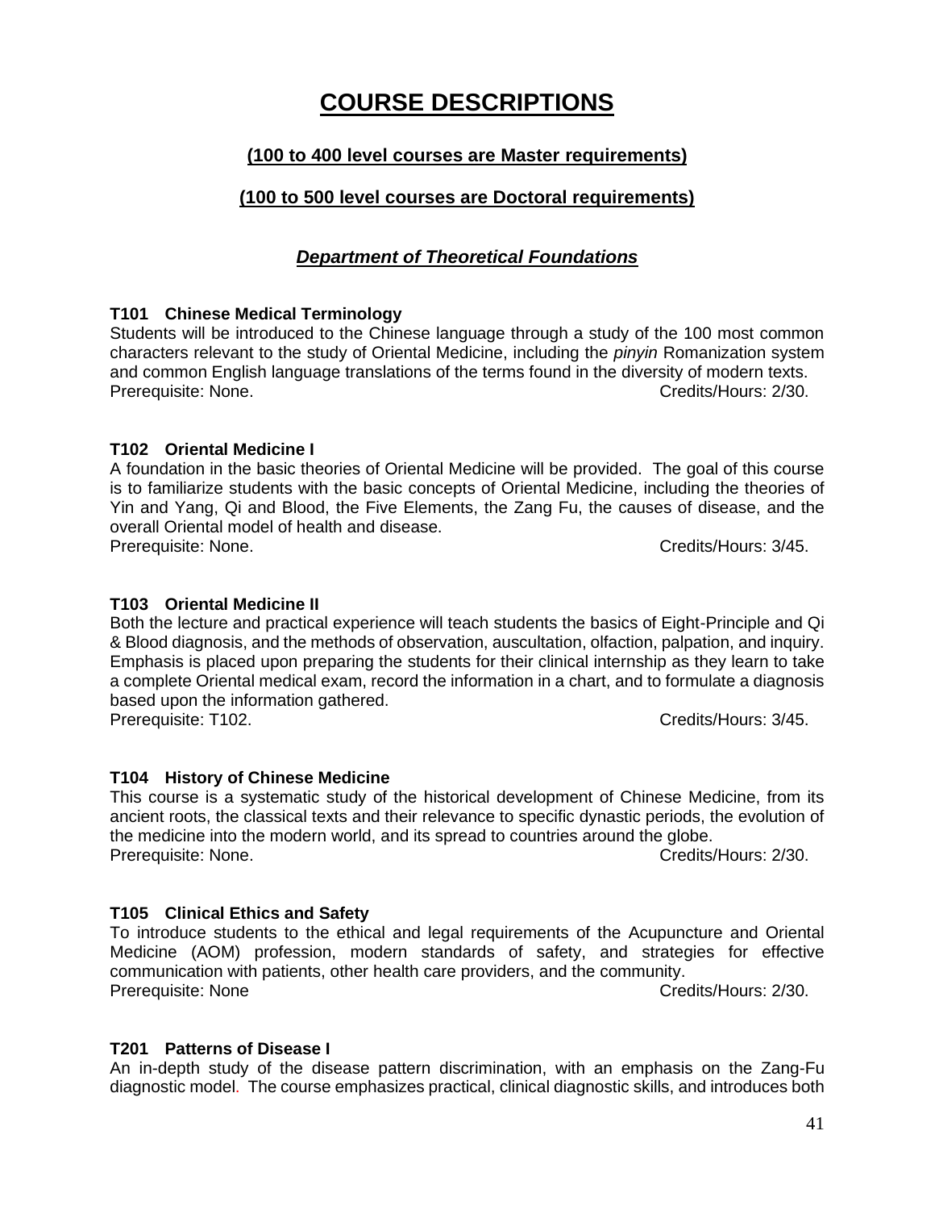# COURSE DESCRIPTIONS

## (100 to 400 level courses are Master requirements)

## (100 to 500 level courses are Doctoral requirements)

### *Department of Theoretical Foundations*

**T101 Chinese Medical Terminology**
Students will be introduced to the Chinese language through a study of the 100 most common characters relevant to the study of Oriental Medicine, including the *pinyin* Romanization system and common English language translations of the terms found in the diversity of modern texts.
Prerequisite: None. Credits/Hours: 2/30.

**T102 Oriental Medicine I**
A foundation in the basic theories of Oriental Medicine will be provided. The goal of this course is to familiarize students with the basic concepts of Oriental Medicine, including the theories of Yin and Yang, Qi and Blood, the Five Elements, the Zang Fu, the causes of disease, and the overall Oriental model of health and disease.
Prerequisite: None. Credits/Hours: 3/45.

**T103 Oriental Medicine II**
Both the lecture and practical experience will teach students the basics of Eight-Principle and Qi & Blood diagnosis, and the methods of observation, auscultation, olfaction, palpation, and inquiry. Emphasis is placed upon preparing the students for their clinical internship as they learn to take a complete Oriental medical exam, record the information in a chart, and to formulate a diagnosis based upon the information gathered.
Prerequisite: T102. Credits/Hours: 3/45.

**T104 History of Chinese Medicine**
This course is a systematic study of the historical development of Chinese Medicine, from its ancient roots, the classical texts and their relevance to specific dynastic periods, the evolution of the medicine into the modern world, and its spread to countries around the globe.
Prerequisite: None. Credits/Hours: 2/30.

**T105 Clinical Ethics and Safety**
To introduce students to the ethical and legal requirements of the Acupuncture and Oriental Medicine (AOM) profession, modern standards of safety, and strategies for effective communication with patients, other health care providers, and the community.
Prerequisite: None Credits/Hours: 2/30.

**T201 Patterns of Disease I**
An in-depth study of the disease pattern discrimination, with an emphasis on the Zang-Fu diagnostic model. The course emphasizes practical, clinical diagnostic skills, and introduces both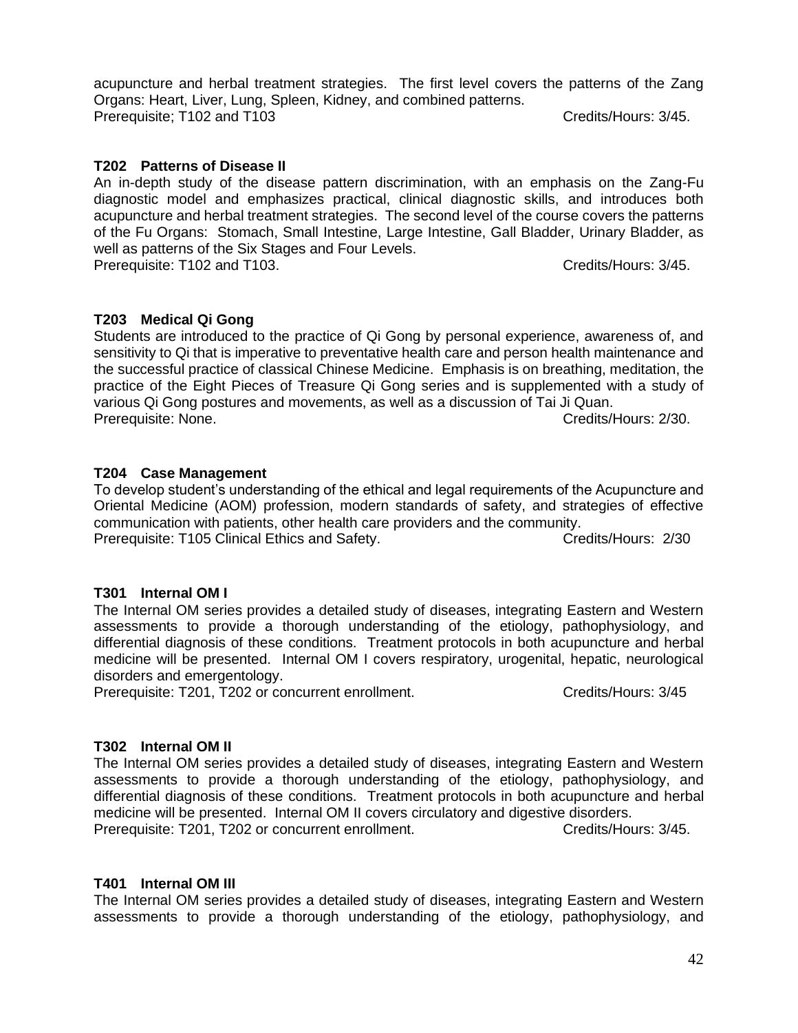acupuncture and herbal treatment strategies. The first level covers the patterns of the Zang Organs: Heart, Liver, Lung, Spleen, Kidney, and combined patterns.
Prerequisite; T102 and T103 Credits/Hours: 3/45.

**T202 Patterns of Disease II**
An in-depth study of the disease pattern discrimination, with an emphasis on the Zang-Fu diagnostic model and emphasizes practical, clinical diagnostic skills, and introduces both acupuncture and herbal treatment strategies. The second level of the course covers the patterns of the Fu Organs: Stomach, Small Intestine, Large Intestine, Gall Bladder, Urinary Bladder, as well as patterns of the Six Stages and Four Levels.
Prerequisite: T102 and T103. Credits/Hours: 3/45.

**T203 Medical Qi Gong**
Students are introduced to the practice of Qi Gong by personal experience, awareness of, and sensitivity to Qi that is imperative to preventative health care and person health maintenance and the successful practice of classical Chinese Medicine. Emphasis is on breathing, meditation, the practice of the Eight Pieces of Treasure Qi Gong series and is supplemented with a study of various Qi Gong postures and movements, as well as a discussion of Tai Ji Quan.
Prerequisite: None. Credits/Hours: 2/30.

**T204 Case Management**
To develop student's understanding of the ethical and legal requirements of the Acupuncture and Oriental Medicine (AOM) profession, modern standards of safety, and strategies of effective communication with patients, other health care providers and the community.
Prerequisite: T105 Clinical Ethics and Safety. Credits/Hours: 2/30

**T301 Internal OM I**
The Internal OM series provides a detailed study of diseases, integrating Eastern and Western assessments to provide a thorough understanding of the etiology, pathophysiology, and differential diagnosis of these conditions. Treatment protocols in both acupuncture and herbal medicine will be presented. Internal OM I covers respiratory, urogenital, hepatic, neurological disorders and emergentology.
Prerequisite: T201, T202 or concurrent enrollment. Credits/Hours: 3/45

**T302 Internal OM II**
The Internal OM series provides a detailed study of diseases, integrating Eastern and Western assessments to provide a thorough understanding of the etiology, pathophysiology, and differential diagnosis of these conditions. Treatment protocols in both acupuncture and herbal medicine will be presented. Internal OM II covers circulatory and digestive disorders.
Prerequisite: T201, T202 or concurrent enrollment. Credits/Hours: 3/45.

**T401 Internal OM III**
The Internal OM series provides a detailed study of diseases, integrating Eastern and Western assessments to provide a thorough understanding of the etiology, pathophysiology, and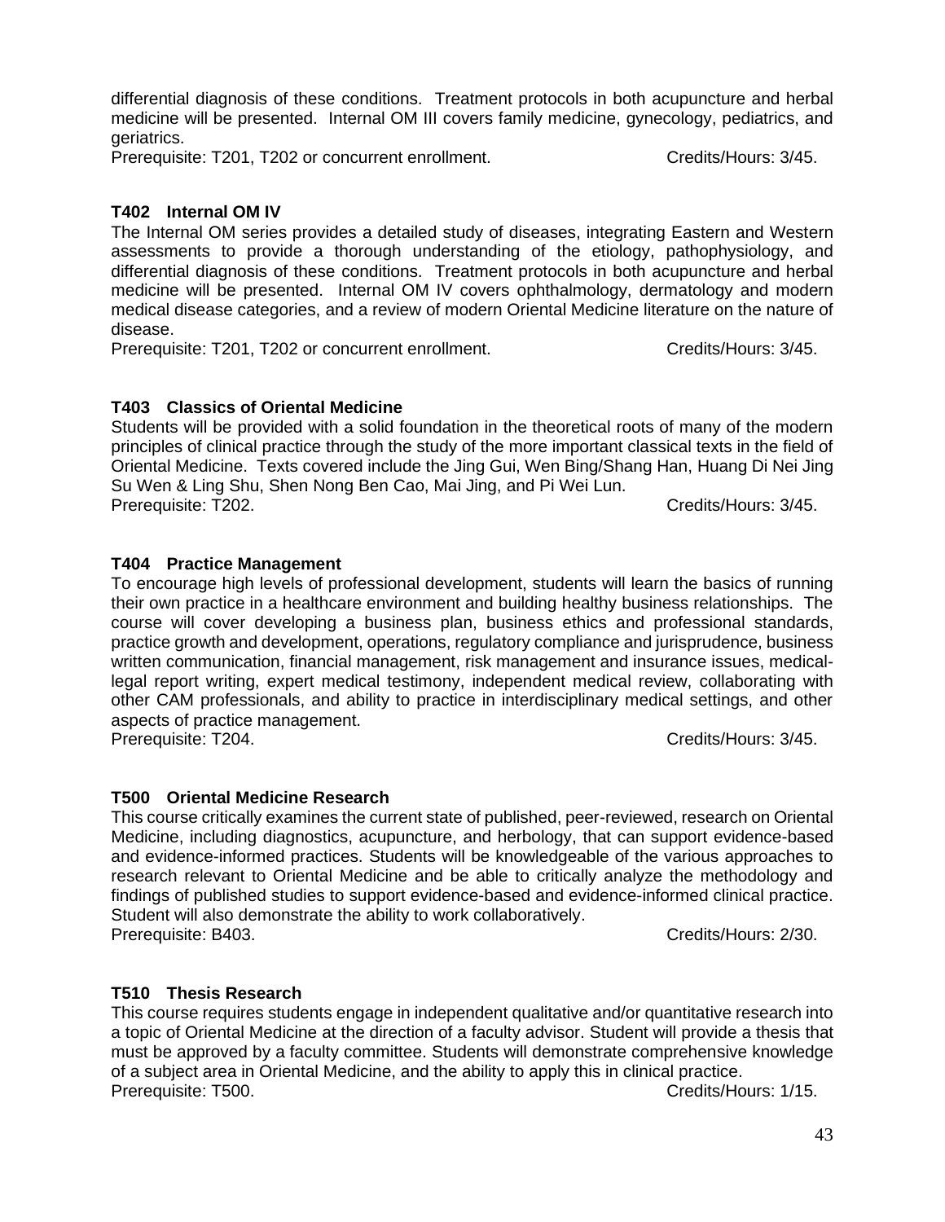differential diagnosis of these conditions. Treatment protocols in both acupuncture and herbal medicine will be presented. Internal OM III covers family medicine, gynecology, pediatrics, and geriatrics.

Prerequisite: T201, T202 or concurrent enrollment. Credits/Hours: 3/45.

**T402 Internal OM IV**

The Internal OM series provides a detailed study of diseases, integrating Eastern and Western assessments to provide a thorough understanding of the etiology, pathophysiology, and differential diagnosis of these conditions. Treatment protocols in both acupuncture and herbal medicine will be presented. Internal OM IV covers ophthalmology, dermatology and modern medical disease categories, and a review of modern Oriental Medicine literature on the nature of disease.

Prerequisite: T201, T202 or concurrent enrollment. Credits/Hours: 3/45.

**T403 Classics of Oriental Medicine**

Students will be provided with a solid foundation in the theoretical roots of many of the modern principles of clinical practice through the study of the more important classical texts in the field of Oriental Medicine. Texts covered include the Jing Gui, Wen Bing/Shang Han, Huang Di Nei Jing Su Wen & Ling Shu, Shen Nong Ben Cao, Mai Jing, and Pi Wei Lun.

Prerequisite: T202. Credits/Hours: 3/45.

**T404 Practice Management**

To encourage high levels of professional development, students will learn the basics of running their own practice in a healthcare environment and building healthy business relationships. The course will cover developing a business plan, business ethics and professional standards, practice growth and development, operations, regulatory compliance and jurisprudence, business written communication, financial management, risk management and insurance issues, medical-legal report writing, expert medical testimony, independent medical review, collaborating with other CAM professionals, and ability to practice in interdisciplinary medical settings, and other aspects of practice management.

Prerequisite: T204. Credits/Hours: 3/45.

**T500 Oriental Medicine Research**

This course critically examines the current state of published, peer-reviewed, research on Oriental Medicine, including diagnostics, acupuncture, and herbology, that can support evidence-based and evidence-informed practices. Students will be knowledgeable of the various approaches to research relevant to Oriental Medicine and be able to critically analyze the methodology and findings of published studies to support evidence-based and evidence-informed clinical practice. Student will also demonstrate the ability to work collaboratively.

Prerequisite: B403. Credits/Hours: 2/30.

**T510 Thesis Research**

This course requires students engage in independent qualitative and/or quantitative research into a topic of Oriental Medicine at the direction of a faculty advisor. Student will provide a thesis that must be approved by a faculty committee. Students will demonstrate comprehensive knowledge of a subject area in Oriental Medicine, and the ability to apply this in clinical practice.

Prerequisite: T500. Credits/Hours: 1/15.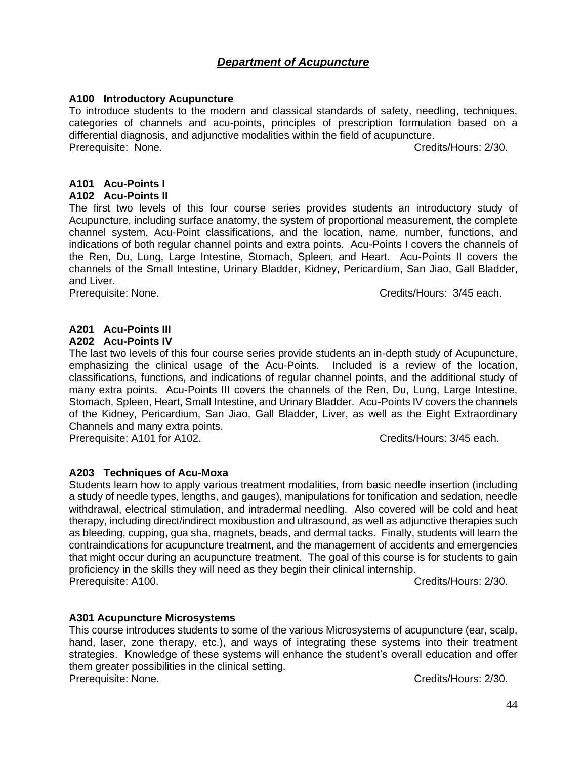## *Department of Acupuncture*

**A100 Introductory Acupuncture**

To introduce students to the modern and classical standards of safety, needling, techniques, categories of channels and acu-points, principles of prescription formulation based on a differential diagnosis, and adjunctive modalities within the field of acupuncture.

Prerequisite: None. Credits/Hours: 2/30.

**A101 Acu-Points I**
**A102 Acu-Points II**

The first two levels of this four course series provides students an introductory study of Acupuncture, including surface anatomy, the system of proportional measurement, the complete channel system, Acu-Point classifications, and the location, name, number, functions, and indications of both regular channel points and extra points. Acu-Points I covers the channels of the Ren, Du, Lung, Large Intestine, Stomach, Spleen, and Heart. Acu-Points II covers the channels of the Small Intestine, Urinary Bladder, Kidney, Pericardium, San Jiao, Gall Bladder, and Liver.

Prerequisite: None. Credits/Hours: 3/45 each.

**A201 Acu-Points III**
**A202 Acu-Points IV**

The last two levels of this four course series provide students an in-depth study of Acupuncture, emphasizing the clinical usage of the Acu-Points. Included is a review of the location, classifications, functions, and indications of regular channel points, and the additional study of many extra points. Acu-Points III covers the channels of the Ren, Du, Lung, Large Intestine, Stomach, Spleen, Heart, Small Intestine, and Urinary Bladder. Acu-Points IV covers the channels of the Kidney, Pericardium, San Jiao, Gall Bladder, Liver, as well as the Eight Extraordinary Channels and many extra points.

Prerequisite: A101 for A102. Credits/Hours: 3/45 each.

**A203 Techniques of Acu-Moxa**

Students learn how to apply various treatment modalities, from basic needle insertion (including a study of needle types, lengths, and gauges), manipulations for tonification and sedation, needle withdrawal, electrical stimulation, and intradermal needling. Also covered will be cold and heat therapy, including direct/indirect moxibustion and ultrasound, as well as adjunctive therapies such as bleeding, cupping, gua sha, magnets, beads, and dermal tacks. Finally, students will learn the contraindications for acupuncture treatment, and the management of accidents and emergencies that might occur during an acupuncture treatment. The goal of this course is for students to gain proficiency in the skills they will need as they begin their clinical internship.

Prerequisite: A100. Credits/Hours: 2/30.

**A301 Acupuncture Microsystems**

This course introduces students to some of the various Microsystems of acupuncture (ear, scalp, hand, laser, zone therapy, etc.), and ways of integrating these systems into their treatment strategies. Knowledge of these systems will enhance the student's overall education and offer them greater possibilities in the clinical setting.

Prerequisite: None. Credits/Hours: 2/30.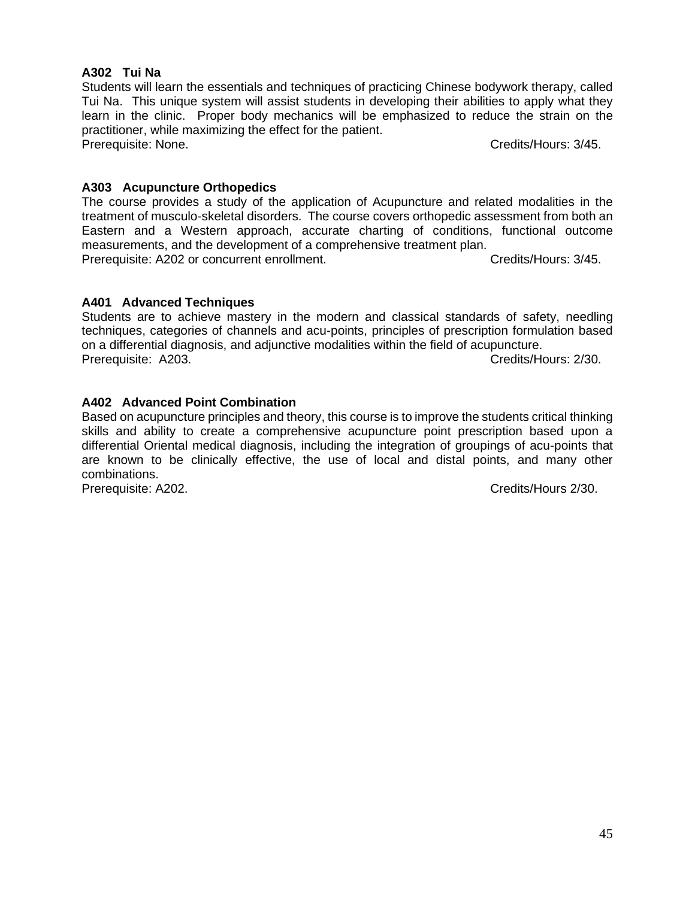**A302 Tui Na**

Students will learn the essentials and techniques of practicing Chinese bodywork therapy, called Tui Na. This unique system will assist students in developing their abilities to apply what they learn in the clinic. Proper body mechanics will be emphasized to reduce the strain on the practitioner, while maximizing the effect for the patient.

Prerequisite: None. Credits/Hours: 3/45.

**A303 Acupuncture Orthopedics**

The course provides a study of the application of Acupuncture and related modalities in the treatment of musculo-skeletal disorders. The course covers orthopedic assessment from both an Eastern and a Western approach, accurate charting of conditions, functional outcome measurements, and the development of a comprehensive treatment plan.

Prerequisite: A202 or concurrent enrollment. Credits/Hours: 3/45.

**A401 Advanced Techniques**

Students are to achieve mastery in the modern and classical standards of safety, needling techniques, categories of channels and acu-points, principles of prescription formulation based on a differential diagnosis, and adjunctive modalities within the field of acupuncture.

Prerequisite: A203. Credits/Hours: 2/30.

**A402 Advanced Point Combination**

Based on acupuncture principles and theory, this course is to improve the students critical thinking skills and ability to create a comprehensive acupuncture point prescription based upon a differential Oriental medical diagnosis, including the integration of groupings of acu-points that are known to be clinically effective, the use of local and distal points, and many other combinations.

Prerequisite: A202. Credits/Hours 2/30.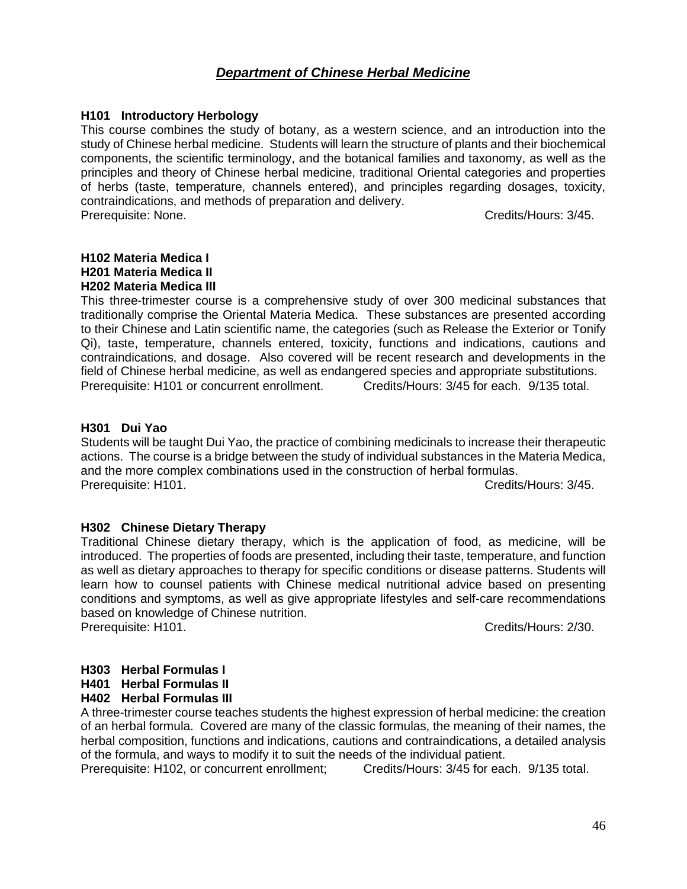## ***Department of Chinese Herbal Medicine***

### H101 Introductory Herbology

This course combines the study of botany, as a western science, and an introduction into the study of Chinese herbal medicine. Students will learn the structure of plants and their biochemical components, the scientific terminology, and the botanical families and taxonomy, as well as the principles and theory of Chinese herbal medicine, traditional Oriental categories and properties of herbs (taste, temperature, channels entered), and principles regarding dosages, toxicity, contraindications, and methods of preparation and delivery.

Prerequisite: None. Credits/Hours: 3/45.

### H102 Materia Medica I
### H201 Materia Medica II
### H202 Materia Medica III

This three-trimester course is a comprehensive study of over 300 medicinal substances that traditionally comprise the Oriental Materia Medica. These substances are presented according to their Chinese and Latin scientific name, the categories (such as Release the Exterior or Tonify Qi), taste, temperature, channels entered, toxicity, functions and indications, cautions and contraindications, and dosage. Also covered will be recent research and developments in the field of Chinese herbal medicine, as well as endangered species and appropriate substitutions.

Prerequisite: H101 or concurrent enrollment. Credits/Hours: 3/45 for each. 9/135 total.

### H301 Dui Yao

Students will be taught Dui Yao, the practice of combining medicinals to increase their therapeutic actions. The course is a bridge between the study of individual substances in the Materia Medica, and the more complex combinations used in the construction of herbal formulas.

Prerequisite: H101. Credits/Hours: 3/45.

### H302 Chinese Dietary Therapy

Traditional Chinese dietary therapy, which is the application of food, as medicine, will be introduced. The properties of foods are presented, including their taste, temperature, and function as well as dietary approaches to therapy for specific conditions or disease patterns. Students will learn how to counsel patients with Chinese medical nutritional advice based on presenting conditions and symptoms, as well as give appropriate lifestyles and self-care recommendations based on knowledge of Chinese nutrition.

Prerequisite: H101. Credits/Hours: 2/30.

### H303 Herbal Formulas I
### H401 Herbal Formulas II
### H402 Herbal Formulas III

A three-trimester course teaches students the highest expression of herbal medicine: the creation of an herbal formula. Covered are many of the classic formulas, the meaning of their names, the herbal composition, functions and indications, cautions and contraindications, a detailed analysis of the formula, and ways to modify it to suit the needs of the individual patient.

Prerequisite: H102, or concurrent enrollment; Credits/Hours: 3/45 for each. 9/135 total.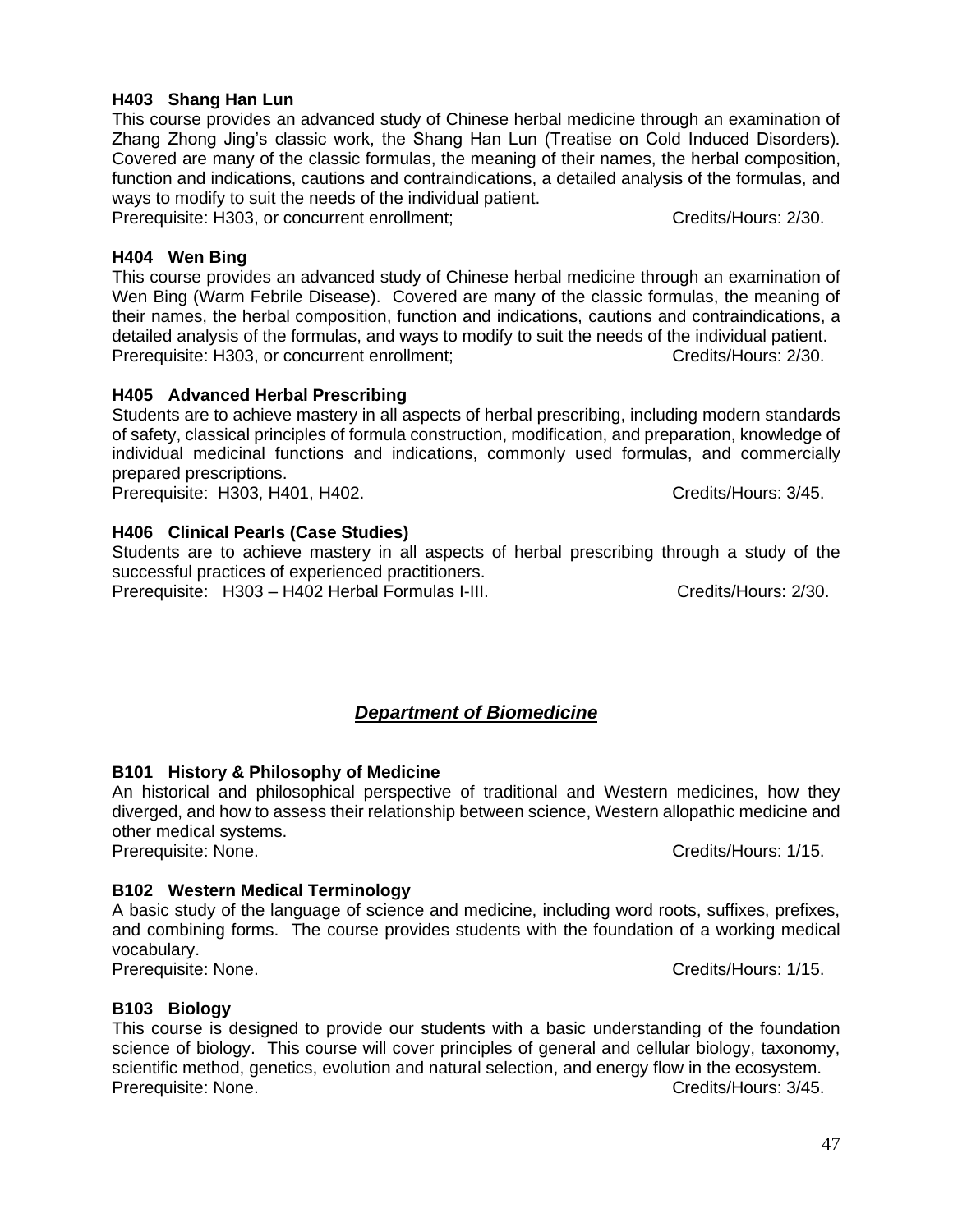**H403 Shang Han Lun**

This course provides an advanced study of Chinese herbal medicine through an examination of Zhang Zhong Jing's classic work, the Shang Han Lun (Treatise on Cold Induced Disorders). Covered are many of the classic formulas, the meaning of their names, the herbal composition, function and indications, cautions and contraindications, a detailed analysis of the formulas, and ways to modify to suit the needs of the individual patient.

Prerequisite: H303, or concurrent enrollment; Credits/Hours: 2/30.

**H404 Wen Bing**

This course provides an advanced study of Chinese herbal medicine through an examination of Wen Bing (Warm Febrile Disease). Covered are many of the classic formulas, the meaning of their names, the herbal composition, function and indications, cautions and contraindications, a detailed analysis of the formulas, and ways to modify to suit the needs of the individual patient.

Prerequisite: H303, or concurrent enrollment; Credits/Hours: 2/30.

**H405 Advanced Herbal Prescribing**

Students are to achieve mastery in all aspects of herbal prescribing, including modern standards of safety, classical principles of formula construction, modification, and preparation, knowledge of individual medicinal functions and indications, commonly used formulas, and commercially prepared prescriptions.

Prerequisite: H303, H401, H402. Credits/Hours: 3/45.

**H406 Clinical Pearls (Case Studies)**

Students are to achieve mastery in all aspects of herbal prescribing through a study of the successful practices of experienced practitioners.

Prerequisite: H303 – H402 Herbal Formulas I-III. Credits/Hours: 2/30.

## ***Department of Biomedicine***

**B101 History & Philosophy of Medicine**

An historical and philosophical perspective of traditional and Western medicines, how they diverged, and how to assess their relationship between science, Western allopathic medicine and other medical systems.

Prerequisite: None. Credits/Hours: 1/15.

**B102 Western Medical Terminology**

A basic study of the language of science and medicine, including word roots, suffixes, prefixes, and combining forms. The course provides students with the foundation of a working medical vocabulary.

Prerequisite: None. Credits/Hours: 1/15.

**B103 Biology**

This course is designed to provide our students with a basic understanding of the foundation science of biology. This course will cover principles of general and cellular biology, taxonomy, scientific method, genetics, evolution and natural selection, and energy flow in the ecosystem.

Prerequisite: None. Credits/Hours: 3/45.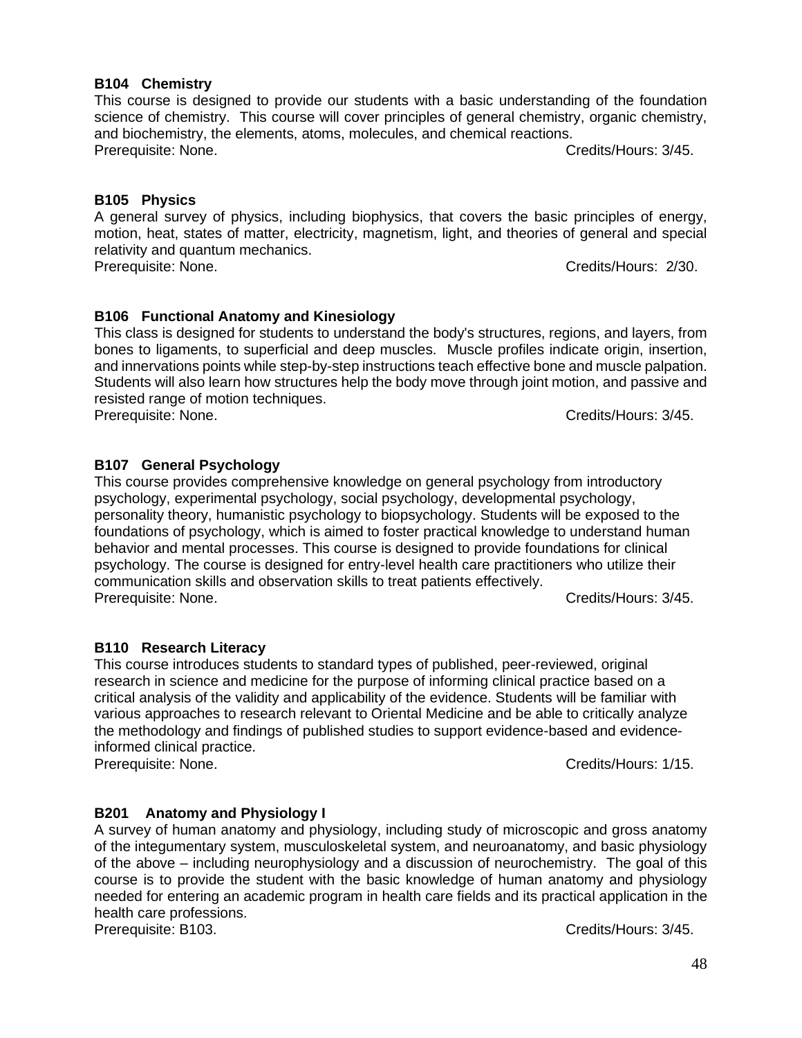**B104 Chemistry**

This course is designed to provide our students with a basic understanding of the foundation science of chemistry. This course will cover principles of general chemistry, organic chemistry, and biochemistry, the elements, atoms, molecules, and chemical reactions.

Prerequisite: None. Credits/Hours: 3/45.

**B105 Physics**

A general survey of physics, including biophysics, that covers the basic principles of energy, motion, heat, states of matter, electricity, magnetism, light, and theories of general and special relativity and quantum mechanics.

Prerequisite: None. Credits/Hours: 2/30.

**B106 Functional Anatomy and Kinesiology**

This class is designed for students to understand the body's structures, regions, and layers, from bones to ligaments, to superficial and deep muscles. Muscle profiles indicate origin, insertion, and innervations points while step-by-step instructions teach effective bone and muscle palpation. Students will also learn how structures help the body move through joint motion, and passive and resisted range of motion techniques.

Prerequisite: None. Credits/Hours: 3/45.

**B107 General Psychology**

This course provides comprehensive knowledge on general psychology from introductory psychology, experimental psychology, social psychology, developmental psychology, personality theory, humanistic psychology to biopsychology. Students will be exposed to the foundations of psychology, which is aimed to foster practical knowledge to understand human behavior and mental processes. This course is designed to provide foundations for clinical psychology. The course is designed for entry-level health care practitioners who utilize their communication skills and observation skills to treat patients effectively.

Prerequisite: None. Credits/Hours: 3/45.

**B110 Research Literacy**

This course introduces students to standard types of published, peer-reviewed, original research in science and medicine for the purpose of informing clinical practice based on a critical analysis of the validity and applicability of the evidence. Students will be familiar with various approaches to research relevant to Oriental Medicine and be able to critically analyze the methodology and findings of published studies to support evidence-based and evidence-informed clinical practice.

Prerequisite: None. Credits/Hours: 1/15.

**B201 Anatomy and Physiology I**

A survey of human anatomy and physiology, including study of microscopic and gross anatomy of the integumentary system, musculoskeletal system, and neuroanatomy, and basic physiology of the above – including neurophysiology and a discussion of neurochemistry. The goal of this course is to provide the student with the basic knowledge of human anatomy and physiology needed for entering an academic program in health care fields and its practical application in the health care professions.

Prerequisite: B103. Credits/Hours: 3/45.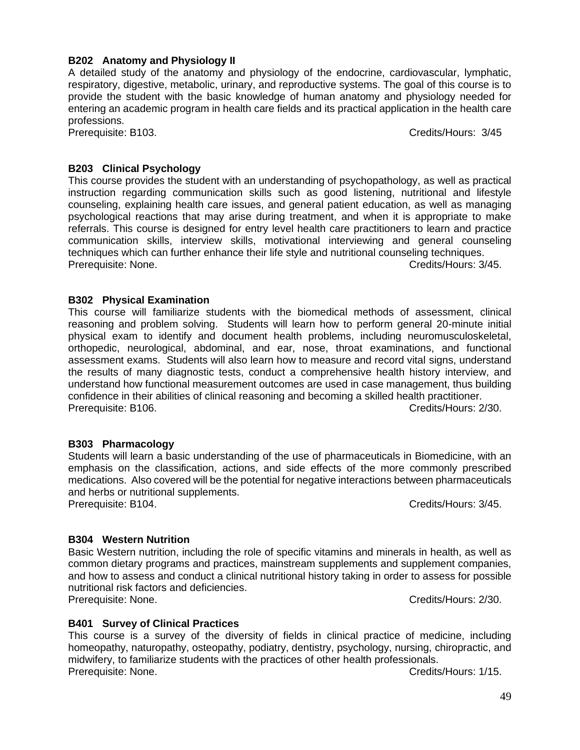**B202 Anatomy and Physiology II**

A detailed study of the anatomy and physiology of the endocrine, cardiovascular, lymphatic, respiratory, digestive, metabolic, urinary, and reproductive systems. The goal of this course is to provide the student with the basic knowledge of human anatomy and physiology needed for entering an academic program in health care fields and its practical application in the health care professions.

Prerequisite: B103. Credits/Hours: 3/45

**B203 Clinical Psychology**

This course provides the student with an understanding of psychopathology, as well as practical instruction regarding communication skills such as good listening, nutritional and lifestyle counseling, explaining health care issues, and general patient education, as well as managing psychological reactions that may arise during treatment, and when it is appropriate to make referrals. This course is designed for entry level health care practitioners to learn and practice communication skills, interview skills, motivational interviewing and general counseling techniques which can further enhance their life style and nutritional counseling techniques.

Prerequisite: None. Credits/Hours: 3/45.

**B302 Physical Examination**

This course will familiarize students with the biomedical methods of assessment, clinical reasoning and problem solving. Students will learn how to perform general 20-minute initial physical exam to identify and document health problems, including neuromusculoskeletal, orthopedic, neurological, abdominal, and ear, nose, throat examinations, and functional assessment exams. Students will also learn how to measure and record vital signs, understand the results of many diagnostic tests, conduct a comprehensive health history interview, and understand how functional measurement outcomes are used in case management, thus building confidence in their abilities of clinical reasoning and becoming a skilled health practitioner.

Prerequisite: B106. Credits/Hours: 2/30.

**B303 Pharmacology**

Students will learn a basic understanding of the use of pharmaceuticals in Biomedicine, with an emphasis on the classification, actions, and side effects of the more commonly prescribed medications. Also covered will be the potential for negative interactions between pharmaceuticals and herbs or nutritional supplements.

Prerequisite: B104. Credits/Hours: 3/45.

**B304 Western Nutrition**

Basic Western nutrition, including the role of specific vitamins and minerals in health, as well as common dietary programs and practices, mainstream supplements and supplement companies, and how to assess and conduct a clinical nutritional history taking in order to assess for possible nutritional risk factors and deficiencies.

Prerequisite: None. Credits/Hours: 2/30.

**B401 Survey of Clinical Practices**

This course is a survey of the diversity of fields in clinical practice of medicine, including homeopathy, naturopathy, osteopathy, podiatry, dentistry, psychology, nursing, chiropractic, and midwifery, to familiarize students with the practices of other health professionals.

Prerequisite: None. Credits/Hours: 1/15.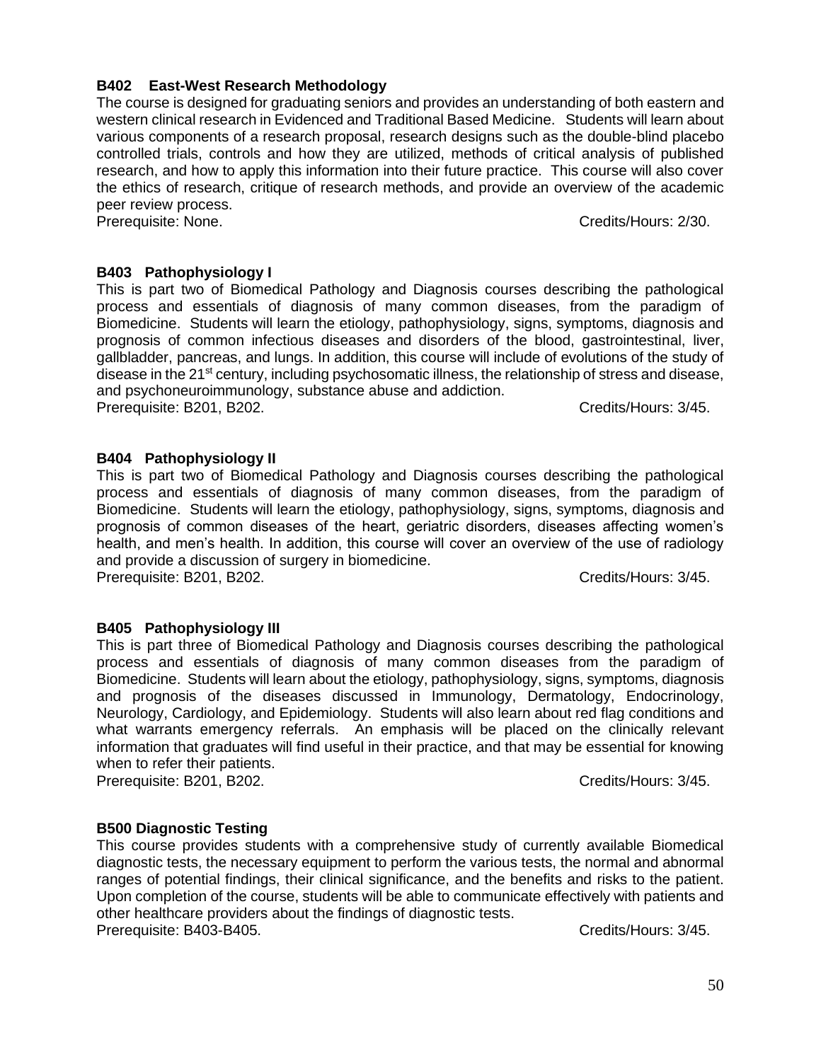**B402 East-West Research Methodology**

The course is designed for graduating seniors and provides an understanding of both eastern and western clinical research in Evidenced and Traditional Based Medicine. Students will learn about various components of a research proposal, research designs such as the double-blind placebo controlled trials, controls and how they are utilized, methods of critical analysis of published research, and how to apply this information into their future practice. This course will also cover the ethics of research, critique of research methods, and provide an overview of the academic peer review process.

Prerequisite: None. Credits/Hours: 2/30.

**B403 Pathophysiology I**

This is part two of Biomedical Pathology and Diagnosis courses describing the pathological process and essentials of diagnosis of many common diseases, from the paradigm of Biomedicine. Students will learn the etiology, pathophysiology, signs, symptoms, diagnosis and prognosis of common infectious diseases and disorders of the blood, gastrointestinal, liver, gallbladder, pancreas, and lungs. In addition, this course will include of evolutions of the study of disease in the 21st century, including psychosomatic illness, the relationship of stress and disease, and psychoneuroimmunology, substance abuse and addiction.

Prerequisite: B201, B202. Credits/Hours: 3/45.

**B404 Pathophysiology II**

This is part two of Biomedical Pathology and Diagnosis courses describing the pathological process and essentials of diagnosis of many common diseases, from the paradigm of Biomedicine. Students will learn the etiology, pathophysiology, signs, symptoms, diagnosis and prognosis of common diseases of the heart, geriatric disorders, diseases affecting women's health, and men's health. In addition, this course will cover an overview of the use of radiology and provide a discussion of surgery in biomedicine.

Prerequisite: B201, B202. Credits/Hours: 3/45.

**B405 Pathophysiology III**

This is part three of Biomedical Pathology and Diagnosis courses describing the pathological process and essentials of diagnosis of many common diseases from the paradigm of Biomedicine. Students will learn about the etiology, pathophysiology, signs, symptoms, diagnosis and prognosis of the diseases discussed in Immunology, Dermatology, Endocrinology, Neurology, Cardiology, and Epidemiology. Students will also learn about red flag conditions and what warrants emergency referrals. An emphasis will be placed on the clinically relevant information that graduates will find useful in their practice, and that may be essential for knowing when to refer their patients.

Prerequisite: B201, B202. Credits/Hours: 3/45.

**B500 Diagnostic Testing**

This course provides students with a comprehensive study of currently available Biomedical diagnostic tests, the necessary equipment to perform the various tests, the normal and abnormal ranges of potential findings, their clinical significance, and the benefits and risks to the patient. Upon completion of the course, students will be able to communicate effectively with patients and other healthcare providers about the findings of diagnostic tests.

Prerequisite: B403-B405. Credits/Hours: 3/45.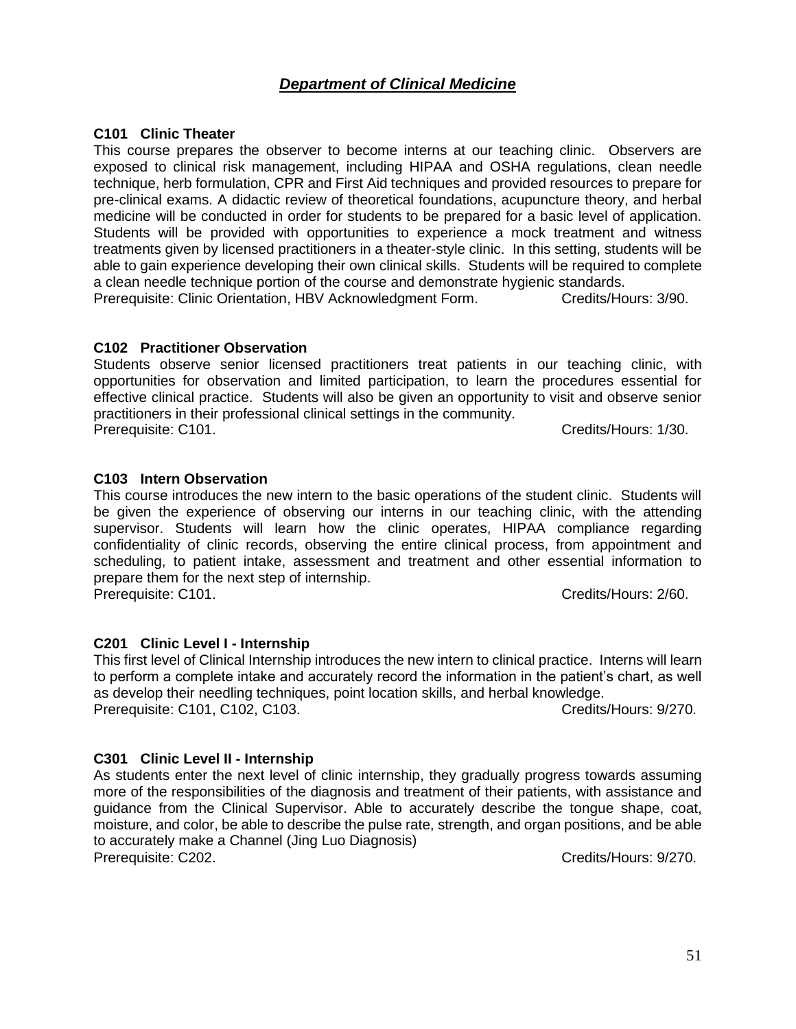## *Department of Clinical Medicine*

**C101 Clinic Theater**

This course prepares the observer to become interns at our teaching clinic. Observers are exposed to clinical risk management, including HIPAA and OSHA regulations, clean needle technique, herb formulation, CPR and First Aid techniques and provided resources to prepare for pre-clinical exams. A didactic review of theoretical foundations, acupuncture theory, and herbal medicine will be conducted in order for students to be prepared for a basic level of application. Students will be provided with opportunities to experience a mock treatment and witness treatments given by licensed practitioners in a theater-style clinic. In this setting, students will be able to gain experience developing their own clinical skills. Students will be required to complete a clean needle technique portion of the course and demonstrate hygienic standards.

Prerequisite: Clinic Orientation, HBV Acknowledgment Form. Credits/Hours: 3/90.

**C102 Practitioner Observation**

Students observe senior licensed practitioners treat patients in our teaching clinic, with opportunities for observation and limited participation, to learn the procedures essential for effective clinical practice. Students will also be given an opportunity to visit and observe senior practitioners in their professional clinical settings in the community.

Prerequisite: C101. Credits/Hours: 1/30.

**C103 Intern Observation**

This course introduces the new intern to the basic operations of the student clinic. Students will be given the experience of observing our interns in our teaching clinic, with the attending supervisor. Students will learn how the clinic operates, HIPAA compliance regarding confidentiality of clinic records, observing the entire clinical process, from appointment and scheduling, to patient intake, assessment and treatment and other essential information to prepare them for the next step of internship.

Prerequisite: C101. Credits/Hours: 2/60.

**C201 Clinic Level I - Internship**

This first level of Clinical Internship introduces the new intern to clinical practice. Interns will learn to perform a complete intake and accurately record the information in the patient's chart, as well as develop their needling techniques, point location skills, and herbal knowledge.

Prerequisite: C101, C102, C103. Credits/Hours: 9/270.

**C301 Clinic Level II - Internship**

As students enter the next level of clinic internship, they gradually progress towards assuming more of the responsibilities of the diagnosis and treatment of their patients, with assistance and guidance from the Clinical Supervisor. Able to accurately describe the tongue shape, coat, moisture, and color, be able to describe the pulse rate, strength, and organ positions, and be able to accurately make a Channel (Jing Luo Diagnosis)

Prerequisite: C202. Credits/Hours: 9/270.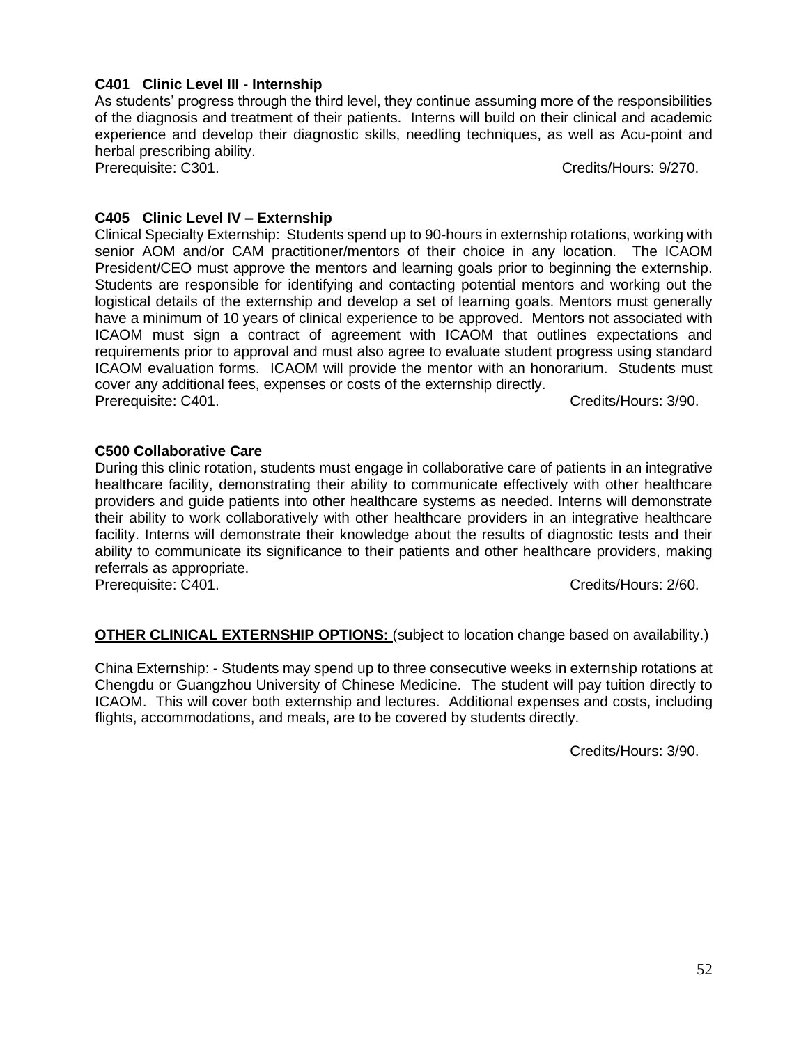**C401 Clinic Level III - Internship**

As students' progress through the third level, they continue assuming more of the responsibilities of the diagnosis and treatment of their patients. Interns will build on their clinical and academic experience and develop their diagnostic skills, needling techniques, as well as Acu-point and herbal prescribing ability.

Prerequisite: C301. Credits/Hours: 9/270.

**C405 Clinic Level IV – Externship**

Clinical Specialty Externship: Students spend up to 90-hours in externship rotations, working with senior AOM and/or CAM practitioner/mentors of their choice in any location. The ICAOM President/CEO must approve the mentors and learning goals prior to beginning the externship. Students are responsible for identifying and contacting potential mentors and working out the logistical details of the externship and develop a set of learning goals. Mentors must generally have a minimum of 10 years of clinical experience to be approved. Mentors not associated with ICAOM must sign a contract of agreement with ICAOM that outlines expectations and requirements prior to approval and must also agree to evaluate student progress using standard ICAOM evaluation forms. ICAOM will provide the mentor with an honorarium. Students must cover any additional fees, expenses or costs of the externship directly.

Prerequisite: C401. Credits/Hours: 3/90.

**C500 Collaborative Care**

During this clinic rotation, students must engage in collaborative care of patients in an integrative healthcare facility, demonstrating their ability to communicate effectively with other healthcare providers and guide patients into other healthcare systems as needed. Interns will demonstrate their ability to work collaboratively with other healthcare providers in an integrative healthcare facility. Interns will demonstrate their knowledge about the results of diagnostic tests and their ability to communicate its significance to their patients and other healthcare providers, making referrals as appropriate.

Prerequisite: C401. Credits/Hours: 2/60.

**OTHER CLINICAL EXTERNSHIP OPTIONS:** (subject to location change based on availability.)

China Externship: - Students may spend up to three consecutive weeks in externship rotations at Chengdu or Guangzhou University of Chinese Medicine. The student will pay tuition directly to ICAOM. This will cover both externship and lectures. Additional expenses and costs, including flights, accommodations, and meals, are to be covered by students directly.

Credits/Hours: 3/90.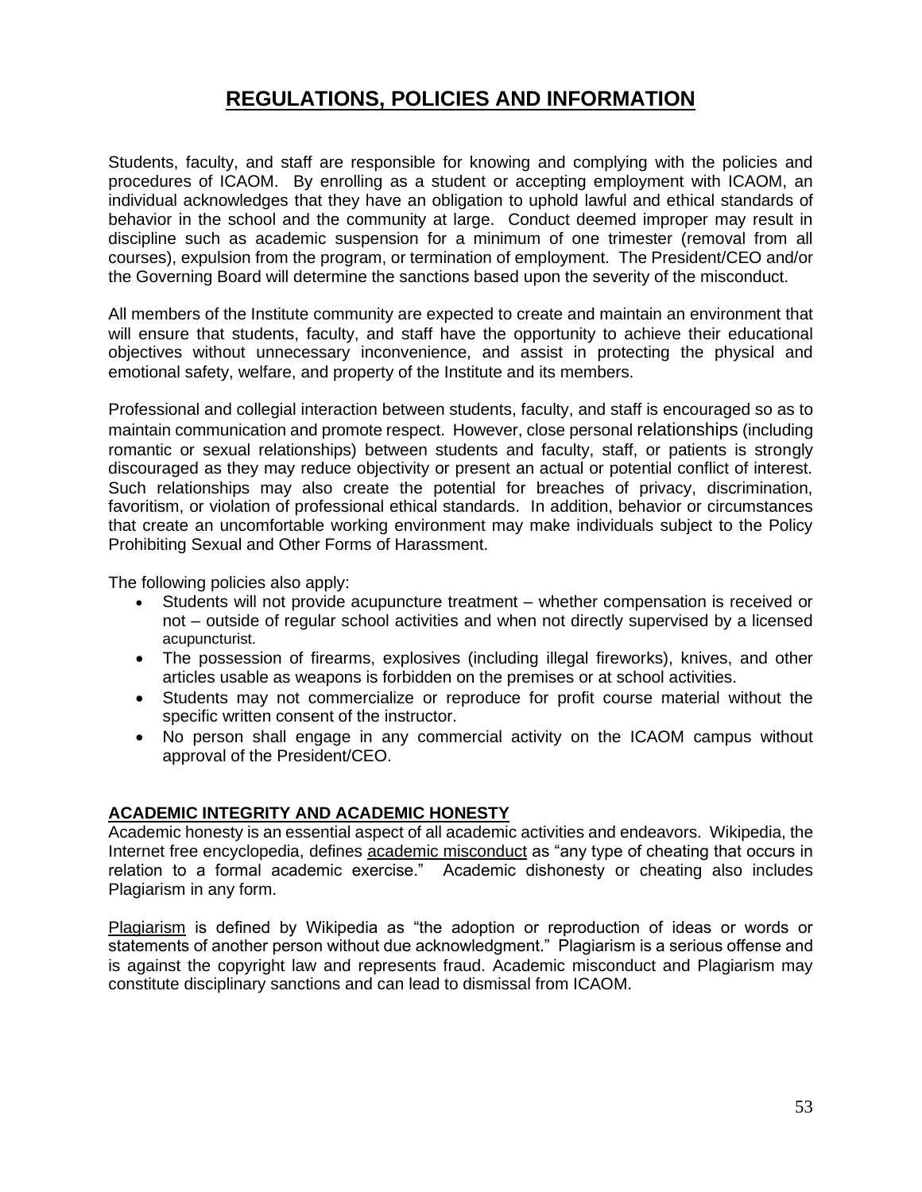# REGULATIONS, POLICIES AND INFORMATION

Students, faculty, and staff are responsible for knowing and complying with the policies and procedures of ICAOM. By enrolling as a student or accepting employment with ICAOM, an individual acknowledges that they have an obligation to uphold lawful and ethical standards of behavior in the school and the community at large. Conduct deemed improper may result in discipline such as academic suspension for a minimum of one trimester (removal from all courses), expulsion from the program, or termination of employment. The President/CEO and/or the Governing Board will determine the sanctions based upon the severity of the misconduct.

All members of the Institute community are expected to create and maintain an environment that will ensure that students, faculty, and staff have the opportunity to achieve their educational objectives without unnecessary inconvenience, and assist in protecting the physical and emotional safety, welfare, and property of the Institute and its members.

Professional and collegial interaction between students, faculty, and staff is encouraged so as to maintain communication and promote respect. However, close personal relationships (including romantic or sexual relationships) between students and faculty, staff, or patients is strongly discouraged as they may reduce objectivity or present an actual or potential conflict of interest. Such relationships may also create the potential for breaches of privacy, discrimination, favoritism, or violation of professional ethical standards. In addition, behavior or circumstances that create an uncomfortable working environment may make individuals subject to the Policy Prohibiting Sexual and Other Forms of Harassment.

The following policies also apply:

- Students will not provide acupuncture treatment – whether compensation is received or not – outside of regular school activities and when not directly supervised by a licensed acupuncturist.
- The possession of firearms, explosives (including illegal fireworks), knives, and other articles usable as weapons is forbidden on the premises or at school activities.
- Students may not commercialize or reproduce for profit course material without the specific written consent of the instructor.
- No person shall engage in any commercial activity on the ICAOM campus without approval of the President/CEO.

## ACADEMIC INTEGRITY AND ACADEMIC HONESTY

Academic honesty is an essential aspect of all academic activities and endeavors. Wikipedia, the Internet free encyclopedia, defines academic misconduct as "any type of cheating that occurs in relation to a formal academic exercise." Academic dishonesty or cheating also includes Plagiarism in any form.

Plagiarism is defined by Wikipedia as "the adoption or reproduction of ideas or words or statements of another person without due acknowledgment." Plagiarism is a serious offense and is against the copyright law and represents fraud. Academic misconduct and Plagiarism may constitute disciplinary sanctions and can lead to dismissal from ICAOM.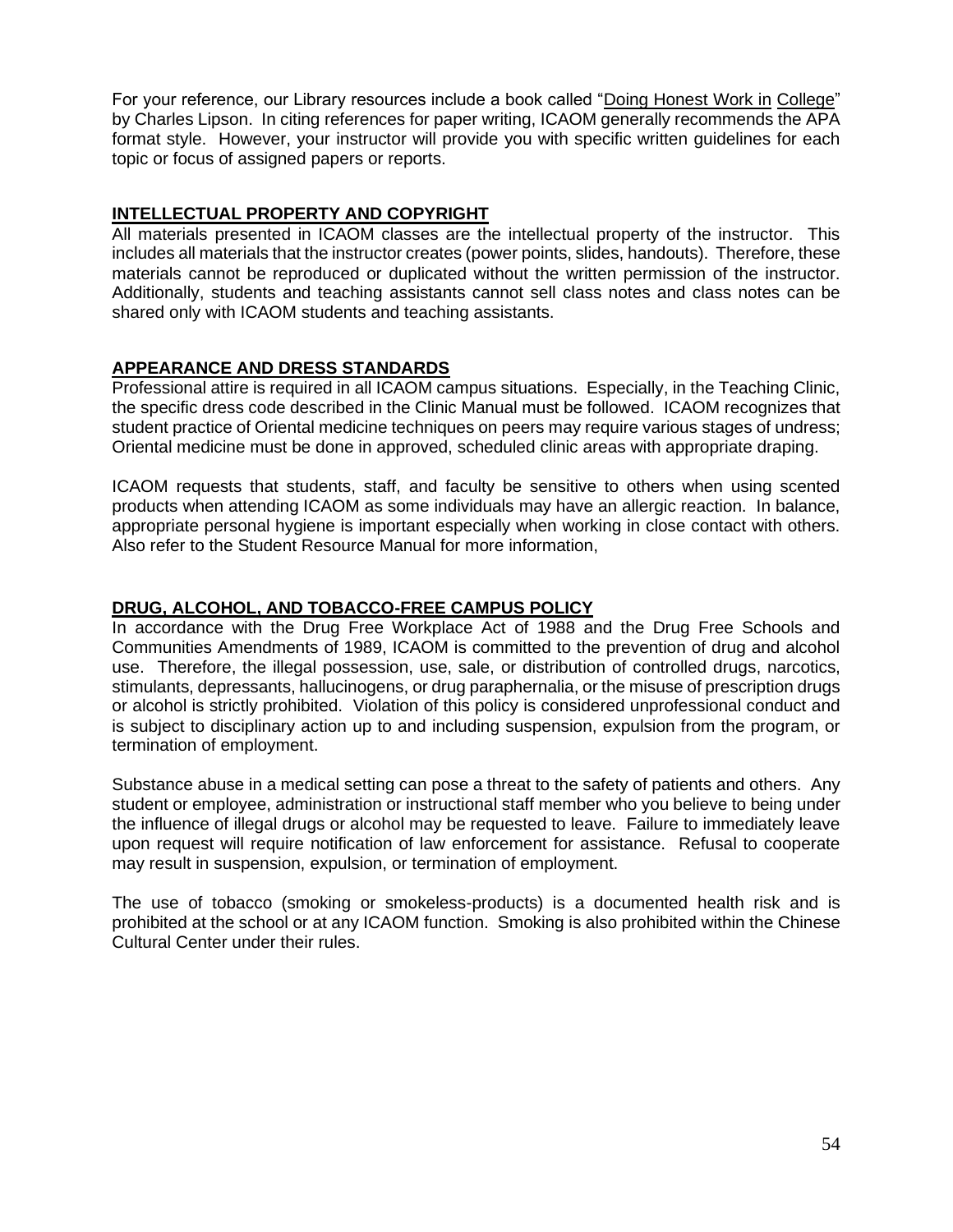For your reference, our Library resources include a book called "Doing Honest Work in College" by Charles Lipson. In citing references for paper writing, ICAOM generally recommends the APA format style. However, your instructor will provide you with specific written guidelines for each topic or focus of assigned papers or reports.

## INTELLECTUAL PROPERTY AND COPYRIGHT

All materials presented in ICAOM classes are the intellectual property of the instructor. This includes all materials that the instructor creates (power points, slides, handouts). Therefore, these materials cannot be reproduced or duplicated without the written permission of the instructor. Additionally, students and teaching assistants cannot sell class notes and class notes can be shared only with ICAOM students and teaching assistants.

## APPEARANCE AND DRESS STANDARDS

Professional attire is required in all ICAOM campus situations. Especially, in the Teaching Clinic, the specific dress code described in the Clinic Manual must be followed. ICAOM recognizes that student practice of Oriental medicine techniques on peers may require various stages of undress; Oriental medicine must be done in approved, scheduled clinic areas with appropriate draping.

ICAOM requests that students, staff, and faculty be sensitive to others when using scented products when attending ICAOM as some individuals may have an allergic reaction. In balance, appropriate personal hygiene is important especially when working in close contact with others. Also refer to the Student Resource Manual for more information,

## DRUG, ALCOHOL, AND TOBACCO-FREE CAMPUS POLICY

In accordance with the Drug Free Workplace Act of 1988 and the Drug Free Schools and Communities Amendments of 1989, ICAOM is committed to the prevention of drug and alcohol use. Therefore, the illegal possession, use, sale, or distribution of controlled drugs, narcotics, stimulants, depressants, hallucinogens, or drug paraphernalia, or the misuse of prescription drugs or alcohol is strictly prohibited. Violation of this policy is considered unprofessional conduct and is subject to disciplinary action up to and including suspension, expulsion from the program, or termination of employment.

Substance abuse in a medical setting can pose a threat to the safety of patients and others. Any student or employee, administration or instructional staff member who you believe to being under the influence of illegal drugs or alcohol may be requested to leave. Failure to immediately leave upon request will require notification of law enforcement for assistance. Refusal to cooperate may result in suspension, expulsion, or termination of employment.

The use of tobacco (smoking or smokeless-products) is a documented health risk and is prohibited at the school or at any ICAOM function. Smoking is also prohibited within the Chinese Cultural Center under their rules.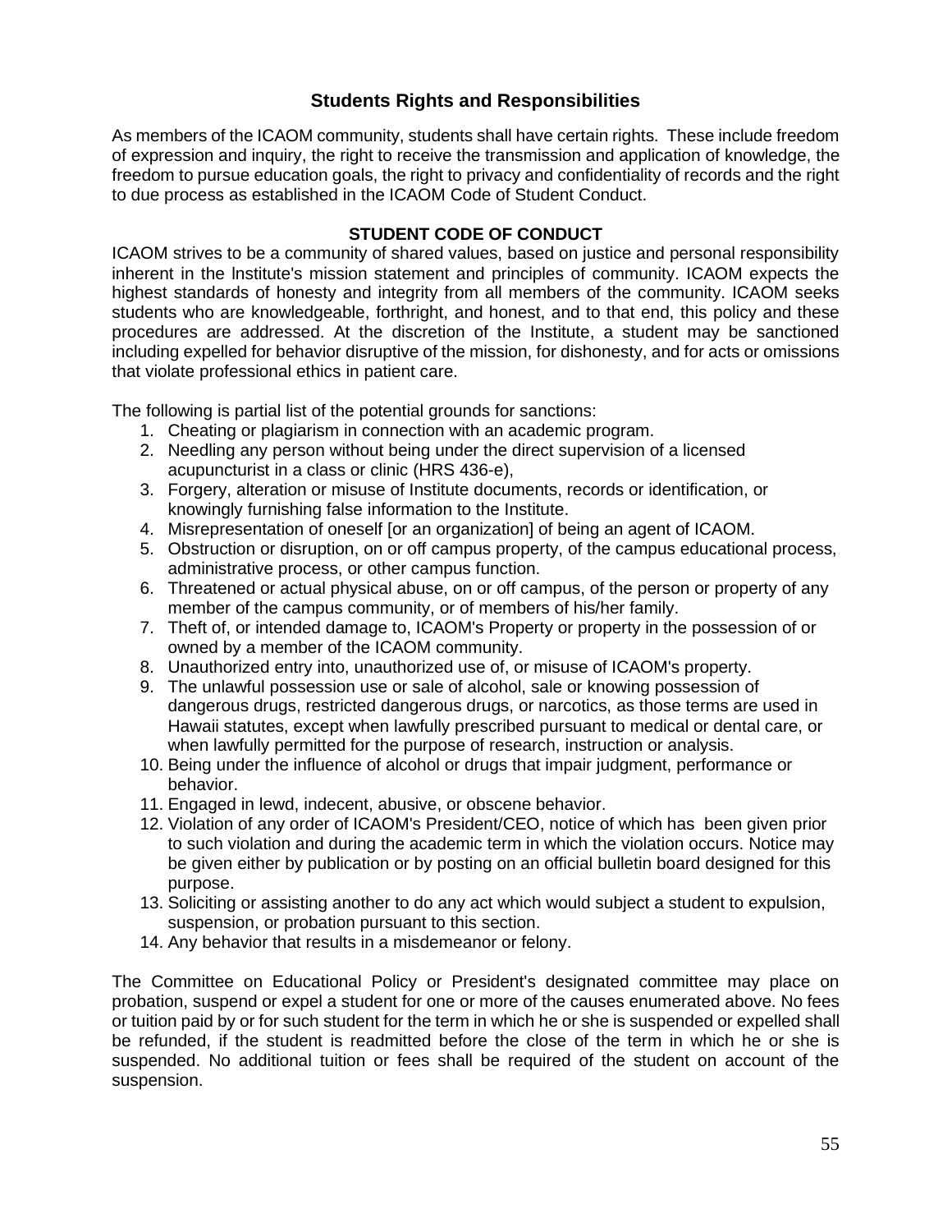## Students Rights and Responsibilities

As members of the ICAOM community, students shall have certain rights. These include freedom of expression and inquiry, the right to receive the transmission and application of knowledge, the freedom to pursue education goals, the right to privacy and confidentiality of records and the right to due process as established in the ICAOM Code of Student Conduct.

### STUDENT CODE OF CONDUCT

ICAOM strives to be a community of shared values, based on justice and personal responsibility inherent in the lnstitute's mission statement and principles of community. ICAOM expects the highest standards of honesty and integrity from all members of the community. ICAOM seeks students who are knowledgeable, forthright, and honest, and to that end, this policy and these procedures are addressed. At the discretion of the Institute, a student may be sanctioned including expelled for behavior disruptive of the mission, for dishonesty, and for acts or omissions that violate professional ethics in patient care.

The following is partial list of the potential grounds for sanctions:

1. Cheating or plagiarism in connection with an academic program.
2. Needling any person without being under the direct supervision of a licensed acupuncturist in a class or clinic (HRS 436-e),
3. Forgery, alteration or misuse of Institute documents, records or identification, or knowingly furnishing false information to the Institute.
4. Misrepresentation of oneself [or an organization] of being an agent of ICAOM.
5. Obstruction or disruption, on or off campus property, of the campus educational process, administrative process, or other campus function.
6. Threatened or actual physical abuse, on or off campus, of the person or property of any member of the campus community, or of members of his/her family.
7. Theft of, or intended damage to, ICAOM's Property or property in the possession of or owned by a member of the ICAOM community.
8. Unauthorized entry into, unauthorized use of, or misuse of ICAOM's property.
9. The unlawful possession use or sale of alcohol, sale or knowing possession of dangerous drugs, restricted dangerous drugs, or narcotics, as those terms are used in Hawaii statutes, except when lawfully prescribed pursuant to medical or dental care, or when lawfully permitted for the purpose of research, instruction or analysis.
10. Being under the influence of alcohol or drugs that impair judgment, performance or behavior.
11. Engaged in lewd, indecent, abusive, or obscene behavior.
12. Violation of any order of ICAOM's President/CEO, notice of which has been given prior to such violation and during the academic term in which the violation occurs. Notice may be given either by publication or by posting on an official bulletin board designed for this purpose.
13. Soliciting or assisting another to do any act which would subject a student to expulsion, suspension, or probation pursuant to this section.
14. Any behavior that results in a misdemeanor or felony.

The Committee on Educational Policy or President's designated committee may place on probation, suspend or expel a student for one or more of the causes enumerated above. No fees or tuition paid by or for such student for the term in which he or she is suspended or expelled shall be refunded, if the student is readmitted before the close of the term in which he or she is suspended. No additional tuition or fees shall be required of the student on account of the suspension.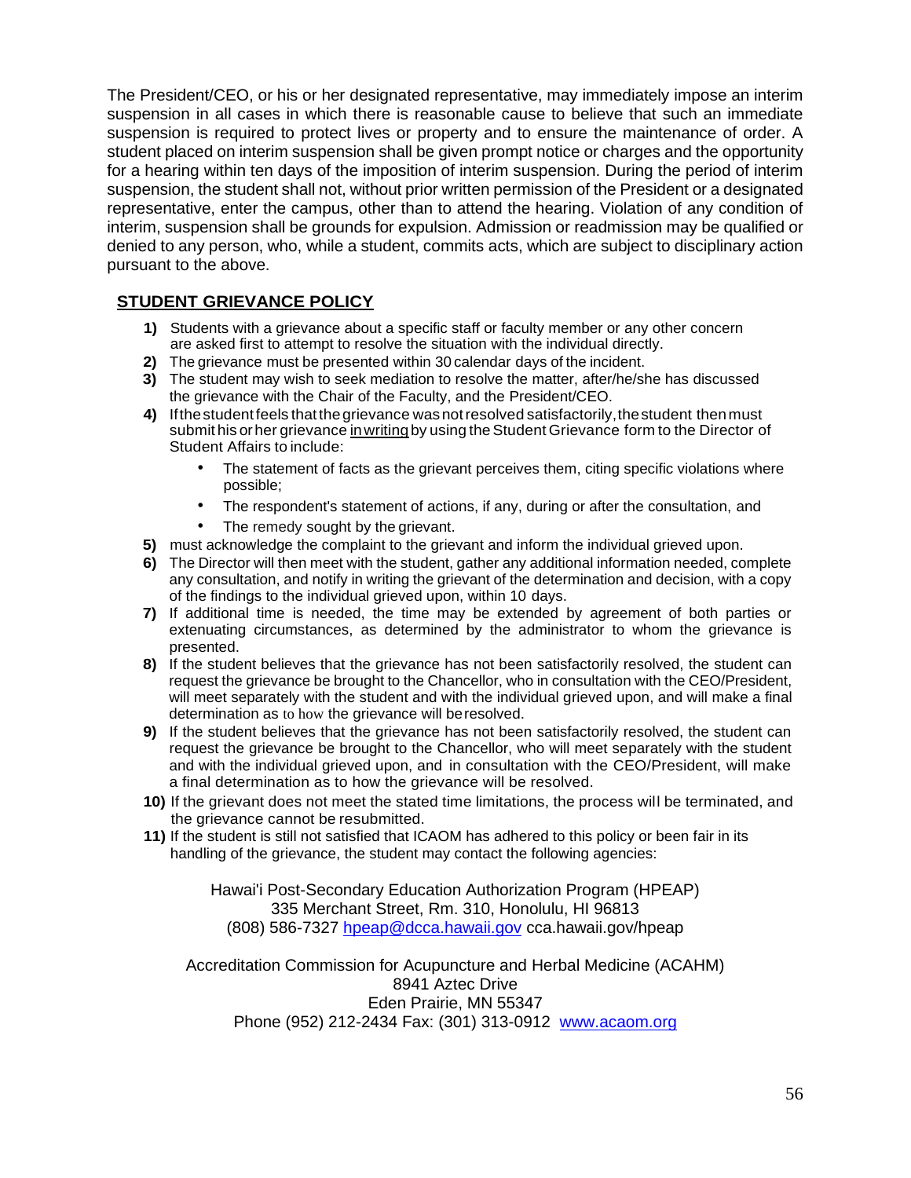The President/CEO, or his or her designated representative, may immediately impose an interim suspension in all cases in which there is reasonable cause to believe that such an immediate suspension is required to protect lives or property and to ensure the maintenance of order. A student placed on interim suspension shall be given prompt notice or charges and the opportunity for a hearing within ten days of the imposition of interim suspension. During the period of interim suspension, the student shall not, without prior written permission of the President or a designated representative, enter the campus, other than to attend the hearing. Violation of any condition of interim, suspension shall be grounds for expulsion. Admission or readmission may be qualified or denied to any person, who, while a student, commits acts, which are subject to disciplinary action pursuant to the above.

## STUDENT GRIEVANCE POLICY

1) Students with a grievance about a specific staff or faculty member or any other concern are asked first to attempt to resolve the situation with the individual directly.
2) The grievance must be presented within 30 calendar days of the incident.
3) The student may wish to seek mediation to resolve the matter, after/he/she has discussed the grievance with the Chair of the Faculty, and the President/CEO.
4) If the student feels that the grievance was not resolved satisfactorily, the student then must submit his or her grievance in writing by using the Student Grievance form to the Director of Student Affairs to include:
   - The statement of facts as the grievant perceives them, citing specific violations where possible;
   - The respondent's statement of actions, if any, during or after the consultation, and
   - The remedy sought by the grievant.
5) must acknowledge the complaint to the grievant and inform the individual grieved upon.
6) The Director will then meet with the student, gather any additional information needed, complete any consultation, and notify in writing the grievant of the determination and decision, with a copy of the findings to the individual grieved upon, within 10 days.
7) If additional time is needed, the time may be extended by agreement of both parties or extenuating circumstances, as determined by the administrator to whom the grievance is presented.
8) If the student believes that the grievance has not been satisfactorily resolved, the student can request the grievance be brought to the Chancellor, who in consultation with the CEO/President, will meet separately with the student and with the individual grieved upon, and will make a final determination as to how the grievance will be resolved.
9) If the student believes that the grievance has not been satisfactorily resolved, the student can request the grievance be brought to the Chancellor, who will meet separately with the student and with the individual grieved upon, and in consultation with the CEO/President, will make a final determination as to how the grievance will be resolved.
10) If the grievant does not meet the stated time limitations, the process will be terminated, and the grievance cannot be resubmitted.
11) If the student is still not satisfied that ICAOM has adhered to this policy or been fair in its handling of the grievance, the student may contact the following agencies:

Hawai'i Post-Secondary Education Authorization Program (HPEAP)
335 Merchant Street, Rm. 310, Honolulu, HI 96813
(808) 586-7327 hpeap@dcca.hawaii.gov cca.hawaii.gov/hpeap

Accreditation Commission for Acupuncture and Herbal Medicine (ACAHM)
8941 Aztec Drive
Eden Prairie, MN 55347
Phone (952) 212-2434 Fax: (301) 313-0912 www.acaom.org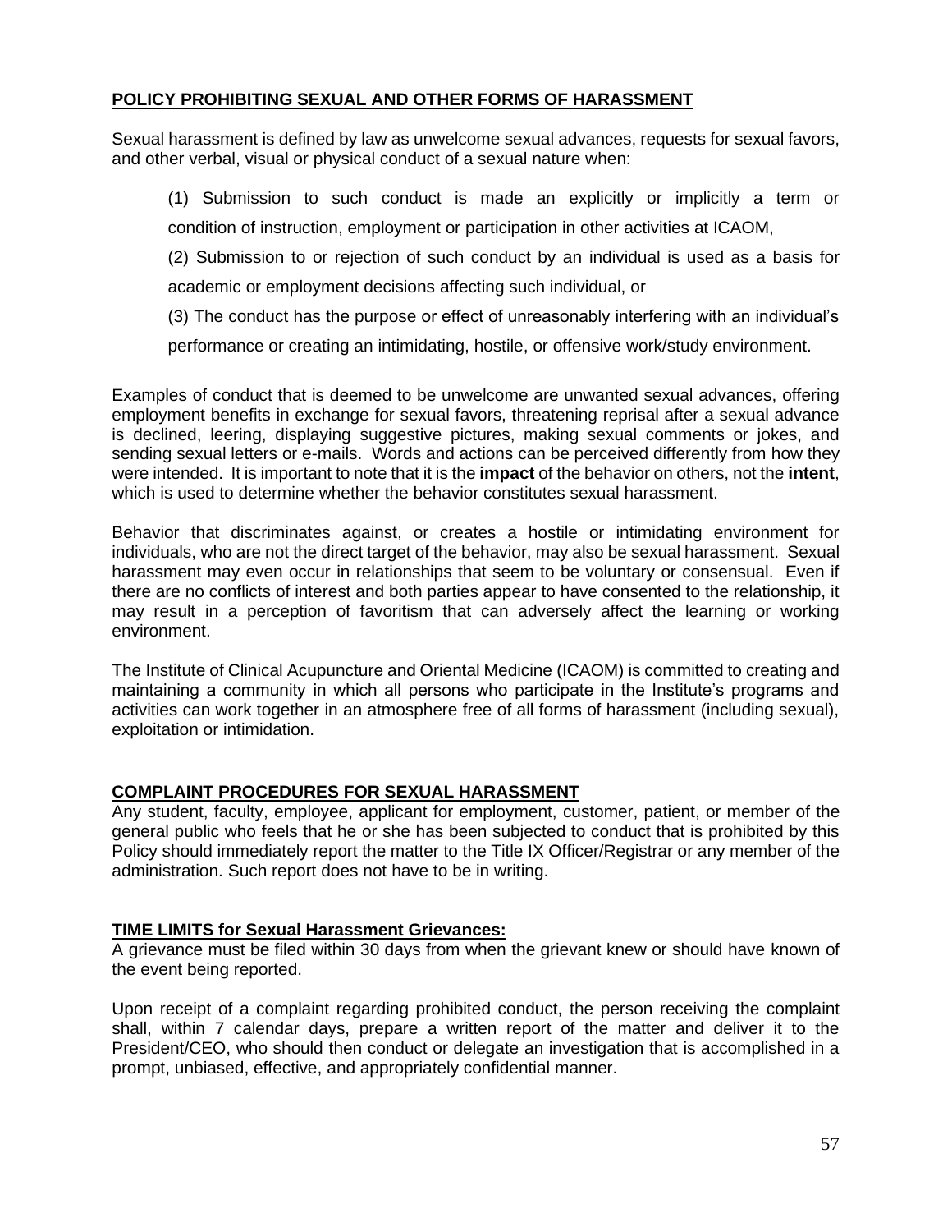**POLICY PROHIBITING SEXUAL AND OTHER FORMS OF HARASSMENT**

Sexual harassment is defined by law as unwelcome sexual advances, requests for sexual favors, and other verbal, visual or physical conduct of a sexual nature when:

> (1) Submission to such conduct is made an explicitly or implicitly a term or condition of instruction, employment or participation in other activities at ICAOM,
>
> (2) Submission to or rejection of such conduct by an individual is used as a basis for academic or employment decisions affecting such individual, or
>
> (3) The conduct has the purpose or effect of unreasonably interfering with an individual's performance or creating an intimidating, hostile, or offensive work/study environment.

Examples of conduct that is deemed to be unwelcome are unwanted sexual advances, offering employment benefits in exchange for sexual favors, threatening reprisal after a sexual advance is declined, leering, displaying suggestive pictures, making sexual comments or jokes, and sending sexual letters or e-mails. Words and actions can be perceived differently from how they were intended. It is important to note that it is the **impact** of the behavior on others, not the **intent**, which is used to determine whether the behavior constitutes sexual harassment.

Behavior that discriminates against, or creates a hostile or intimidating environment for individuals, who are not the direct target of the behavior, may also be sexual harassment. Sexual harassment may even occur in relationships that seem to be voluntary or consensual. Even if there are no conflicts of interest and both parties appear to have consented to the relationship, it may result in a perception of favoritism that can adversely affect the learning or working environment.

The Institute of Clinical Acupuncture and Oriental Medicine (ICAOM) is committed to creating and maintaining a community in which all persons who participate in the Institute's programs and activities can work together in an atmosphere free of all forms of harassment (including sexual), exploitation or intimidation.

**COMPLAINT PROCEDURES FOR SEXUAL HARASSMENT**

Any student, faculty, employee, applicant for employment, customer, patient, or member of the general public who feels that he or she has been subjected to conduct that is prohibited by this Policy should immediately report the matter to the Title IX Officer/Registrar or any member of the administration. Such report does not have to be in writing.

**TIME LIMITS for Sexual Harassment Grievances:**

A grievance must be filed within 30 days from when the grievant knew or should have known of the event being reported.

Upon receipt of a complaint regarding prohibited conduct, the person receiving the complaint shall, within 7 calendar days, prepare a written report of the matter and deliver it to the President/CEO, who should then conduct or delegate an investigation that is accomplished in a prompt, unbiased, effective, and appropriately confidential manner.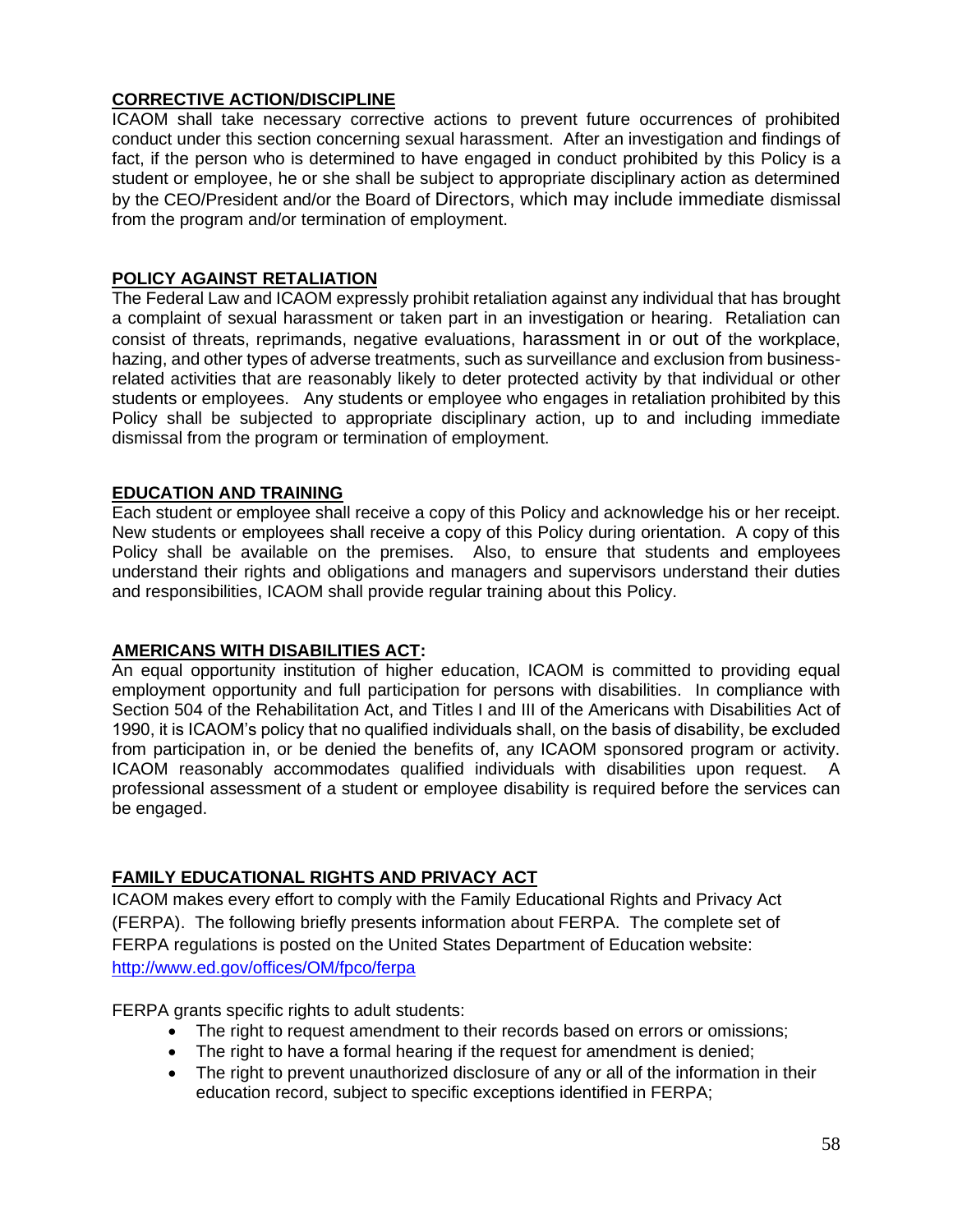## CORRECTIVE ACTION/DISCIPLINE

ICAOM shall take necessary corrective actions to prevent future occurrences of prohibited conduct under this section concerning sexual harassment. After an investigation and findings of fact, if the person who is determined to have engaged in conduct prohibited by this Policy is a student or employee, he or she shall be subject to appropriate disciplinary action as determined by the CEO/President and/or the Board of Directors, which may include immediate dismissal from the program and/or termination of employment.

## POLICY AGAINST RETALIATION

The Federal Law and ICAOM expressly prohibit retaliation against any individual that has brought a complaint of sexual harassment or taken part in an investigation or hearing. Retaliation can consist of threats, reprimands, negative evaluations, harassment in or out of the workplace, hazing, and other types of adverse treatments, such as surveillance and exclusion from business-related activities that are reasonably likely to deter protected activity by that individual or other students or employees. Any students or employee who engages in retaliation prohibited by this Policy shall be subjected to appropriate disciplinary action, up to and including immediate dismissal from the program or termination of employment.

## EDUCATION AND TRAINING

Each student or employee shall receive a copy of this Policy and acknowledge his or her receipt. New students or employees shall receive a copy of this Policy during orientation. A copy of this Policy shall be available on the premises. Also, to ensure that students and employees understand their rights and obligations and managers and supervisors understand their duties and responsibilities, ICAOM shall provide regular training about this Policy.

## AMERICANS WITH DISABILITIES ACT:

An equal opportunity institution of higher education, ICAOM is committed to providing equal employment opportunity and full participation for persons with disabilities. In compliance with Section 504 of the Rehabilitation Act, and Titles I and III of the Americans with Disabilities Act of 1990, it is ICAOM's policy that no qualified individuals shall, on the basis of disability, be excluded from participation in, or be denied the benefits of, any ICAOM sponsored program or activity. ICAOM reasonably accommodates qualified individuals with disabilities upon request. A professional assessment of a student or employee disability is required before the services can be engaged.

## FAMILY EDUCATIONAL RIGHTS AND PRIVACY ACT

ICAOM makes every effort to comply with the Family Educational Rights and Privacy Act (FERPA). The following briefly presents information about FERPA. The complete set of FERPA regulations is posted on the United States Department of Education website: http://www.ed.gov/offices/OM/fpco/ferpa

FERPA grants specific rights to adult students:

- The right to request amendment to their records based on errors or omissions;
- The right to have a formal hearing if the request for amendment is denied;
- The right to prevent unauthorized disclosure of any or all of the information in their education record, subject to specific exceptions identified in FERPA;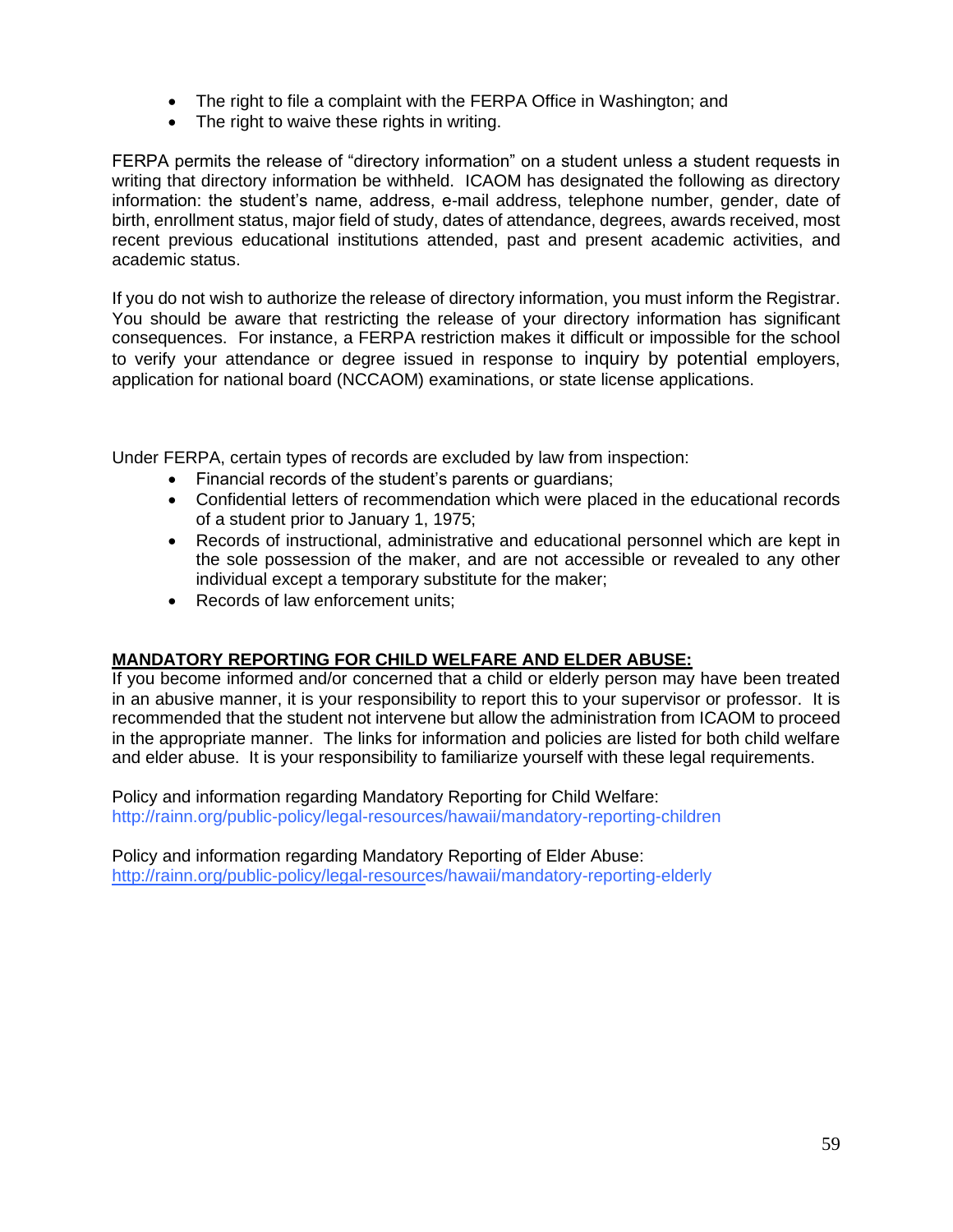- The right to file a complaint with the FERPA Office in Washington; and
- The right to waive these rights in writing.

FERPA permits the release of "directory information" on a student unless a student requests in writing that directory information be withheld. ICAOM has designated the following as directory information: the student's name, address, e-mail address, telephone number, gender, date of birth, enrollment status, major field of study, dates of attendance, degrees, awards received, most recent previous educational institutions attended, past and present academic activities, and academic status.

If you do not wish to authorize the release of directory information, you must inform the Registrar. You should be aware that restricting the release of your directory information has significant consequences. For instance, a FERPA restriction makes it difficult or impossible for the school to verify your attendance or degree issued in response to inquiry by potential employers, application for national board (NCCAOM) examinations, or state license applications.

Under FERPA, certain types of records are excluded by law from inspection:

- Financial records of the student's parents or guardians;
- Confidential letters of recommendation which were placed in the educational records of a student prior to January 1, 1975;
- Records of instructional, administrative and educational personnel which are kept in the sole possession of the maker, and are not accessible or revealed to any other individual except a temporary substitute for the maker;
- Records of law enforcement units;

**MANDATORY REPORTING FOR CHILD WELFARE AND ELDER ABUSE:**

If you become informed and/or concerned that a child or elderly person may have been treated in an abusive manner, it is your responsibility to report this to your supervisor or professor. It is recommended that the student not intervene but allow the administration from ICAOM to proceed in the appropriate manner. The links for information and policies are listed for both child welfare and elder abuse. It is your responsibility to familiarize yourself with these legal requirements.

Policy and information regarding Mandatory Reporting for Child Welfare:
http://rainn.org/public-policy/legal-resources/hawaii/mandatory-reporting-children

Policy and information regarding Mandatory Reporting of Elder Abuse:
http://rainn.org/public-policy/legal-resources/hawaii/mandatory-reporting-elderly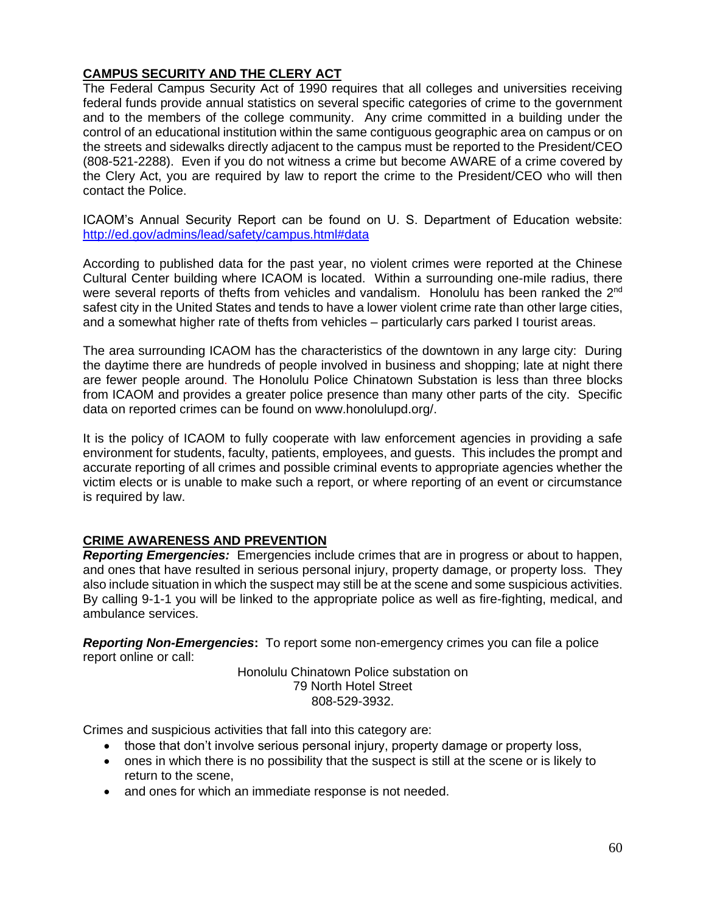## CAMPUS SECURITY AND THE CLERY ACT

The Federal Campus Security Act of 1990 requires that all colleges and universities receiving federal funds provide annual statistics on several specific categories of crime to the government and to the members of the college community. Any crime committed in a building under the control of an educational institution within the same contiguous geographic area on campus or on the streets and sidewalks directly adjacent to the campus must be reported to the President/CEO (808-521-2288). Even if you do not witness a crime but become AWARE of a crime covered by the Clery Act, you are required by law to report the crime to the President/CEO who will then contact the Police.

ICAOM's Annual Security Report can be found on U. S. Department of Education website: [http://ed.gov/admins/lead/safety/campus.html#data](http://ed.gov/admins/lead/safety/campus.html#data)

According to published data for the past year, no violent crimes were reported at the Chinese Cultural Center building where ICAOM is located. Within a surrounding one-mile radius, there were several reports of thefts from vehicles and vandalism. Honolulu has been ranked the 2nd safest city in the United States and tends to have a lower violent crime rate than other large cities, and a somewhat higher rate of thefts from vehicles – particularly cars parked I tourist areas.

The area surrounding ICAOM has the characteristics of the downtown in any large city: During the daytime there are hundreds of people involved in business and shopping; late at night there are fewer people around. The Honolulu Police Chinatown Substation is less than three blocks from ICAOM and provides a greater police presence than many other parts of the city. Specific data on reported crimes can be found on www.honolulupd.org/.

It is the policy of ICAOM to fully cooperate with law enforcement agencies in providing a safe environment for students, faculty, patients, employees, and guests. This includes the prompt and accurate reporting of all crimes and possible criminal events to appropriate agencies whether the victim elects or is unable to make such a report, or where reporting of an event or circumstance is required by law.

## CRIME AWARENESS AND PREVENTION

***Reporting Emergencies:*** Emergencies include crimes that are in progress or about to happen, and ones that have resulted in serious personal injury, property damage, or property loss. They also include situation in which the suspect may still be at the scene and some suspicious activities. By calling 9-1-1 you will be linked to the appropriate police as well as fire-fighting, medical, and ambulance services.

***Reporting Non-Emergencies*:** To report some non-emergency crimes you can file a police report online or call:

Honolulu Chinatown Police substation on
79 North Hotel Street
808-529-3932.

Crimes and suspicious activities that fall into this category are:

- those that don't involve serious personal injury, property damage or property loss,
- ones in which there is no possibility that the suspect is still at the scene or is likely to return to the scene,
- and ones for which an immediate response is not needed.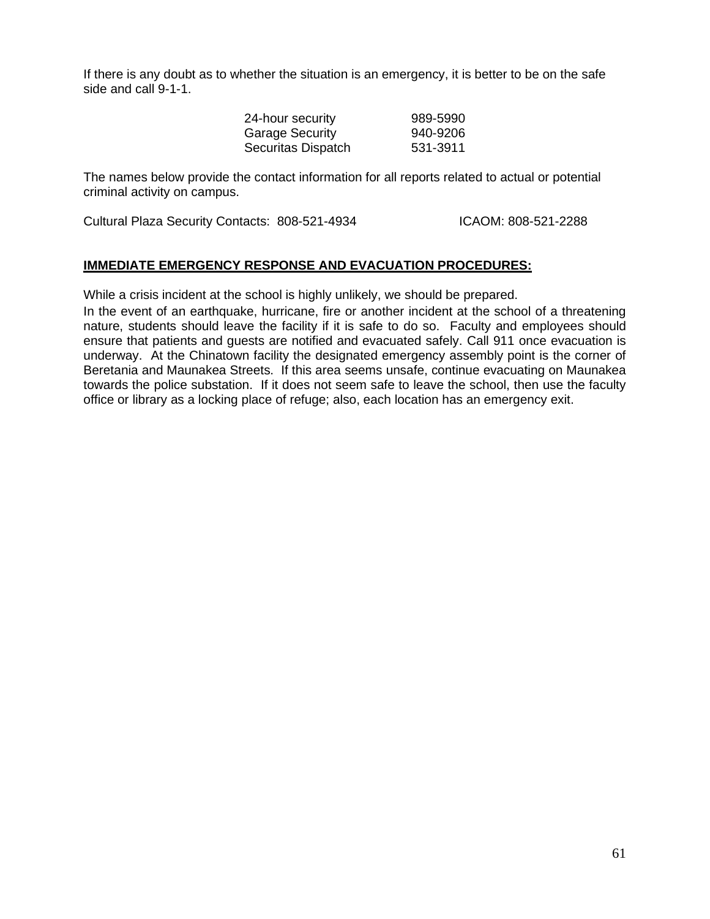If there is any doubt as to whether the situation is an emergency, it is better to be on the safe side and call 9-1-1.

| | |
|---|---|
| 24-hour security | 989-5990 |
| Garage Security | 940-9206 |
| Securitas Dispatch | 531-3911 |

The names below provide the contact information for all reports related to actual or potential criminal activity on campus.

Cultural Plaza Security Contacts: 808-521-4934 ICAOM: 808-521-2288

**IMMEDIATE EMERGENCY RESPONSE AND EVACUATION PROCEDURES:**

While a crisis incident at the school is highly unlikely, we should be prepared.

In the event of an earthquake, hurricane, fire or another incident at the school of a threatening nature, students should leave the facility if it is safe to do so. Faculty and employees should ensure that patients and guests are notified and evacuated safely. Call 911 once evacuation is underway. At the Chinatown facility the designated emergency assembly point is the corner of Beretania and Maunakea Streets. If this area seems unsafe, continue evacuating on Maunakea towards the police substation. If it does not seem safe to leave the school, then use the faculty office or library as a locking place of refuge; also, each location has an emergency exit.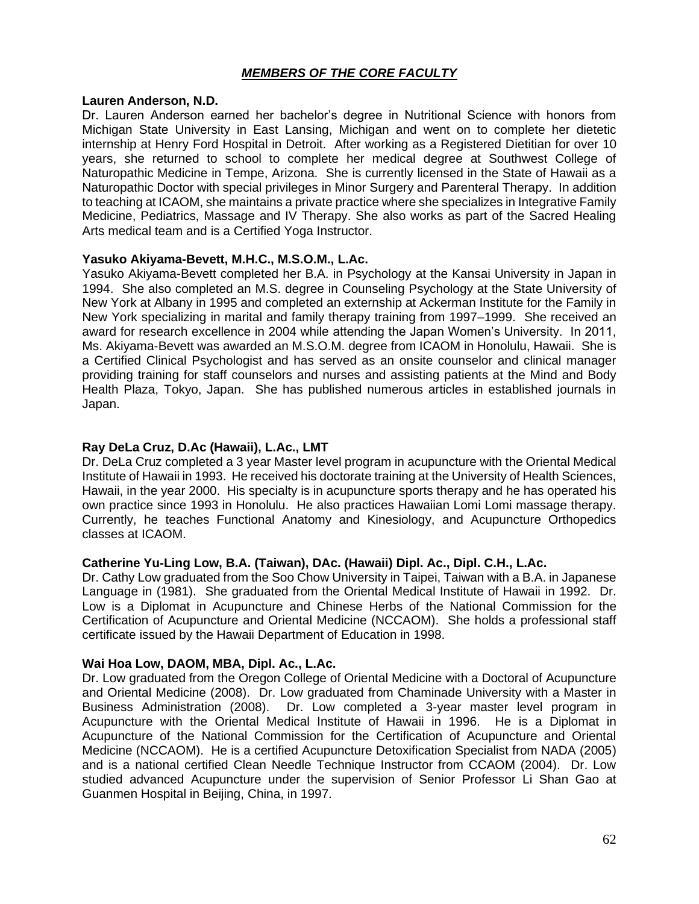## ***MEMBERS OF THE CORE FACULTY***

**Lauren Anderson, N.D.**

Dr. Lauren Anderson earned her bachelor's degree in Nutritional Science with honors from Michigan State University in East Lansing, Michigan and went on to complete her dietetic internship at Henry Ford Hospital in Detroit. After working as a Registered Dietitian for over 10 years, she returned to school to complete her medical degree at Southwest College of Naturopathic Medicine in Tempe, Arizona. She is currently licensed in the State of Hawaii as a Naturopathic Doctor with special privileges in Minor Surgery and Parenteral Therapy. In addition to teaching at ICAOM, she maintains a private practice where she specializes in Integrative Family Medicine, Pediatrics, Massage and IV Therapy. She also works as part of the Sacred Healing Arts medical team and is a Certified Yoga Instructor.

**Yasuko Akiyama-Bevett, M.H.C., M.S.O.M., L.Ac.**

Yasuko Akiyama-Bevett completed her B.A. in Psychology at the Kansai University in Japan in 1994. She also completed an M.S. degree in Counseling Psychology at the State University of New York at Albany in 1995 and completed an externship at Ackerman Institute for the Family in New York specializing in marital and family therapy training from 1997–1999. She received an award for research excellence in 2004 while attending the Japan Women's University. In 2011, Ms. Akiyama-Bevett was awarded an M.S.O.M. degree from ICAOM in Honolulu, Hawaii. She is a Certified Clinical Psychologist and has served as an onsite counselor and clinical manager providing training for staff counselors and nurses and assisting patients at the Mind and Body Health Plaza, Tokyo, Japan. She has published numerous articles in established journals in Japan.

**Ray DeLa Cruz, D.Ac (Hawaii), L.Ac., LMT**

Dr. DeLa Cruz completed a 3 year Master level program in acupuncture with the Oriental Medical Institute of Hawaii in 1993. He received his doctorate training at the University of Health Sciences, Hawaii, in the year 2000. His specialty is in acupuncture sports therapy and he has operated his own practice since 1993 in Honolulu. He also practices Hawaiian Lomi Lomi massage therapy. Currently, he teaches Functional Anatomy and Kinesiology, and Acupuncture Orthopedics classes at ICAOM.

**Catherine Yu-Ling Low, B.A. (Taiwan), DAc. (Hawaii) Dipl. Ac., Dipl. C.H., L.Ac.**

Dr. Cathy Low graduated from the Soo Chow University in Taipei, Taiwan with a B.A. in Japanese Language in (1981). She graduated from the Oriental Medical Institute of Hawaii in 1992. Dr. Low is a Diplomat in Acupuncture and Chinese Herbs of the National Commission for the Certification of Acupuncture and Oriental Medicine (NCCAOM). She holds a professional staff certificate issued by the Hawaii Department of Education in 1998.

**Wai Hoa Low, DAOM, MBA, Dipl. Ac., L.Ac.**

Dr. Low graduated from the Oregon College of Oriental Medicine with a Doctoral of Acupuncture and Oriental Medicine (2008). Dr. Low graduated from Chaminade University with a Master in Business Administration (2008). Dr. Low completed a 3-year master level program in Acupuncture with the Oriental Medical Institute of Hawaii in 1996. He is a Diplomat in Acupuncture of the National Commission for the Certification of Acupuncture and Oriental Medicine (NCCAOM). He is a certified Acupuncture Detoxification Specialist from NADA (2005) and is a national certified Clean Needle Technique Instructor from CCAOM (2004). Dr. Low studied advanced Acupuncture under the supervision of Senior Professor Li Shan Gao at Guanmen Hospital in Beijing, China, in 1997.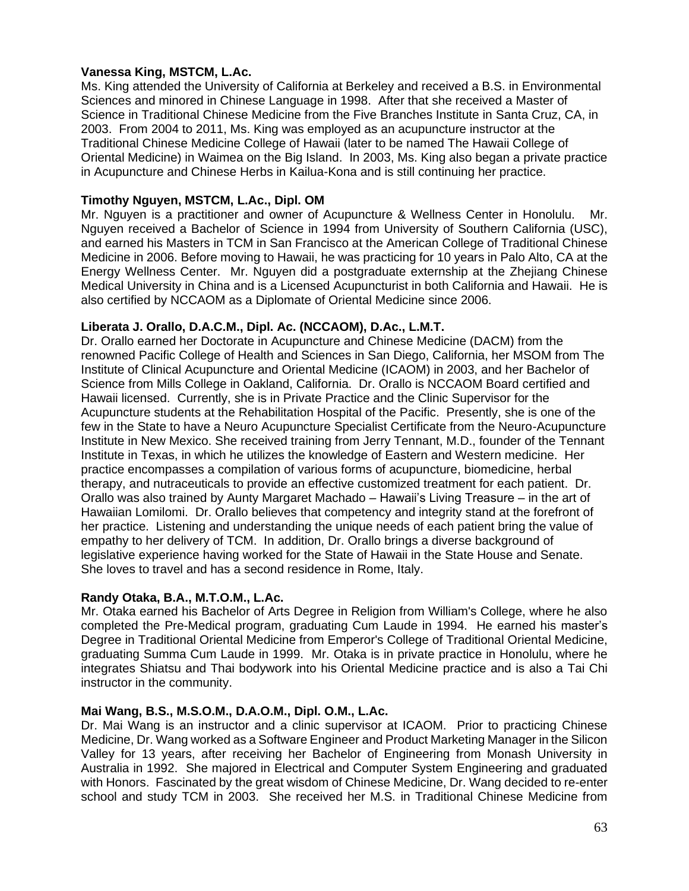**Vanessa King, MSTCM, L.Ac.**
Ms. King attended the University of California at Berkeley and received a B.S. in Environmental Sciences and minored in Chinese Language in 1998. After that she received a Master of Science in Traditional Chinese Medicine from the Five Branches Institute in Santa Cruz, CA, in 2003. From 2004 to 2011, Ms. King was employed as an acupuncture instructor at the Traditional Chinese Medicine College of Hawaii (later to be named The Hawaii College of Oriental Medicine) in Waimea on the Big Island. In 2003, Ms. King also began a private practice in Acupuncture and Chinese Herbs in Kailua-Kona and is still continuing her practice.

**Timothy Nguyen, MSTCM, L.Ac., Dipl. OM**
Mr. Nguyen is a practitioner and owner of Acupuncture & Wellness Center in Honolulu. Mr. Nguyen received a Bachelor of Science in 1994 from University of Southern California (USC), and earned his Masters in TCM in San Francisco at the American College of Traditional Chinese Medicine in 2006. Before moving to Hawaii, he was practicing for 10 years in Palo Alto, CA at the Energy Wellness Center. Mr. Nguyen did a postgraduate externship at the Zhejiang Chinese Medical University in China and is a Licensed Acupuncturist in both California and Hawaii. He is also certified by NCCAOM as a Diplomate of Oriental Medicine since 2006.

**Liberata J. Orallo, D.A.C.M., Dipl. Ac. (NCCAOM), D.Ac., L.M.T.**
Dr. Orallo earned her Doctorate in Acupuncture and Chinese Medicine (DACM) from the renowned Pacific College of Health and Sciences in San Diego, California, her MSOM from The Institute of Clinical Acupuncture and Oriental Medicine (ICAOM) in 2003, and her Bachelor of Science from Mills College in Oakland, California. Dr. Orallo is NCCAOM Board certified and Hawaii licensed. Currently, she is in Private Practice and the Clinic Supervisor for the Acupuncture students at the Rehabilitation Hospital of the Pacific. Presently, she is one of the few in the State to have a Neuro Acupuncture Specialist Certificate from the Neuro-Acupuncture Institute in New Mexico. She received training from Jerry Tennant, M.D., founder of the Tennant Institute in Texas, in which he utilizes the knowledge of Eastern and Western medicine. Her practice encompasses a compilation of various forms of acupuncture, biomedicine, herbal therapy, and nutraceuticals to provide an effective customized treatment for each patient. Dr. Orallo was also trained by Aunty Margaret Machado – Hawaii's Living Treasure – in the art of Hawaiian Lomilomi. Dr. Orallo believes that competency and integrity stand at the forefront of her practice. Listening and understanding the unique needs of each patient bring the value of empathy to her delivery of TCM. In addition, Dr. Orallo brings a diverse background of legislative experience having worked for the State of Hawaii in the State House and Senate. She loves to travel and has a second residence in Rome, Italy.

**Randy Otaka, B.A., M.T.O.M., L.Ac.**
Mr. Otaka earned his Bachelor of Arts Degree in Religion from William's College, where he also completed the Pre-Medical program, graduating Cum Laude in 1994. He earned his master's Degree in Traditional Oriental Medicine from Emperor's College of Traditional Oriental Medicine, graduating Summa Cum Laude in 1999. Mr. Otaka is in private practice in Honolulu, where he integrates Shiatsu and Thai bodywork into his Oriental Medicine practice and is also a Tai Chi instructor in the community.

**Mai Wang, B.S., M.S.O.M., D.A.O.M., Dipl. O.M., L.Ac.**
Dr. Mai Wang is an instructor and a clinic supervisor at ICAOM. Prior to practicing Chinese Medicine, Dr. Wang worked as a Software Engineer and Product Marketing Manager in the Silicon Valley for 13 years, after receiving her Bachelor of Engineering from Monash University in Australia in 1992. She majored in Electrical and Computer System Engineering and graduated with Honors. Fascinated by the great wisdom of Chinese Medicine, Dr. Wang decided to re-enter school and study TCM in 2003. She received her M.S. in Traditional Chinese Medicine from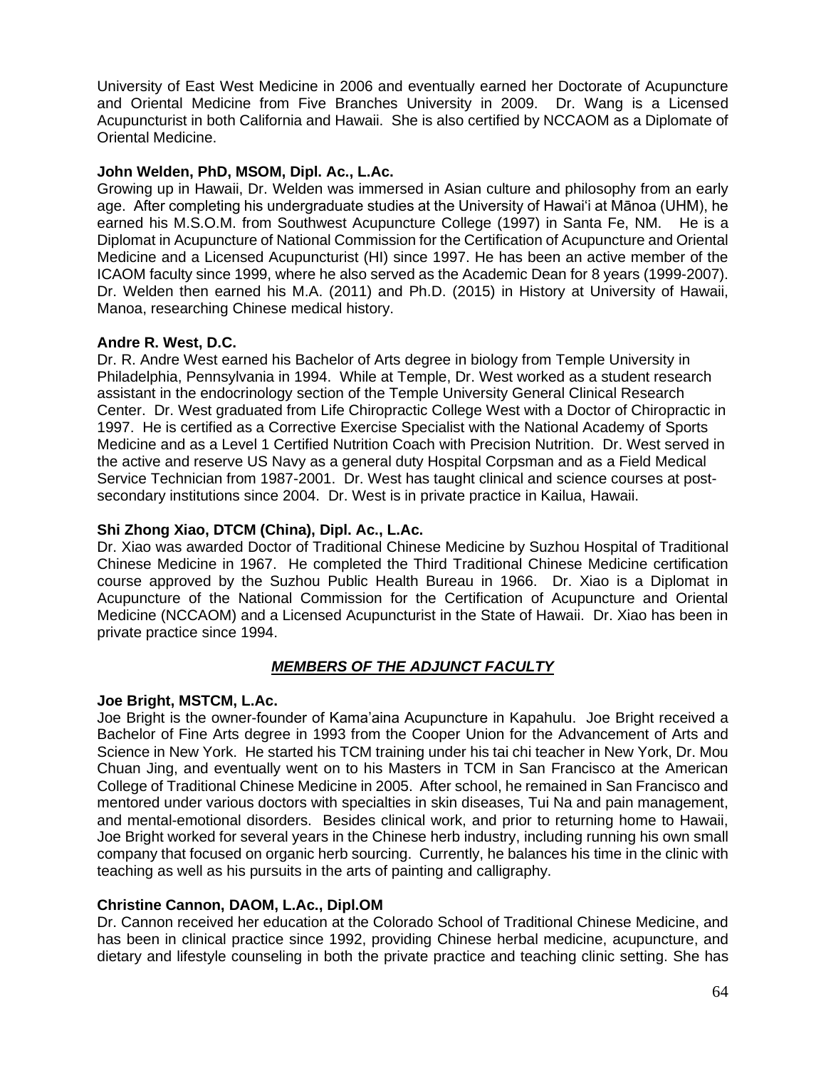University of East West Medicine in 2006 and eventually earned her Doctorate of Acupuncture and Oriental Medicine from Five Branches University in 2009. Dr. Wang is a Licensed Acupuncturist in both California and Hawaii. She is also certified by NCCAOM as a Diplomate of Oriental Medicine.

**John Welden, PhD, MSOM, Dipl. Ac., L.Ac.**
Growing up in Hawaii, Dr. Welden was immersed in Asian culture and philosophy from an early age. After completing his undergraduate studies at the University of Hawaiʻi at Mānoa (UHM), he earned his M.S.O.M. from Southwest Acupuncture College (1997) in Santa Fe, NM. He is a Diplomat in Acupuncture of National Commission for the Certification of Acupuncture and Oriental Medicine and a Licensed Acupuncturist (HI) since 1997. He has been an active member of the ICAOM faculty since 1999, where he also served as the Academic Dean for 8 years (1999-2007). Dr. Welden then earned his M.A. (2011) and Ph.D. (2015) in History at University of Hawaii, Manoa, researching Chinese medical history.

**Andre R. West, D.C.**
Dr. R. Andre West earned his Bachelor of Arts degree in biology from Temple University in Philadelphia, Pennsylvania in 1994. While at Temple, Dr. West worked as a student research assistant in the endocrinology section of the Temple University General Clinical Research Center. Dr. West graduated from Life Chiropractic College West with a Doctor of Chiropractic in 1997. He is certified as a Corrective Exercise Specialist with the National Academy of Sports Medicine and as a Level 1 Certified Nutrition Coach with Precision Nutrition. Dr. West served in the active and reserve US Navy as a general duty Hospital Corpsman and as a Field Medical Service Technician from 1987-2001. Dr. West has taught clinical and science courses at post-secondary institutions since 2004. Dr. West is in private practice in Kailua, Hawaii.

**Shi Zhong Xiao, DTCM (China), Dipl. Ac., L.Ac.**
Dr. Xiao was awarded Doctor of Traditional Chinese Medicine by Suzhou Hospital of Traditional Chinese Medicine in 1967. He completed the Third Traditional Chinese Medicine certification course approved by the Suzhou Public Health Bureau in 1966. Dr. Xiao is a Diplomat in Acupuncture of the National Commission for the Certification of Acupuncture and Oriental Medicine (NCCAOM) and a Licensed Acupuncturist in the State of Hawaii. Dr. Xiao has been in private practice since 1994.

## ***MEMBERS OF THE ADJUNCT FACULTY***

**Joe Bright, MSTCM, L.Ac.**
Joe Bright is the owner-founder of Kama'aina Acupuncture in Kapahulu. Joe Bright received a Bachelor of Fine Arts degree in 1993 from the Cooper Union for the Advancement of Arts and Science in New York. He started his TCM training under his tai chi teacher in New York, Dr. Mou Chuan Jing, and eventually went on to his Masters in TCM in San Francisco at the American College of Traditional Chinese Medicine in 2005. After school, he remained in San Francisco and mentored under various doctors with specialties in skin diseases, Tui Na and pain management, and mental-emotional disorders. Besides clinical work, and prior to returning home to Hawaii, Joe Bright worked for several years in the Chinese herb industry, including running his own small company that focused on organic herb sourcing. Currently, he balances his time in the clinic with teaching as well as his pursuits in the arts of painting and calligraphy.

**Christine Cannon, DAOM, L.Ac., Dipl.OM**
Dr. Cannon received her education at the Colorado School of Traditional Chinese Medicine, and has been in clinical practice since 1992, providing Chinese herbal medicine, acupuncture, and dietary and lifestyle counseling in both the private practice and teaching clinic setting. She has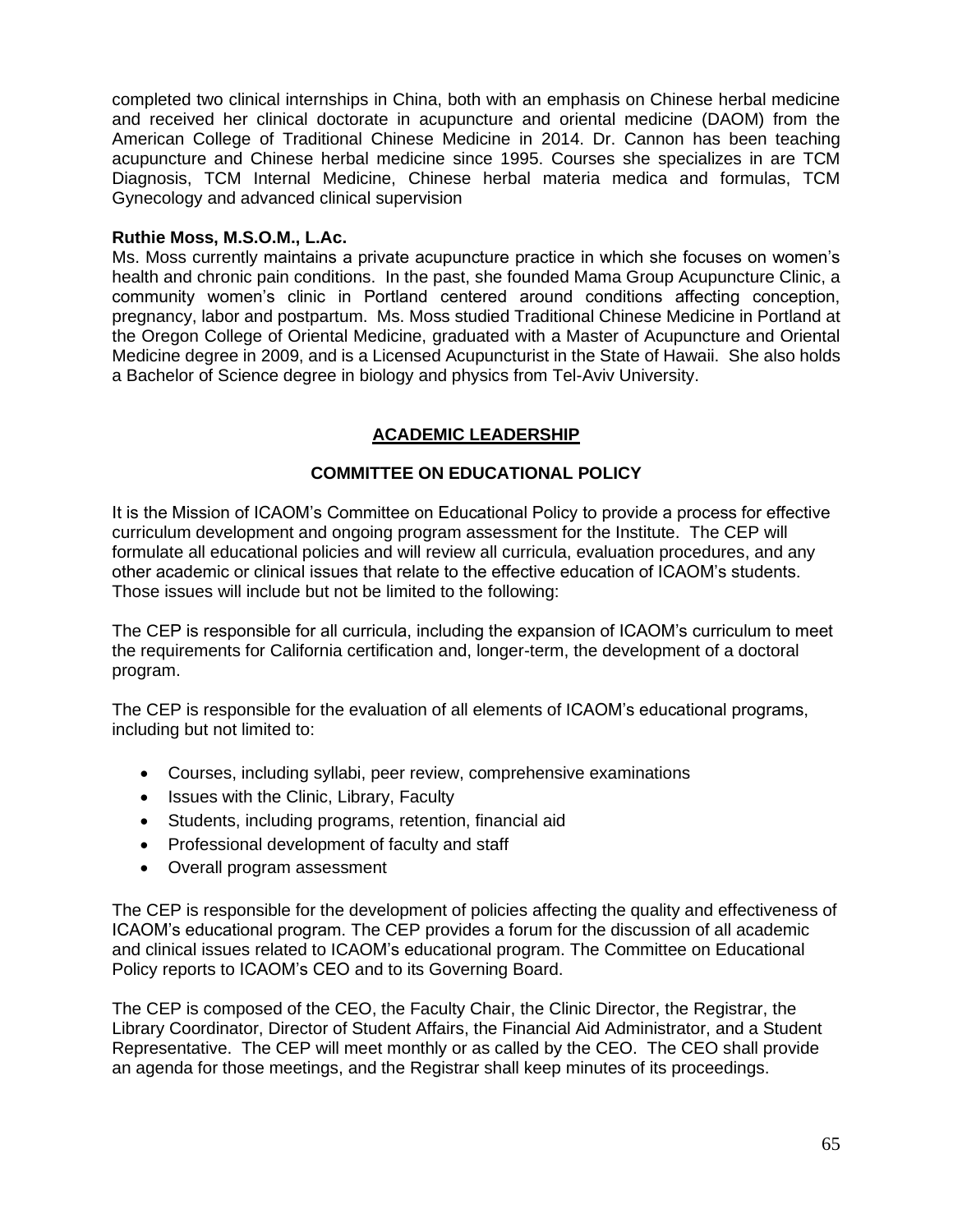completed two clinical internships in China, both with an emphasis on Chinese herbal medicine and received her clinical doctorate in acupuncture and oriental medicine (DAOM) from the American College of Traditional Chinese Medicine in 2014. Dr. Cannon has been teaching acupuncture and Chinese herbal medicine since 1995. Courses she specializes in are TCM Diagnosis, TCM Internal Medicine, Chinese herbal materia medica and formulas, TCM Gynecology and advanced clinical supervision

**Ruthie Moss, M.S.O.M., L.Ac.**
Ms. Moss currently maintains a private acupuncture practice in which she focuses on women's health and chronic pain conditions. In the past, she founded Mama Group Acupuncture Clinic, a community women's clinic in Portland centered around conditions affecting conception, pregnancy, labor and postpartum. Ms. Moss studied Traditional Chinese Medicine in Portland at the Oregon College of Oriental Medicine, graduated with a Master of Acupuncture and Oriental Medicine degree in 2009, and is a Licensed Acupuncturist in the State of Hawaii. She also holds a Bachelor of Science degree in biology and physics from Tel-Aviv University.

## ACADEMIC LEADERSHIP

### COMMITTEE ON EDUCATIONAL POLICY

It is the Mission of ICAOM's Committee on Educational Policy to provide a process for effective curriculum development and ongoing program assessment for the Institute. The CEP will formulate all educational policies and will review all curricula, evaluation procedures, and any other academic or clinical issues that relate to the effective education of ICAOM's students. Those issues will include but not be limited to the following:

The CEP is responsible for all curricula, including the expansion of ICAOM's curriculum to meet the requirements for California certification and, longer-term, the development of a doctoral program.

The CEP is responsible for the evaluation of all elements of ICAOM's educational programs, including but not limited to:

- Courses, including syllabi, peer review, comprehensive examinations
- Issues with the Clinic, Library, Faculty
- Students, including programs, retention, financial aid
- Professional development of faculty and staff
- Overall program assessment

The CEP is responsible for the development of policies affecting the quality and effectiveness of ICAOM's educational program. The CEP provides a forum for the discussion of all academic and clinical issues related to ICAOM's educational program. The Committee on Educational Policy reports to ICAOM's CEO and to its Governing Board.

The CEP is composed of the CEO, the Faculty Chair, the Clinic Director, the Registrar, the Library Coordinator, Director of Student Affairs, the Financial Aid Administrator, and a Student Representative. The CEP will meet monthly or as called by the CEO. The CEO shall provide an agenda for those meetings, and the Registrar shall keep minutes of its proceedings.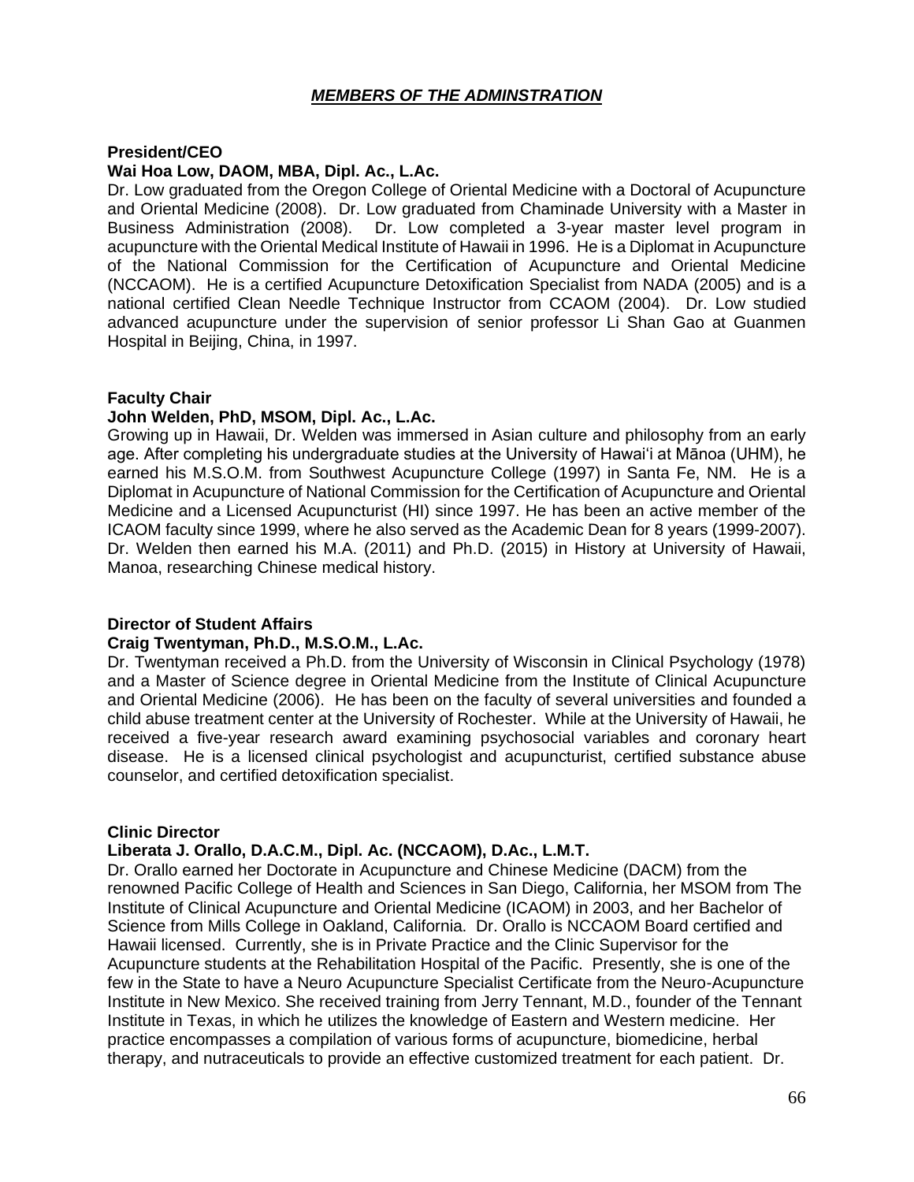## ***MEMBERS OF THE ADMINSTRATION***

**President/CEO**
**Wai Hoa Low, DAOM, MBA, Dipl. Ac., L.Ac.**
Dr. Low graduated from the Oregon College of Oriental Medicine with a Doctoral of Acupuncture and Oriental Medicine (2008). Dr. Low graduated from Chaminade University with a Master in Business Administration (2008). Dr. Low completed a 3-year master level program in acupuncture with the Oriental Medical Institute of Hawaii in 1996. He is a Diplomat in Acupuncture of the National Commission for the Certification of Acupuncture and Oriental Medicine (NCCAOM). He is a certified Acupuncture Detoxification Specialist from NADA (2005) and is a national certified Clean Needle Technique Instructor from CCAOM (2004). Dr. Low studied advanced acupuncture under the supervision of senior professor Li Shan Gao at Guanmen Hospital in Beijing, China, in 1997.

**Faculty Chair**
**John Welden, PhD, MSOM, Dipl. Ac., L.Ac.**
Growing up in Hawaii, Dr. Welden was immersed in Asian culture and philosophy from an early age. After completing his undergraduate studies at the University of Hawaiʻi at Mānoa (UHM), he earned his M.S.O.M. from Southwest Acupuncture College (1997) in Santa Fe, NM. He is a Diplomat in Acupuncture of National Commission for the Certification of Acupuncture and Oriental Medicine and a Licensed Acupuncturist (HI) since 1997. He has been an active member of the ICAOM faculty since 1999, where he also served as the Academic Dean for 8 years (1999-2007). Dr. Welden then earned his M.A. (2011) and Ph.D. (2015) in History at University of Hawaii, Manoa, researching Chinese medical history.

**Director of Student Affairs**
**Craig Twentyman, Ph.D., M.S.O.M., L.Ac.**
Dr. Twentyman received a Ph.D. from the University of Wisconsin in Clinical Psychology (1978) and a Master of Science degree in Oriental Medicine from the Institute of Clinical Acupuncture and Oriental Medicine (2006). He has been on the faculty of several universities and founded a child abuse treatment center at the University of Rochester. While at the University of Hawaii, he received a five-year research award examining psychosocial variables and coronary heart disease. He is a licensed clinical psychologist and acupuncturist, certified substance abuse counselor, and certified detoxification specialist.

**Clinic Director**
**Liberata J. Orallo, D.A.C.M., Dipl. Ac. (NCCAOM), D.Ac., L.M.T.**
Dr. Orallo earned her Doctorate in Acupuncture and Chinese Medicine (DACM) from the renowned Pacific College of Health and Sciences in San Diego, California, her MSOM from The Institute of Clinical Acupuncture and Oriental Medicine (ICAOM) in 2003, and her Bachelor of Science from Mills College in Oakland, California. Dr. Orallo is NCCAOM Board certified and Hawaii licensed. Currently, she is in Private Practice and the Clinic Supervisor for the Acupuncture students at the Rehabilitation Hospital of the Pacific. Presently, she is one of the few in the State to have a Neuro Acupuncture Specialist Certificate from the Neuro-Acupuncture Institute in New Mexico. She received training from Jerry Tennant, M.D., founder of the Tennant Institute in Texas, in which he utilizes the knowledge of Eastern and Western medicine. Her practice encompasses a compilation of various forms of acupuncture, biomedicine, herbal therapy, and nutraceuticals to provide an effective customized treatment for each patient. Dr.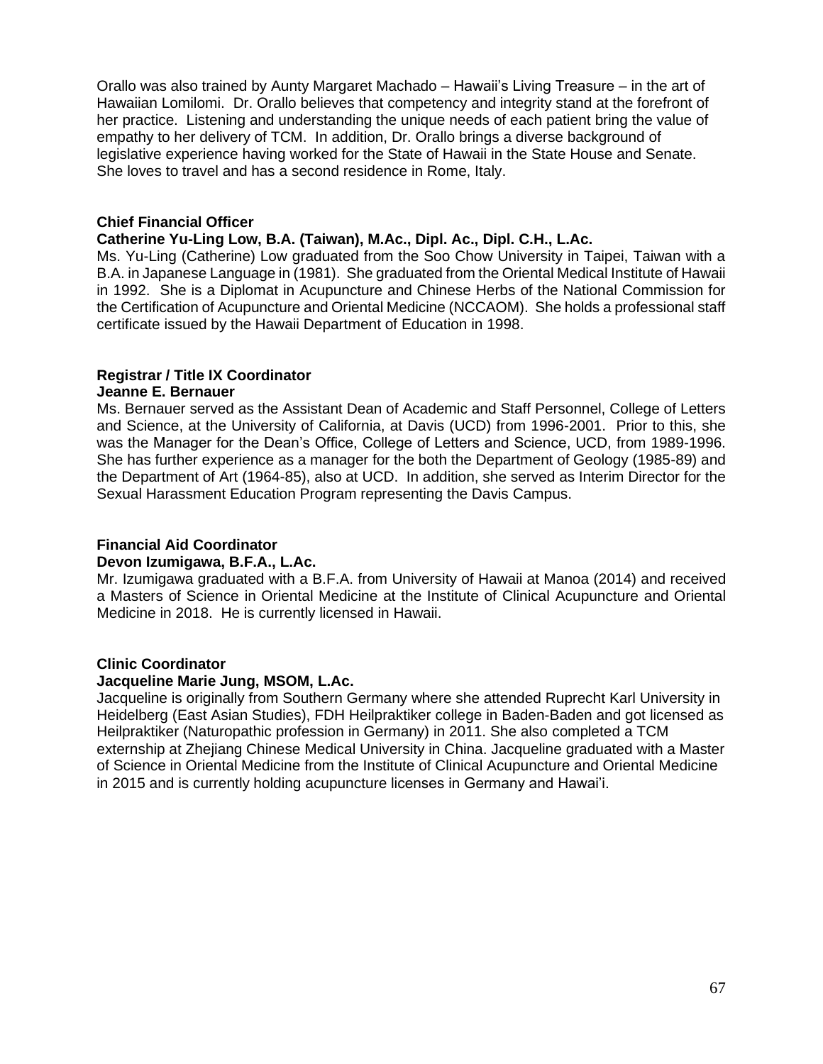Orallo was also trained by Aunty Margaret Machado – Hawaii's Living Treasure – in the art of Hawaiian Lomilomi. Dr. Orallo believes that competency and integrity stand at the forefront of her practice. Listening and understanding the unique needs of each patient bring the value of empathy to her delivery of TCM. In addition, Dr. Orallo brings a diverse background of legislative experience having worked for the State of Hawaii in the State House and Senate. She loves to travel and has a second residence in Rome, Italy.

**Chief Financial Officer**
**Catherine Yu-Ling Low, B.A. (Taiwan), M.Ac., Dipl. Ac., Dipl. C.H., L.Ac.**
Ms. Yu-Ling (Catherine) Low graduated from the Soo Chow University in Taipei, Taiwan with a B.A. in Japanese Language in (1981). She graduated from the Oriental Medical Institute of Hawaii in 1992. She is a Diplomat in Acupuncture and Chinese Herbs of the National Commission for the Certification of Acupuncture and Oriental Medicine (NCCAOM). She holds a professional staff certificate issued by the Hawaii Department of Education in 1998.

**Registrar / Title IX Coordinator**
**Jeanne E. Bernauer**
Ms. Bernauer served as the Assistant Dean of Academic and Staff Personnel, College of Letters and Science, at the University of California, at Davis (UCD) from 1996-2001. Prior to this, she was the Manager for the Dean's Office, College of Letters and Science, UCD, from 1989-1996. She has further experience as a manager for the both the Department of Geology (1985-89) and the Department of Art (1964-85), also at UCD. In addition, she served as Interim Director for the Sexual Harassment Education Program representing the Davis Campus.

**Financial Aid Coordinator**
**Devon Izumigawa, B.F.A., L.Ac.**
Mr. Izumigawa graduated with a B.F.A. from University of Hawaii at Manoa (2014) and received a Masters of Science in Oriental Medicine at the Institute of Clinical Acupuncture and Oriental Medicine in 2018. He is currently licensed in Hawaii.

**Clinic Coordinator**
**Jacqueline Marie Jung, MSOM, L.Ac.**
Jacqueline is originally from Southern Germany where she attended Ruprecht Karl University in Heidelberg (East Asian Studies), FDH Heilpraktiker college in Baden-Baden and got licensed as Heilpraktiker (Naturopathic profession in Germany) in 2011. She also completed a TCM externship at Zhejiang Chinese Medical University in China. Jacqueline graduated with a Master of Science in Oriental Medicine from the Institute of Clinical Acupuncture and Oriental Medicine in 2015 and is currently holding acupuncture licenses in Germany and Hawai'i.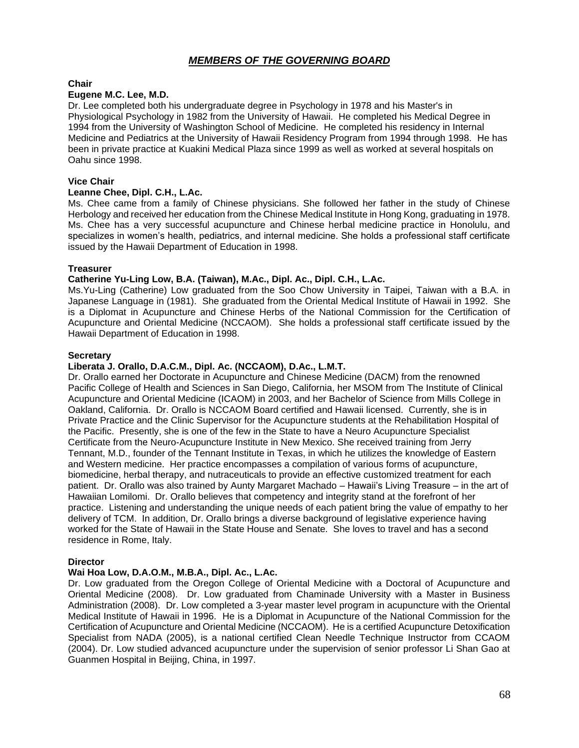## *MEMBERS OF THE GOVERNING BOARD*

**Chair**

**Eugene M.C. Lee, M.D.**

Dr. Lee completed both his undergraduate degree in Psychology in 1978 and his Master's in Physiological Psychology in 1982 from the University of Hawaii. He completed his Medical Degree in 1994 from the University of Washington School of Medicine. He completed his residency in Internal Medicine and Pediatrics at the University of Hawaii Residency Program from 1994 through 1998. He has been in private practice at Kuakini Medical Plaza since 1999 as well as worked at several hospitals on Oahu since 1998.

**Vice Chair**

**Leanne Chee, Dipl. C.H., L.Ac.**

Ms. Chee came from a family of Chinese physicians. She followed her father in the study of Chinese Herbology and received her education from the Chinese Medical Institute in Hong Kong, graduating in 1978. Ms. Chee has a very successful acupuncture and Chinese herbal medicine practice in Honolulu, and specializes in women's health, pediatrics, and internal medicine. She holds a professional staff certificate issued by the Hawaii Department of Education in 1998.

**Treasurer**

**Catherine Yu-Ling Low, B.A. (Taiwan), M.Ac., Dipl. Ac., Dipl. C.H., L.Ac.**

Ms.Yu-Ling (Catherine) Low graduated from the Soo Chow University in Taipei, Taiwan with a B.A. in Japanese Language in (1981). She graduated from the Oriental Medical Institute of Hawaii in 1992. She is a Diplomat in Acupuncture and Chinese Herbs of the National Commission for the Certification of Acupuncture and Oriental Medicine (NCCAOM). She holds a professional staff certificate issued by the Hawaii Department of Education in 1998.

**Secretary**

**Liberata J. Orallo, D.A.C.M., Dipl. Ac. (NCCAOM), D.Ac., L.M.T.**

Dr. Orallo earned her Doctorate in Acupuncture and Chinese Medicine (DACM) from the renowned Pacific College of Health and Sciences in San Diego, California, her MSOM from The Institute of Clinical Acupuncture and Oriental Medicine (ICAOM) in 2003, and her Bachelor of Science from Mills College in Oakland, California. Dr. Orallo is NCCAOM Board certified and Hawaii licensed. Currently, she is in Private Practice and the Clinic Supervisor for the Acupuncture students at the Rehabilitation Hospital of the Pacific. Presently, she is one of the few in the State to have a Neuro Acupuncture Specialist Certificate from the Neuro-Acupuncture Institute in New Mexico. She received training from Jerry Tennant, M.D., founder of the Tennant Institute in Texas, in which he utilizes the knowledge of Eastern and Western medicine. Her practice encompasses a compilation of various forms of acupuncture, biomedicine, herbal therapy, and nutraceuticals to provide an effective customized treatment for each patient. Dr. Orallo was also trained by Aunty Margaret Machado – Hawaii's Living Treasure – in the art of Hawaiian Lomilomi. Dr. Orallo believes that competency and integrity stand at the forefront of her practice. Listening and understanding the unique needs of each patient bring the value of empathy to her delivery of TCM. In addition, Dr. Orallo brings a diverse background of legislative experience having worked for the State of Hawaii in the State House and Senate. She loves to travel and has a second residence in Rome, Italy.

**Director**

**Wai Hoa Low, D.A.O.M., M.B.A., Dipl. Ac., L.Ac.**

Dr. Low graduated from the Oregon College of Oriental Medicine with a Doctoral of Acupuncture and Oriental Medicine (2008). Dr. Low graduated from Chaminade University with a Master in Business Administration (2008). Dr. Low completed a 3-year master level program in acupuncture with the Oriental Medical Institute of Hawaii in 1996. He is a Diplomat in Acupuncture of the National Commission for the Certification of Acupuncture and Oriental Medicine (NCCAOM). He is a certified Acupuncture Detoxification Specialist from NADA (2005), is a national certified Clean Needle Technique Instructor from CCAOM (2004). Dr. Low studied advanced acupuncture under the supervision of senior professor Li Shan Gao at Guanmen Hospital in Beijing, China, in 1997.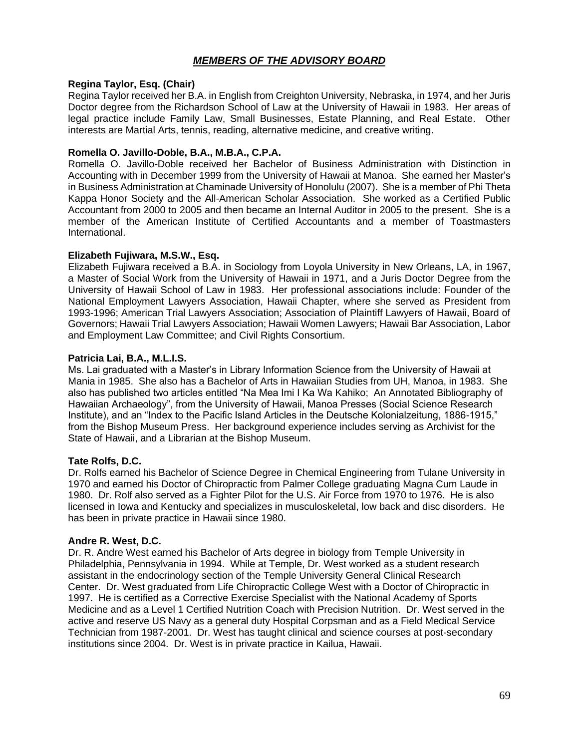## ***MEMBERS OF THE ADVISORY BOARD***

**Regina Taylor, Esq. (Chair)**
Regina Taylor received her B.A. in English from Creighton University, Nebraska, in 1974, and her Juris Doctor degree from the Richardson School of Law at the University of Hawaii in 1983. Her areas of legal practice include Family Law, Small Businesses, Estate Planning, and Real Estate. Other interests are Martial Arts, tennis, reading, alternative medicine, and creative writing.

**Romella O. Javillo-Doble, B.A., M.B.A., C.P.A.**
Romella O. Javillo-Doble received her Bachelor of Business Administration with Distinction in Accounting with in December 1999 from the University of Hawaii at Manoa. She earned her Master's in Business Administration at Chaminade University of Honolulu (2007). She is a member of Phi Theta Kappa Honor Society and the All-American Scholar Association. She worked as a Certified Public Accountant from 2000 to 2005 and then became an Internal Auditor in 2005 to the present. She is a member of the American Institute of Certified Accountants and a member of Toastmasters International.

**Elizabeth Fujiwara, M.S.W., Esq.**
Elizabeth Fujiwara received a B.A. in Sociology from Loyola University in New Orleans, LA, in 1967, a Master of Social Work from the University of Hawaii in 1971, and a Juris Doctor Degree from the University of Hawaii School of Law in 1983. Her professional associations include: Founder of the National Employment Lawyers Association, Hawaii Chapter, where she served as President from 1993-1996; American Trial Lawyers Association; Association of Plaintiff Lawyers of Hawaii, Board of Governors; Hawaii Trial Lawyers Association; Hawaii Women Lawyers; Hawaii Bar Association, Labor and Employment Law Committee; and Civil Rights Consortium.

**Patricia Lai, B.A., M.L.I.S.**
Ms. Lai graduated with a Master's in Library Information Science from the University of Hawaii at Mania in 1985. She also has a Bachelor of Arts in Hawaiian Studies from UH, Manoa, in 1983. She also has published two articles entitled "Na Mea Imi I Ka Wa Kahiko; An Annotated Bibliography of Hawaiian Archaeology", from the University of Hawaii, Manoa Presses (Social Science Research Institute), and an "Index to the Pacific Island Articles in the Deutsche Kolonialzeitung, 1886-1915," from the Bishop Museum Press. Her background experience includes serving as Archivist for the State of Hawaii, and a Librarian at the Bishop Museum.

**Tate Rolfs, D.C.**
Dr. Rolfs earned his Bachelor of Science Degree in Chemical Engineering from Tulane University in 1970 and earned his Doctor of Chiropractic from Palmer College graduating Magna Cum Laude in 1980. Dr. Rolf also served as a Fighter Pilot for the U.S. Air Force from 1970 to 1976. He is also licensed in Iowa and Kentucky and specializes in musculoskeletal, low back and disc disorders. He has been in private practice in Hawaii since 1980.

**Andre R. West, D.C.**
Dr. R. Andre West earned his Bachelor of Arts degree in biology from Temple University in Philadelphia, Pennsylvania in 1994. While at Temple, Dr. West worked as a student research assistant in the endocrinology section of the Temple University General Clinical Research Center. Dr. West graduated from Life Chiropractic College West with a Doctor of Chiropractic in 1997. He is certified as a Corrective Exercise Specialist with the National Academy of Sports Medicine and as a Level 1 Certified Nutrition Coach with Precision Nutrition. Dr. West served in the active and reserve US Navy as a general duty Hospital Corpsman and as a Field Medical Service Technician from 1987-2001. Dr. West has taught clinical and science courses at post-secondary institutions since 2004. Dr. West is in private practice in Kailua, Hawaii.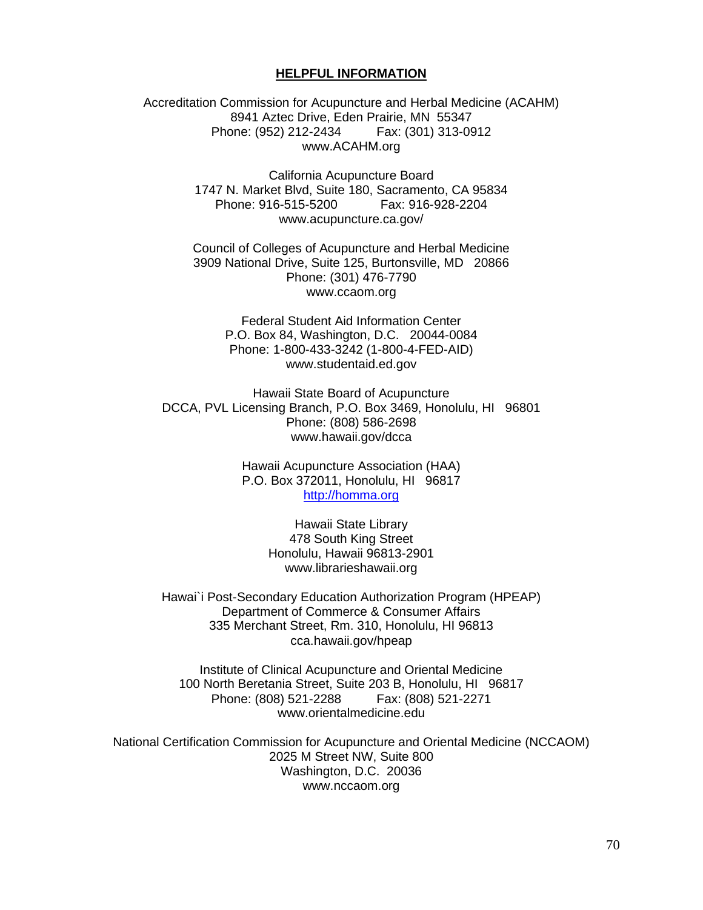## HELPFUL INFORMATION

Accreditation Commission for Acupuncture and Herbal Medicine (ACAHM)
8941 Aztec Drive, Eden Prairie, MN 55347
Phone: (952) 212-2434 Fax: (301) 313-0912
www.ACAHM.org

California Acupuncture Board
1747 N. Market Blvd, Suite 180, Sacramento, CA 95834
Phone: 916-515-5200 Fax: 916-928-2204
www.acupuncture.ca.gov/

Council of Colleges of Acupuncture and Herbal Medicine
3909 National Drive, Suite 125, Burtonsville, MD 20866
Phone: (301) 476-7790
www.ccaom.org

Federal Student Aid Information Center
P.O. Box 84, Washington, D.C. 20044-0084
Phone: 1-800-433-3242 (1-800-4-FED-AID)
www.studentaid.ed.gov

Hawaii State Board of Acupuncture
DCCA, PVL Licensing Branch, P.O. Box 3469, Honolulu, HI 96801
Phone: (808) 586-2698
www.hawaii.gov/dcca

Hawaii Acupuncture Association (HAA)
P.O. Box 372011, Honolulu, HI 96817
http://homma.org

Hawaii State Library
478 South King Street
Honolulu, Hawaii 96813-2901
www.librarieshawaii.org

Hawai`i Post-Secondary Education Authorization Program (HPEAP)
Department of Commerce & Consumer Affairs
335 Merchant Street, Rm. 310, Honolulu, HI 96813
cca.hawaii.gov/hpeap

Institute of Clinical Acupuncture and Oriental Medicine
100 North Beretania Street, Suite 203 B, Honolulu, HI 96817
Phone: (808) 521-2288 Fax: (808) 521-2271
www.orientalmedicine.edu

National Certification Commission for Acupuncture and Oriental Medicine (NCCAOM)
2025 M Street NW, Suite 800
Washington, D.C. 20036
www.nccaom.org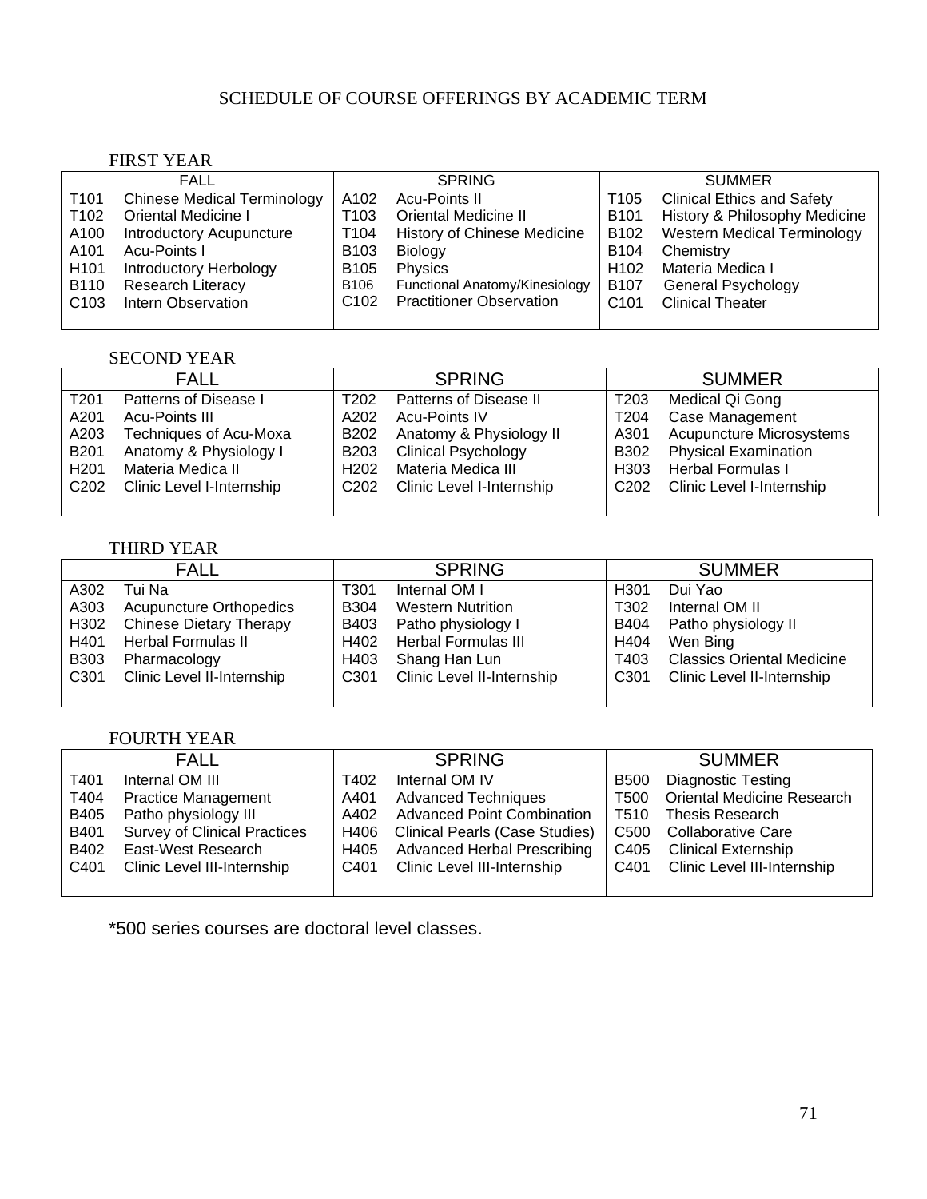# SCHEDULE OF COURSE OFFERINGS BY ACADEMIC TERM

## FIRST YEAR

| FALL | | SPRING | | SUMMER | |
|---|---|---|---|---|---|
| T101 | Chinese Medical Terminology | A102 | Acu-Points II | T105 | Clinical Ethics and Safety |
| T102 | Oriental Medicine I | T103 | Oriental Medicine II | B101 | History & Philosophy Medicine |
| A100 | Introductory Acupuncture | T104 | History of Chinese Medicine | B102 | Western Medical Terminology |
| A101 | Acu-Points I | B103 | Biology | B104 | Chemistry |
| H101 | Introductory Herbology | B105 | Physics | H102 | Materia Medica I |
| B110 | Research Literacy | B106 | Functional Anatomy/Kinesiology | B107 | General Psychology |
| C103 | Intern Observation | C102 | Practitioner Observation | C101 | Clinical Theater |

## SECOND YEAR

| FALL | | SPRING | | SUMMER | |
|---|---|---|---|---|---|
| T201 | Patterns of Disease I | T202 | Patterns of Disease II | T203 | Medical Qi Gong |
| A201 | Acu-Points III | A202 | Acu-Points IV | T204 | Case Management |
| A203 | Techniques of Acu-Moxa | B202 | Anatomy & Physiology II | A301 | Acupuncture Microsystems |
| B201 | Anatomy & Physiology I | B203 | Clinical Psychology | B302 | Physical Examination |
| H201 | Materia Medica II | H202 | Materia Medica III | H303 | Herbal Formulas I |
| C202 | Clinic Level I-Internship | C202 | Clinic Level I-Internship | C202 | Clinic Level I-Internship |

## THIRD YEAR

| FALL | | SPRING | | SUMMER | |
|---|---|---|---|---|---|
| A302 | Tui Na | T301 | Internal OM I | H301 | Dui Yao |
| A303 | Acupuncture Orthopedics | B304 | Western Nutrition | T302 | Internal OM II |
| H302 | Chinese Dietary Therapy | B403 | Patho physiology I | B404 | Patho physiology II |
| H401 | Herbal Formulas II | H402 | Herbal Formulas III | H404 | Wen Bing |
| B303 | Pharmacology | H403 | Shang Han Lun | T403 | Classics Oriental Medicine |
| C301 | Clinic Level II-Internship | C301 | Clinic Level II-Internship | C301 | Clinic Level II-Internship |

## FOURTH YEAR

| FALL | | SPRING | | SUMMER | |
|---|---|---|---|---|---|
| T401 | Internal OM III | T402 | Internal OM IV | B500 | Diagnostic Testing |
| T404 | Practice Management | A401 | Advanced Techniques | T500 | Oriental Medicine Research |
| B405 | Patho physiology III | A402 | Advanced Point Combination | T510 | Thesis Research |
| B401 | Survey of Clinical Practices | H406 | Clinical Pearls (Case Studies) | C500 | Collaborative Care |
| B402 | East-West Research | H405 | Advanced Herbal Prescribing | C405 | Clinical Externship |
| C401 | Clinic Level III-Internship | C401 | Clinic Level III-Internship | C401 | Clinic Level III-Internship |

*500 series courses are doctoral level classes.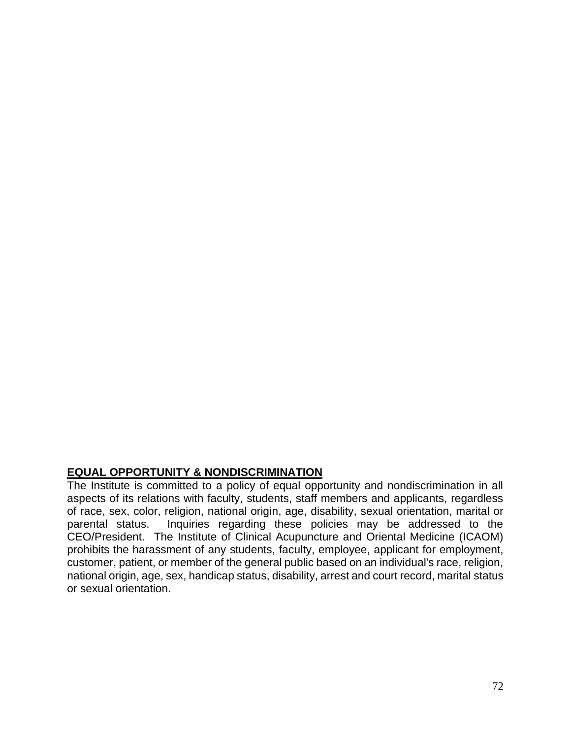**EQUAL OPPORTUNITY & NONDISCRIMINATION**

The Institute is committed to a policy of equal opportunity and nondiscrimination in all aspects of its relations with faculty, students, staff members and applicants, regardless of race, sex, color, religion, national origin, age, disability, sexual orientation, marital or parental status. Inquiries regarding these policies may be addressed to the CEO/President. The Institute of Clinical Acupuncture and Oriental Medicine (ICAOM) prohibits the harassment of any students, faculty, employee, applicant for employment, customer, patient, or member of the general public based on an individual's race, religion, national origin, age, sex, handicap status, disability, arrest and court record, marital status or sexual orientation.